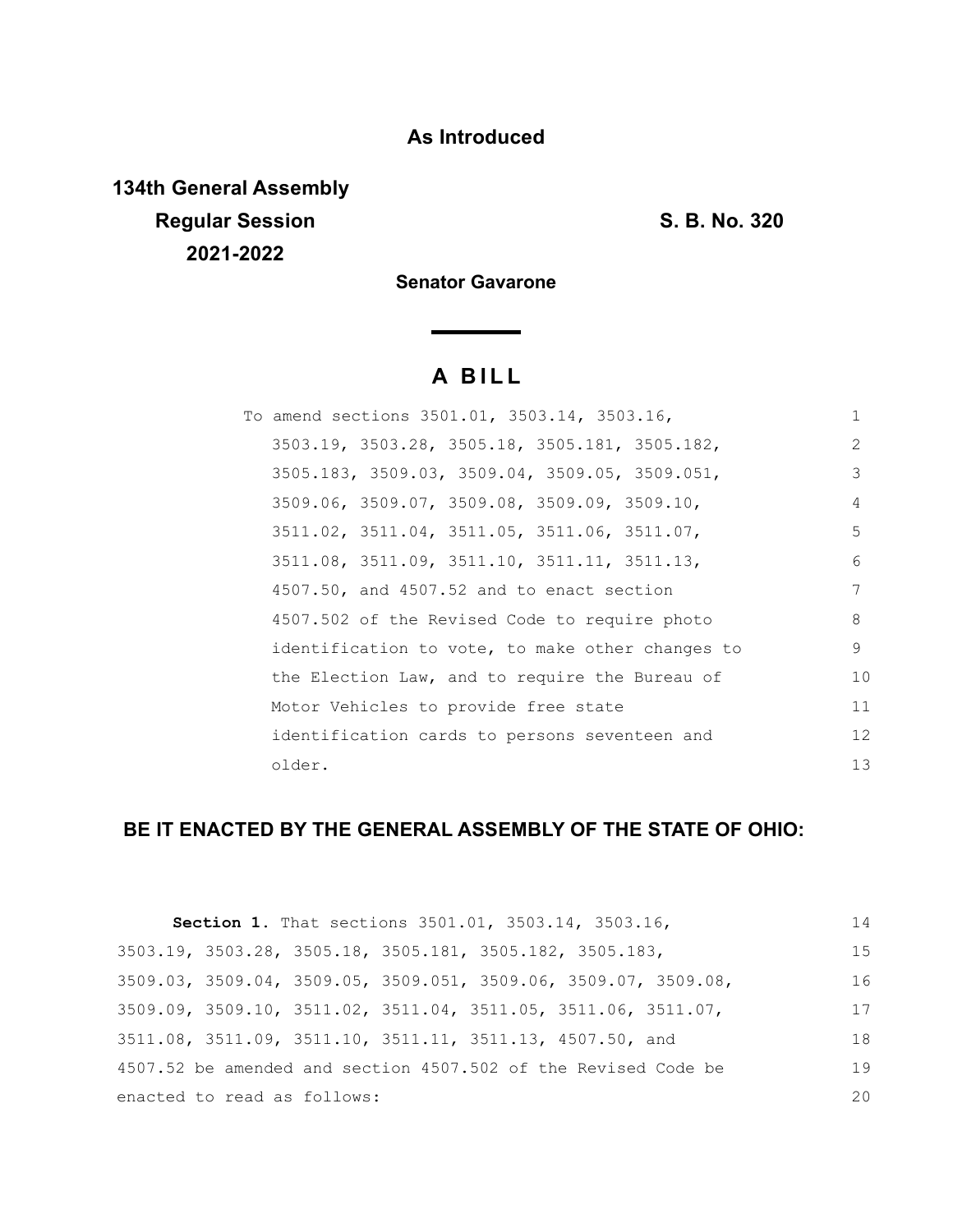**As Introduced**

**134th General Assembly**
**Regular Session**
**2021-2022**

**S. B. No. 320**

**Senator Gavarone**

# A BILL

To amend sections 3501.01, 3503.14, 3503.16, 3503.19, 3503.28, 3505.18, 3505.181, 3505.182, 3505.183, 3509.03, 3509.04, 3509.05, 3509.051, 3509.06, 3509.07, 3509.08, 3509.09, 3509.10, 3511.02, 3511.04, 3511.05, 3511.06, 3511.07, 3511.08, 3511.09, 3511.10, 3511.11, 3511.13, 4507.50, and 4507.52 and to enact section 4507.502 of the Revised Code to require photo identification to vote, to make other changes to the Election Law, and to require the Bureau of Motor Vehicles to provide free state identification cards to persons seventeen and older.

## BE IT ENACTED BY THE GENERAL ASSEMBLY OF THE STATE OF OHIO:

**Section 1.** That sections 3501.01, 3503.14, 3503.16, 3503.19, 3503.28, 3505.18, 3505.181, 3505.182, 3505.183, 3509.03, 3509.04, 3509.05, 3509.051, 3509.06, 3509.07, 3509.08, 3509.09, 3509.10, 3511.02, 3511.04, 3511.05, 3511.06, 3511.07, 3511.08, 3511.09, 3511.10, 3511.11, 3511.13, 4507.50, and 4507.52 be amended and section 4507.502 of the Revised Code be enacted to read as follows: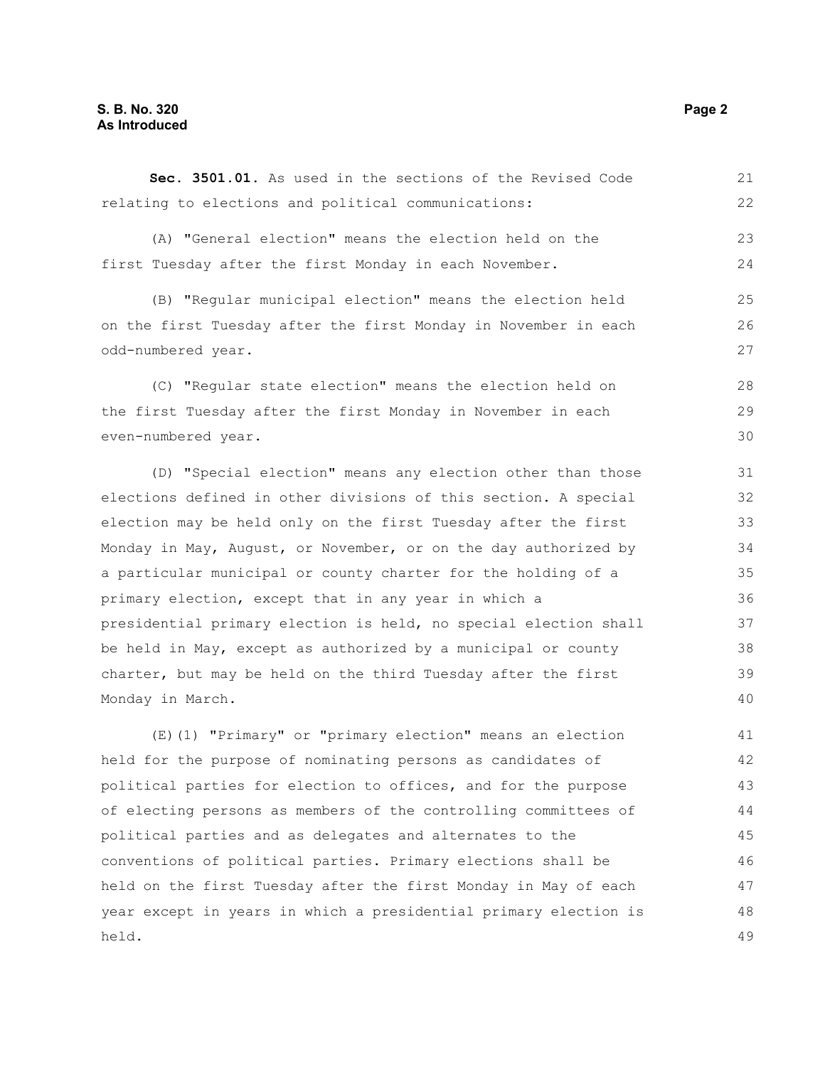**Sec. 3501.01.** As used in the sections of the Revised Code relating to elections and political communications:

(A) "General election" means the election held on the first Tuesday after the first Monday in each November.

(B) "Regular municipal election" means the election held on the first Tuesday after the first Monday in November in each odd-numbered year.

(C) "Regular state election" means the election held on the first Tuesday after the first Monday in November in each even-numbered year.

(D) "Special election" means any election other than those elections defined in other divisions of this section. A special election may be held only on the first Tuesday after the first Monday in May, August, or November, or on the day authorized by a particular municipal or county charter for the holding of a primary election, except that in any year in which a presidential primary election is held, no special election shall be held in May, except as authorized by a municipal or county charter, but may be held on the third Tuesday after the first Monday in March.

(E)(1) "Primary" or "primary election" means an election held for the purpose of nominating persons as candidates of political parties for election to offices, and for the purpose of electing persons as members of the controlling committees of political parties and as delegates and alternates to the conventions of political parties. Primary elections shall be held on the first Tuesday after the first Monday in May of each year except in years in which a presidential primary election is held.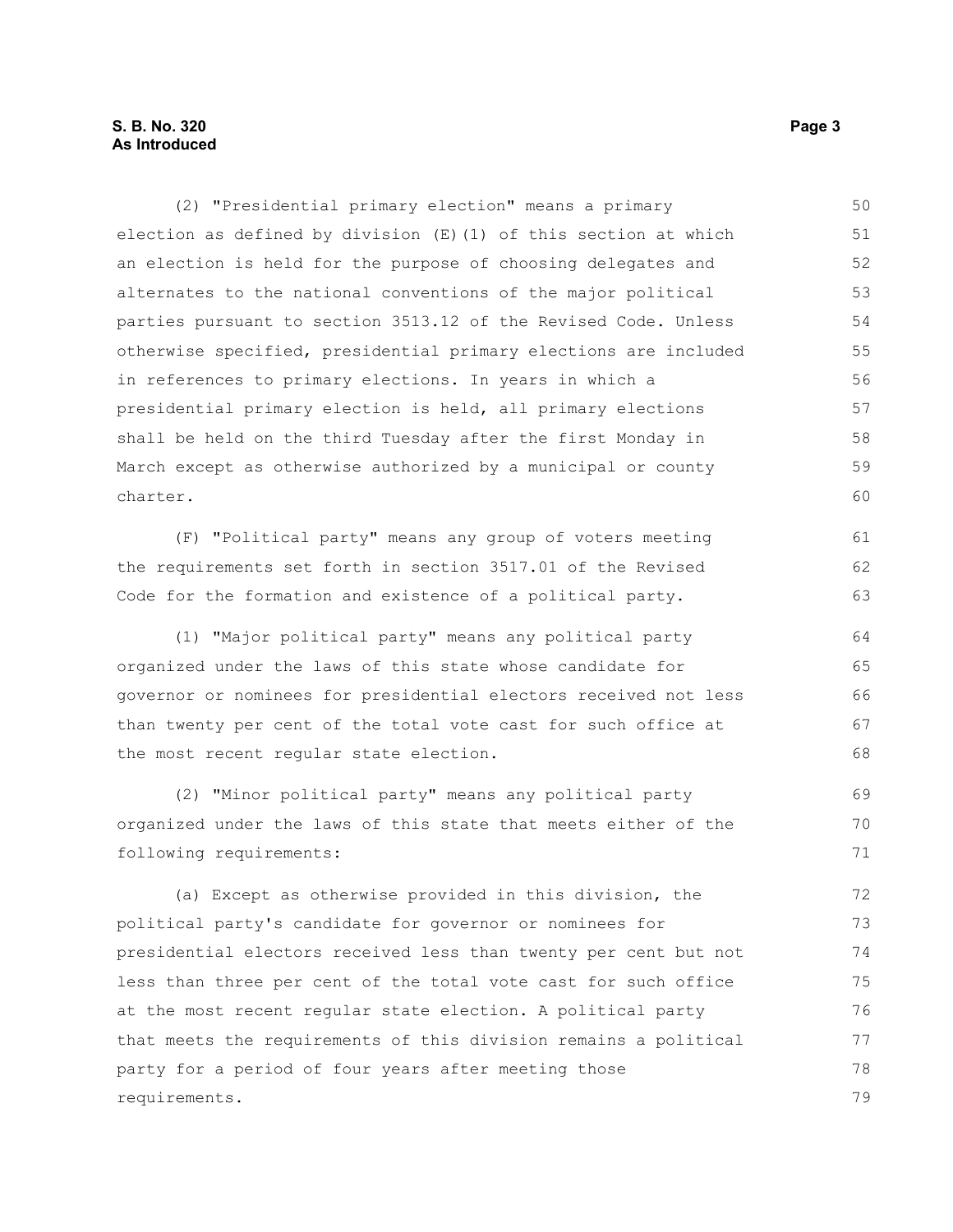(2) "Presidential primary election" means a primary election as defined by division (E)(1) of this section at which an election is held for the purpose of choosing delegates and alternates to the national conventions of the major political parties pursuant to section 3513.12 of the Revised Code. Unless otherwise specified, presidential primary elections are included in references to primary elections. In years in which a presidential primary election is held, all primary elections shall be held on the third Tuesday after the first Monday in March except as otherwise authorized by a municipal or county charter.

(F) "Political party" means any group of voters meeting the requirements set forth in section 3517.01 of the Revised Code for the formation and existence of a political party.

(1) "Major political party" means any political party organized under the laws of this state whose candidate for governor or nominees for presidential electors received not less than twenty per cent of the total vote cast for such office at the most recent regular state election.

(2) "Minor political party" means any political party organized under the laws of this state that meets either of the following requirements:

(a) Except as otherwise provided in this division, the political party's candidate for governor or nominees for presidential electors received less than twenty per cent but not less than three per cent of the total vote cast for such office at the most recent regular state election. A political party that meets the requirements of this division remains a political party for a period of four years after meeting those requirements.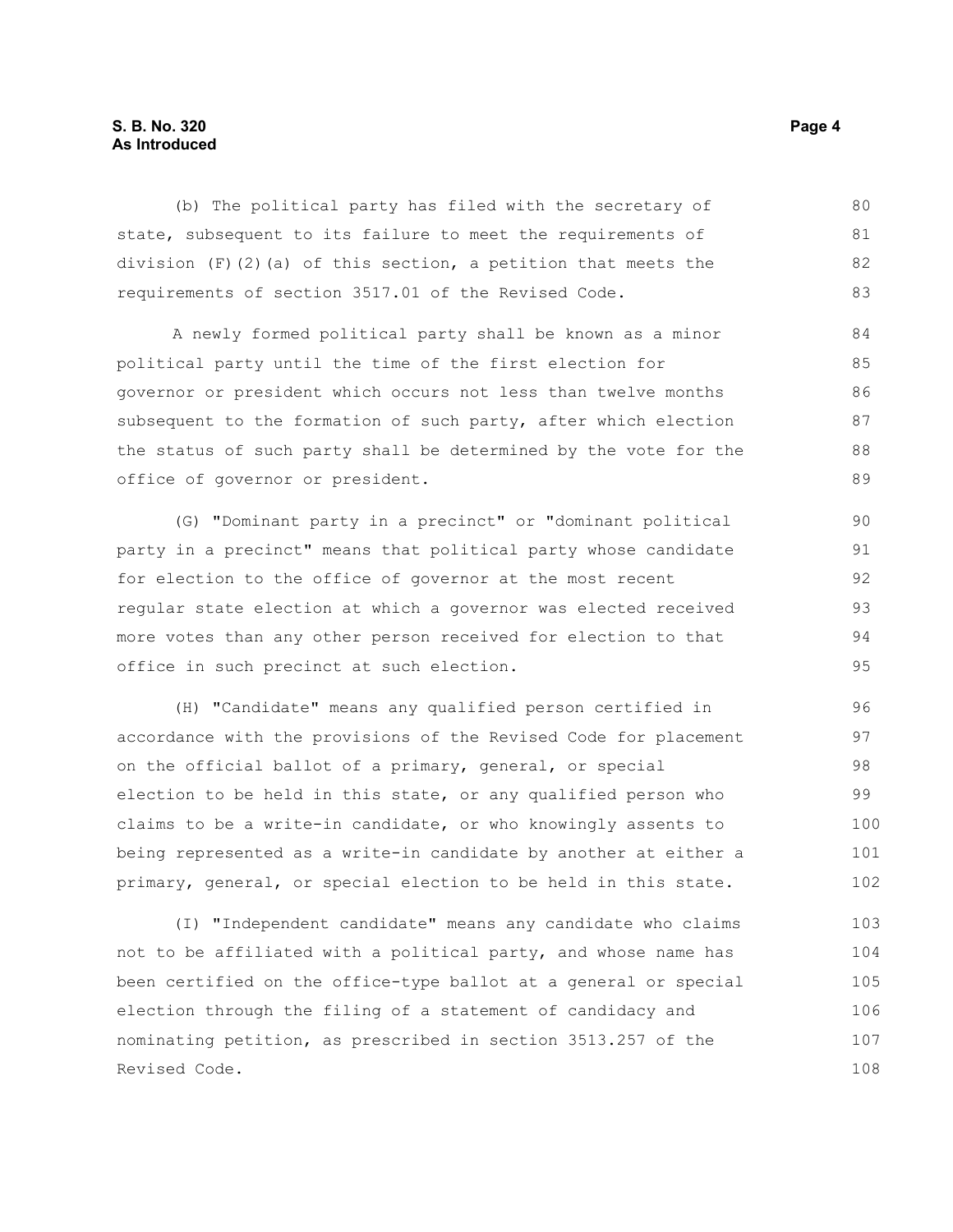(b) The political party has filed with the secretary of state, subsequent to its failure to meet the requirements of division (F)(2)(a) of this section, a petition that meets the requirements of section 3517.01 of the Revised Code.

A newly formed political party shall be known as a minor political party until the time of the first election for governor or president which occurs not less than twelve months subsequent to the formation of such party, after which election the status of such party shall be determined by the vote for the office of governor or president.

(G) "Dominant party in a precinct" or "dominant political party in a precinct" means that political party whose candidate for election to the office of governor at the most recent regular state election at which a governor was elected received more votes than any other person received for election to that office in such precinct at such election.

(H) "Candidate" means any qualified person certified in accordance with the provisions of the Revised Code for placement on the official ballot of a primary, general, or special election to be held in this state, or any qualified person who claims to be a write-in candidate, or who knowingly assents to being represented as a write-in candidate by another at either a primary, general, or special election to be held in this state.

(I) "Independent candidate" means any candidate who claims not to be affiliated with a political party, and whose name has been certified on the office-type ballot at a general or special election through the filing of a statement of candidacy and nominating petition, as prescribed in section 3513.257 of the Revised Code.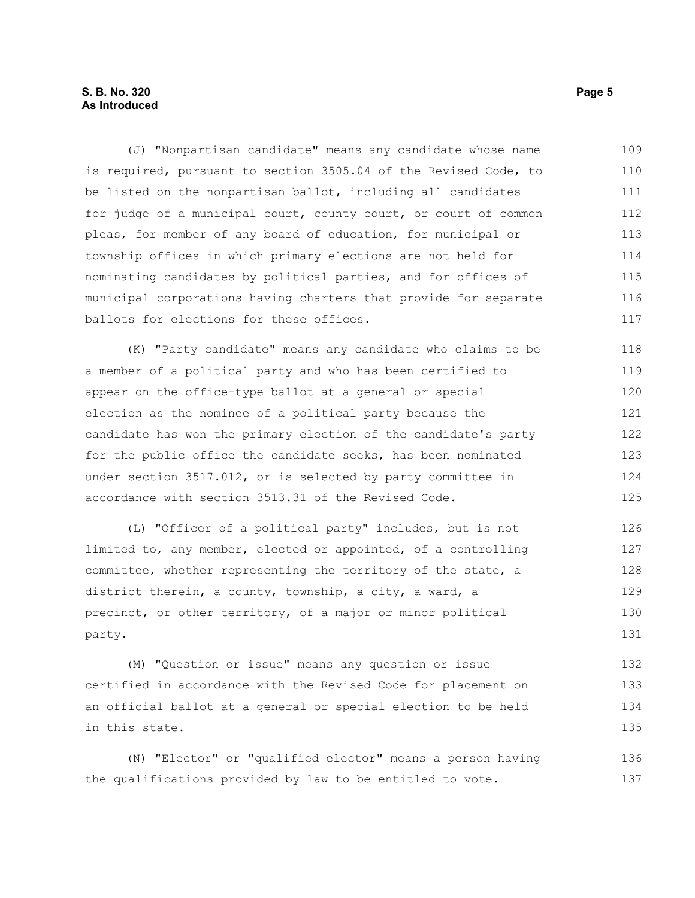(J) "Nonpartisan candidate" means any candidate whose name is required, pursuant to section 3505.04 of the Revised Code, to be listed on the nonpartisan ballot, including all candidates for judge of a municipal court, county court, or court of common pleas, for member of any board of education, for municipal or township offices in which primary elections are not held for nominating candidates by political parties, and for offices of municipal corporations having charters that provide for separate ballots for elections for these offices.

(K) "Party candidate" means any candidate who claims to be a member of a political party and who has been certified to appear on the office-type ballot at a general or special election as the nominee of a political party because the candidate has won the primary election of the candidate's party for the public office the candidate seeks, has been nominated under section 3517.012, or is selected by party committee in accordance with section 3513.31 of the Revised Code.

(L) "Officer of a political party" includes, but is not limited to, any member, elected or appointed, of a controlling committee, whether representing the territory of the state, a district therein, a county, township, a city, a ward, a precinct, or other territory, of a major or minor political party.

(M) "Question or issue" means any question or issue certified in accordance with the Revised Code for placement on an official ballot at a general or special election to be held in this state.

(N) "Elector" or "qualified elector" means a person having the qualifications provided by law to be entitled to vote.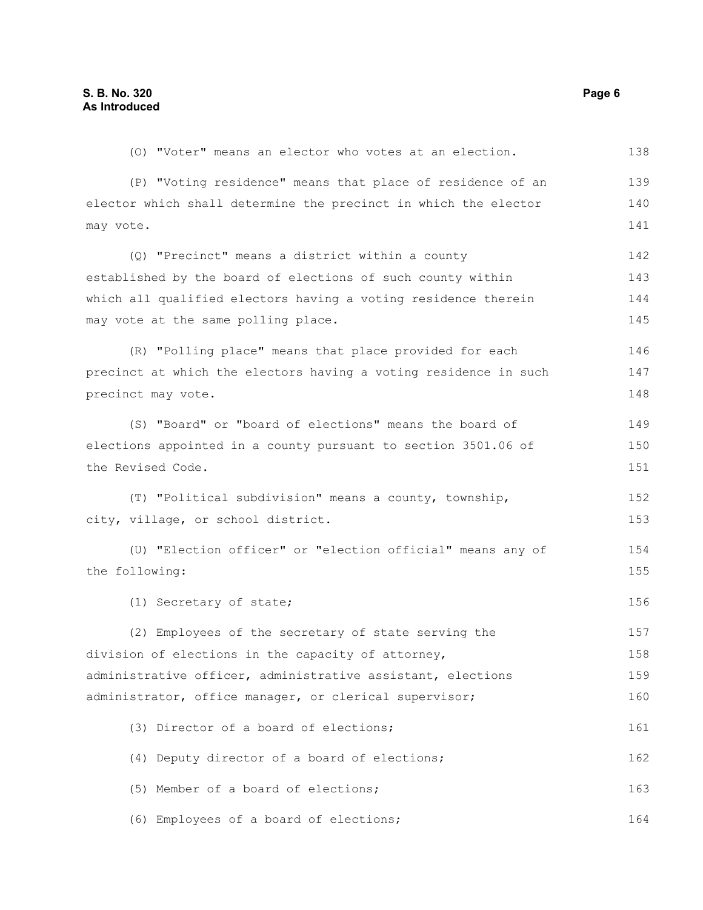(O) "Voter" means an elector who votes at an election.

(P) "Voting residence" means that place of residence of an elector which shall determine the precinct in which the elector may vote.

(Q) "Precinct" means a district within a county established by the board of elections of such county within which all qualified electors having a voting residence therein may vote at the same polling place.

(R) "Polling place" means that place provided for each precinct at which the electors having a voting residence in such precinct may vote.

(S) "Board" or "board of elections" means the board of elections appointed in a county pursuant to section 3501.06 of the Revised Code.

(T) "Political subdivision" means a county, township, city, village, or school district.

(U) "Election officer" or "election official" means any of the following:

(1) Secretary of state;

(2) Employees of the secretary of state serving the division of elections in the capacity of attorney, administrative officer, administrative assistant, elections administrator, office manager, or clerical supervisor;

(3) Director of a board of elections;

(4) Deputy director of a board of elections;

(5) Member of a board of elections;

(6) Employees of a board of elections;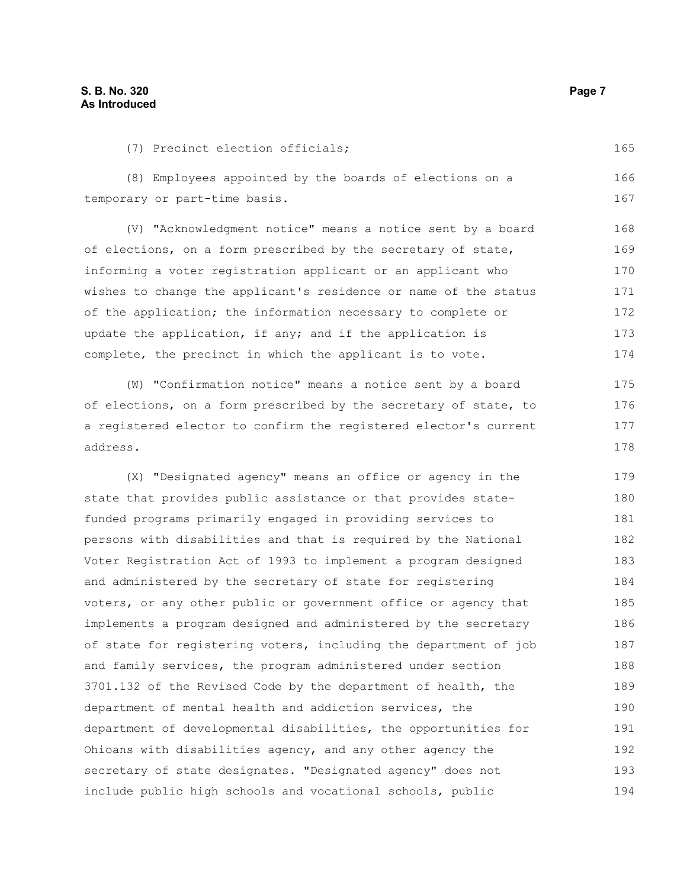(7) Precinct election officials;

(8) Employees appointed by the boards of elections on a temporary or part-time basis.

(V) "Acknowledgment notice" means a notice sent by a board of elections, on a form prescribed by the secretary of state, informing a voter registration applicant or an applicant who wishes to change the applicant's residence or name of the status of the application; the information necessary to complete or update the application, if any; and if the application is complete, the precinct in which the applicant is to vote.

(W) "Confirmation notice" means a notice sent by a board of elections, on a form prescribed by the secretary of state, to a registered elector to confirm the registered elector's current address.

(X) "Designated agency" means an office or agency in the state that provides public assistance or that provides state-funded programs primarily engaged in providing services to persons with disabilities and that is required by the National Voter Registration Act of 1993 to implement a program designed and administered by the secretary of state for registering voters, or any other public or government office or agency that implements a program designed and administered by the secretary of state for registering voters, including the department of job and family services, the program administered under section 3701.132 of the Revised Code by the department of health, the department of mental health and addiction services, the department of developmental disabilities, the opportunities for Ohioans with disabilities agency, and any other agency the secretary of state designates. "Designated agency" does not include public high schools and vocational schools, public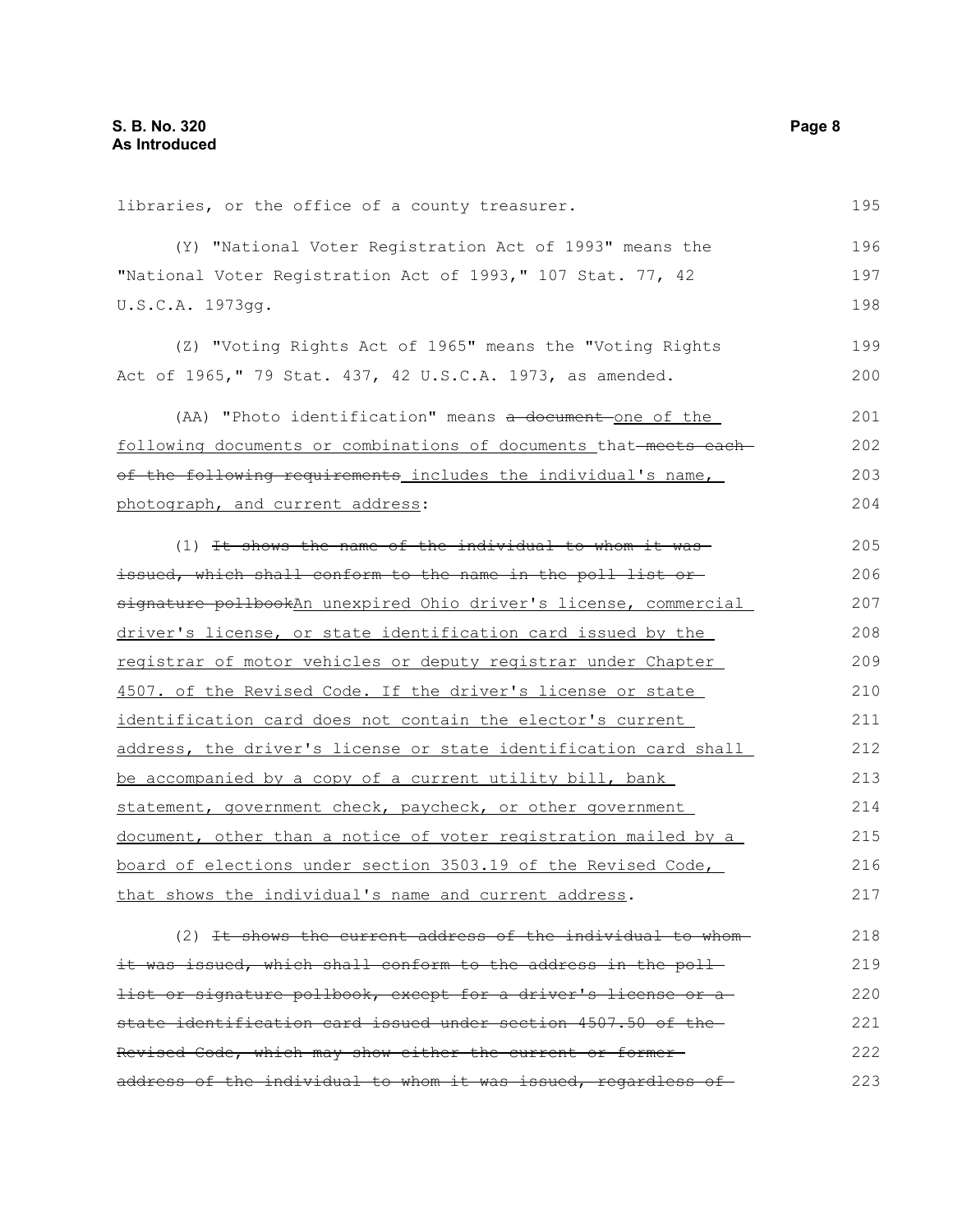libraries, or the office of a county treasurer.

(Y) "National Voter Registration Act of 1993" means the "National Voter Registration Act of 1993," 107 Stat. 77, 42 U.S.C.A. 1973gg.

(Z) "Voting Rights Act of 1965" means the "Voting Rights Act of 1965," 79 Stat. 437, 42 U.S.C.A. 1973, as amended.

(AA) "Photo identification" means ~~a document~~ one of the following documents or combinations of documents that ~~meets each of the following requirements~~ includes the individual's name, photograph, and current address:

(1) ~~It shows the name of the individual to whom it was issued, which shall conform to the name in the poll list or signature pollbook~~An unexpired Ohio driver's license, commercial driver's license, or state identification card issued by the registrar of motor vehicles or deputy registrar under Chapter 4507. of the Revised Code. If the driver's license or state identification card does not contain the elector's current address, the driver's license or state identification card shall be accompanied by a copy of a current utility bill, bank statement, government check, paycheck, or other government document, other than a notice of voter registration mailed by a board of elections under section 3503.19 of the Revised Code, that shows the individual's name and current address.

(2) ~~It shows the current address of the individual to whom it was issued, which shall conform to the address in the poll list or signature pollbook, except for a driver's license or a state identification card issued under section 4507.50 of the Revised Code, which may show either the current or former address of the individual to whom it was issued, regardless of~~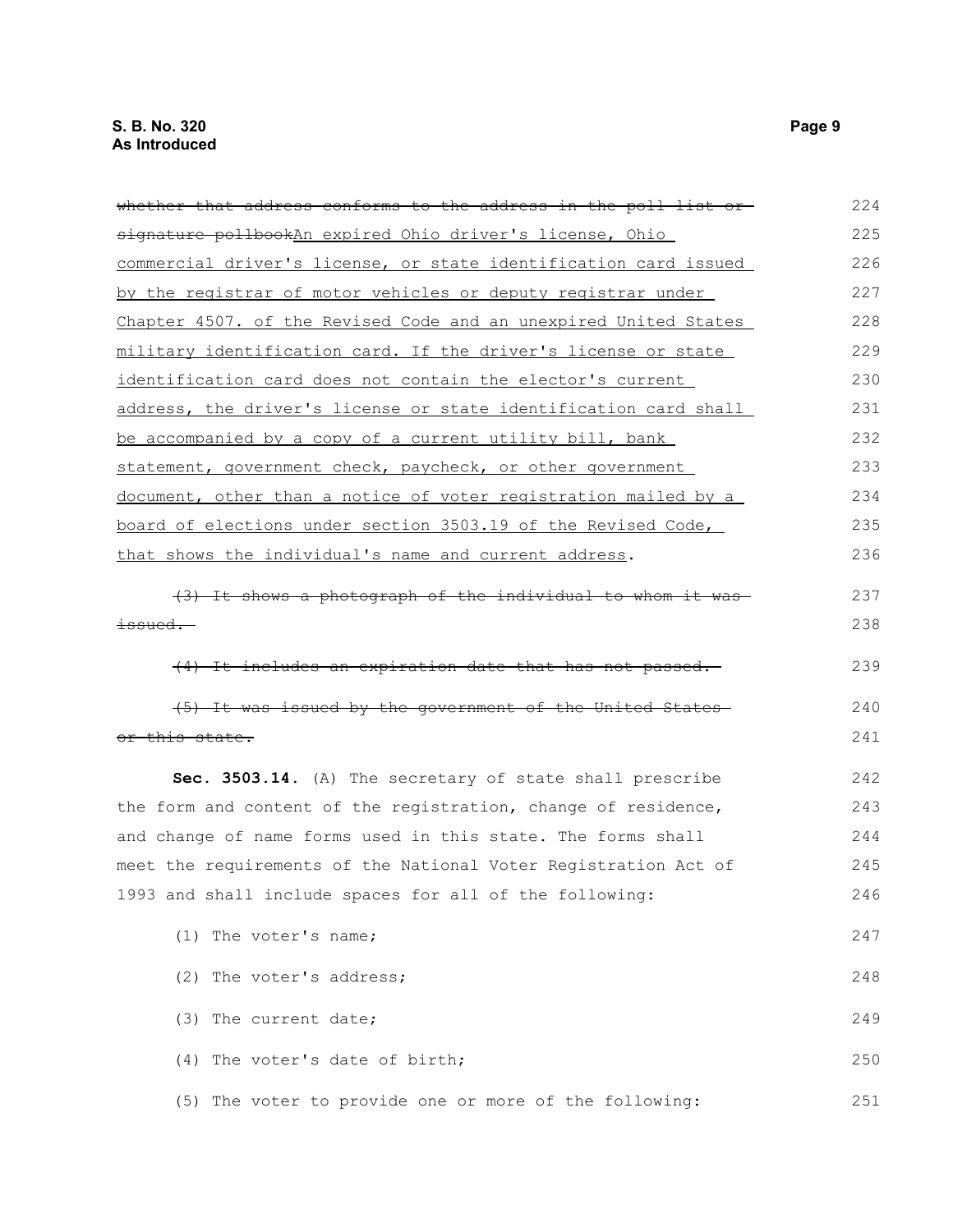~~whether that address conforms to the address in the poll list or signature pollbook~~An expired Ohio driver's license, Ohio commercial driver's license, or state identification card issued by the registrar of motor vehicles or deputy registrar under Chapter 4507. of the Revised Code and an unexpired United States military identification card. If the driver's license or state identification card does not contain the elector's current address, the driver's license or state identification card shall be accompanied by a copy of a current utility bill, bank statement, government check, paycheck, or other government document, other than a notice of voter registration mailed by a board of elections under section 3503.19 of the Revised Code, that shows the individual's name and current address.

~~(3) It shows a photograph of the individual to whom it was issued.~~

~~(4) It includes an expiration date that has not passed.~~

~~(5) It was issued by the government of the United States or this state.~~

**Sec. 3503.14.** (A) The secretary of state shall prescribe the form and content of the registration, change of residence, and change of name forms used in this state. The forms shall meet the requirements of the National Voter Registration Act of 1993 and shall include spaces for all of the following:

(1) The voter's name;

(2) The voter's address;

(3) The current date;

(4) The voter's date of birth;

(5) The voter to provide one or more of the following: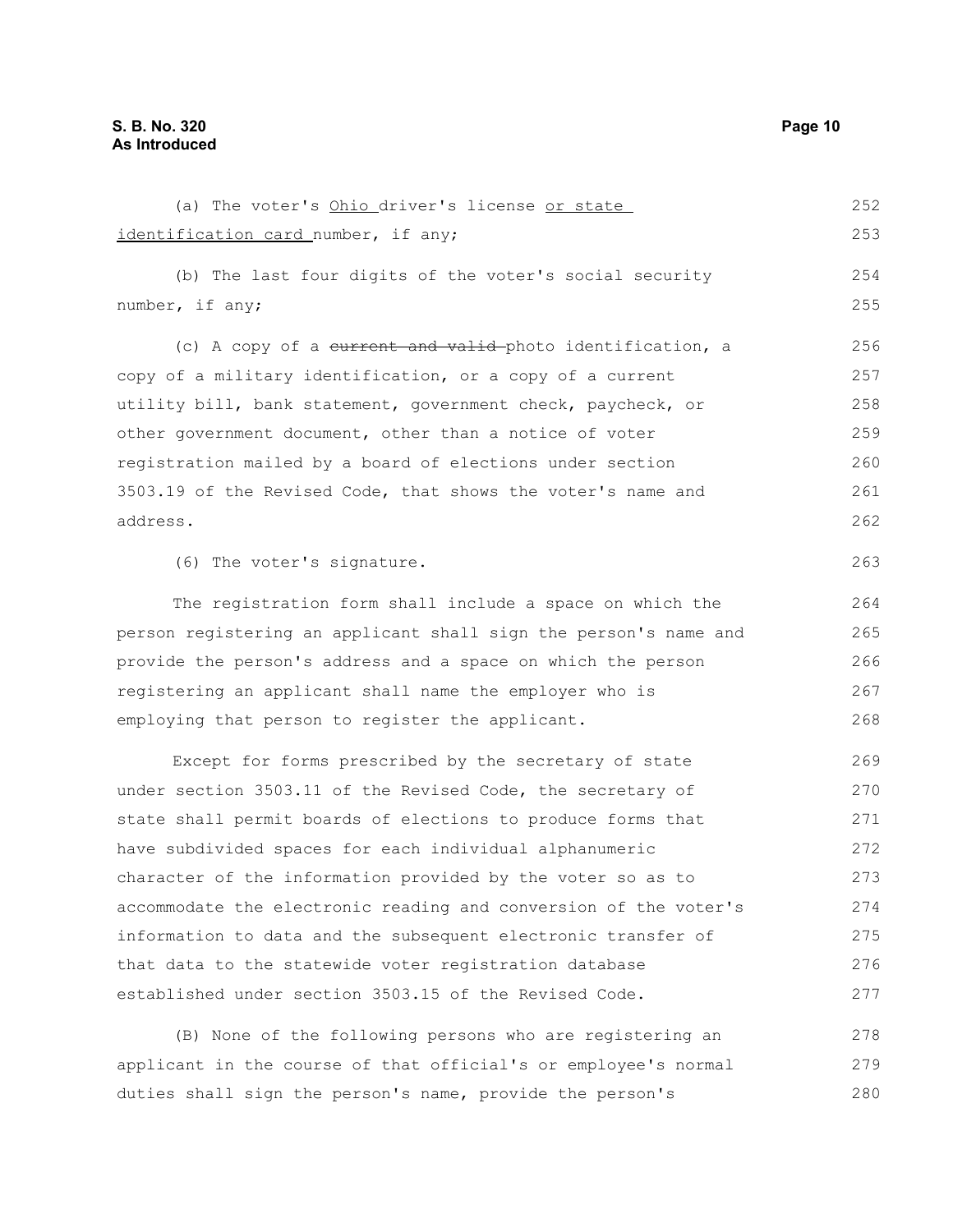(a) The voter's Ohio driver's license or state identification card number, if any;

(b) The last four digits of the voter's social security number, if any;

(c) A copy of a ~~current and valid~~ photo identification, a copy of a military identification, or a copy of a current utility bill, bank statement, government check, paycheck, or other government document, other than a notice of voter registration mailed by a board of elections under section 3503.19 of the Revised Code, that shows the voter's name and address.

(6) The voter's signature.

The registration form shall include a space on which the person registering an applicant shall sign the person's name and provide the person's address and a space on which the person registering an applicant shall name the employer who is employing that person to register the applicant.

Except for forms prescribed by the secretary of state under section 3503.11 of the Revised Code, the secretary of state shall permit boards of elections to produce forms that have subdivided spaces for each individual alphanumeric character of the information provided by the voter so as to accommodate the electronic reading and conversion of the voter's information to data and the subsequent electronic transfer of that data to the statewide voter registration database established under section 3503.15 of the Revised Code.

(B) None of the following persons who are registering an applicant in the course of that official's or employee's normal duties shall sign the person's name, provide the person's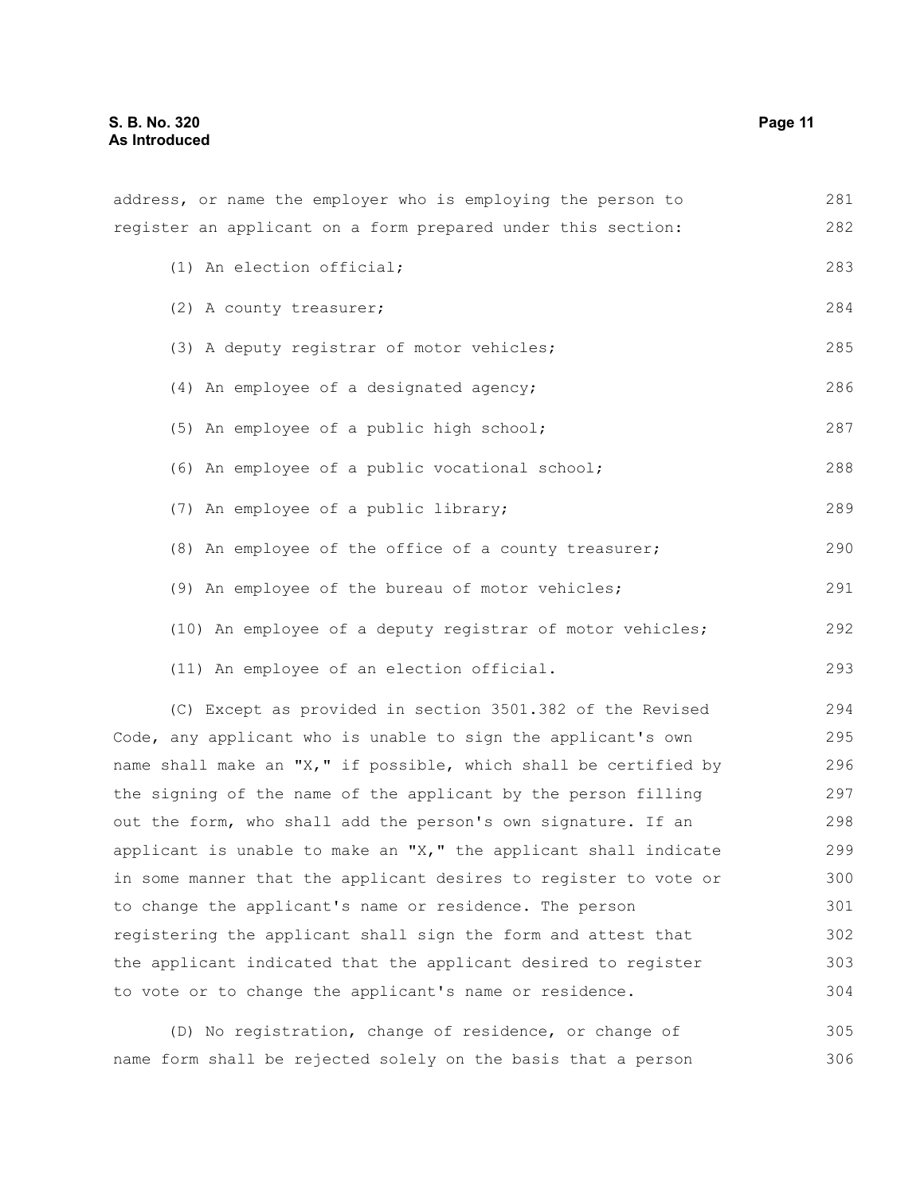address, or name the employer who is employing the person to register an applicant on a form prepared under this section:

(1) An election official;

(2) A county treasurer;

(3) A deputy registrar of motor vehicles;

(4) An employee of a designated agency;

(5) An employee of a public high school;

(6) An employee of a public vocational school;

(7) An employee of a public library;

(8) An employee of the office of a county treasurer;

(9) An employee of the bureau of motor vehicles;

(10) An employee of a deputy registrar of motor vehicles;

(11) An employee of an election official.

(C) Except as provided in section 3501.382 of the Revised Code, any applicant who is unable to sign the applicant's own name shall make an "X," if possible, which shall be certified by the signing of the name of the applicant by the person filling out the form, who shall add the person's own signature. If an applicant is unable to make an "X," the applicant shall indicate in some manner that the applicant desires to register to vote or to change the applicant's name or residence. The person registering the applicant shall sign the form and attest that the applicant indicated that the applicant desired to register to vote or to change the applicant's name or residence.

(D) No registration, change of residence, or change of name form shall be rejected solely on the basis that a person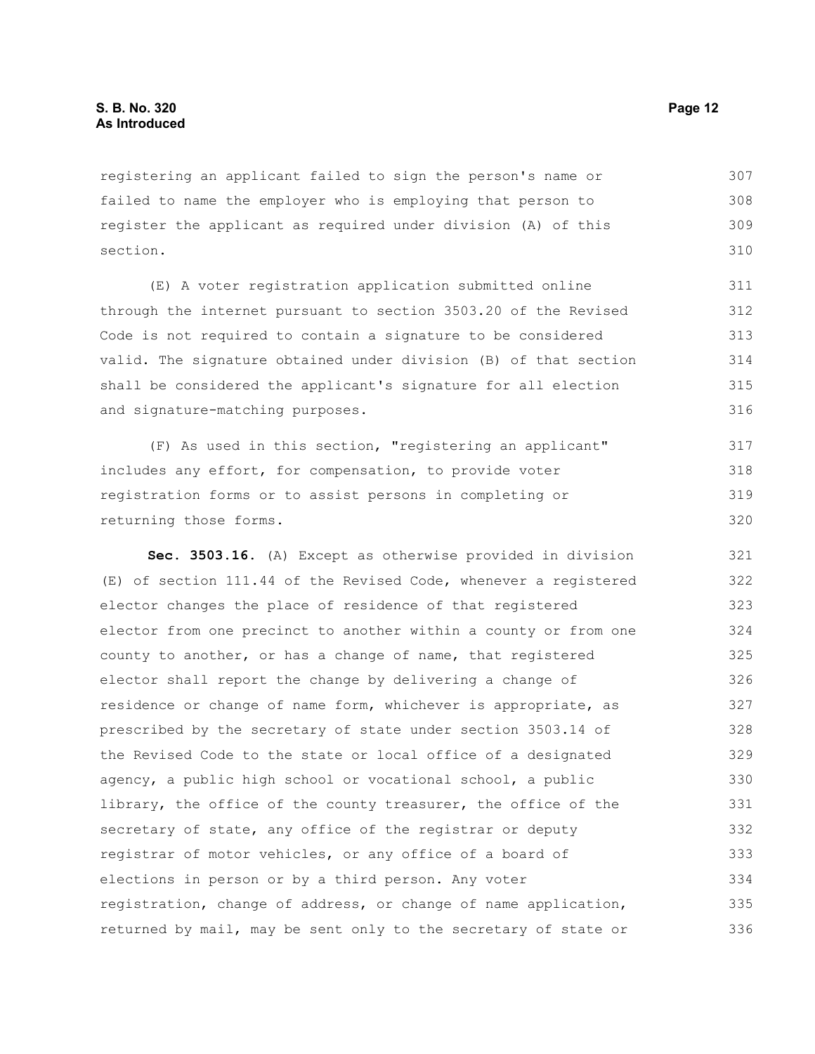registering an applicant failed to sign the person's name or failed to name the employer who is employing that person to register the applicant as required under division (A) of this section.

(E) A voter registration application submitted online through the internet pursuant to section 3503.20 of the Revised Code is not required to contain a signature to be considered valid. The signature obtained under division (B) of that section shall be considered the applicant's signature for all election and signature-matching purposes.

(F) As used in this section, "registering an applicant" includes any effort, for compensation, to provide voter registration forms or to assist persons in completing or returning those forms.

**Sec. 3503.16.** (A) Except as otherwise provided in division (E) of section 111.44 of the Revised Code, whenever a registered elector changes the place of residence of that registered elector from one precinct to another within a county or from one county to another, or has a change of name, that registered elector shall report the change by delivering a change of residence or change of name form, whichever is appropriate, as prescribed by the secretary of state under section 3503.14 of the Revised Code to the state or local office of a designated agency, a public high school or vocational school, a public library, the office of the county treasurer, the office of the secretary of state, any office of the registrar or deputy registrar of motor vehicles, or any office of a board of elections in person or by a third person. Any voter registration, change of address, or change of name application, returned by mail, may be sent only to the secretary of state or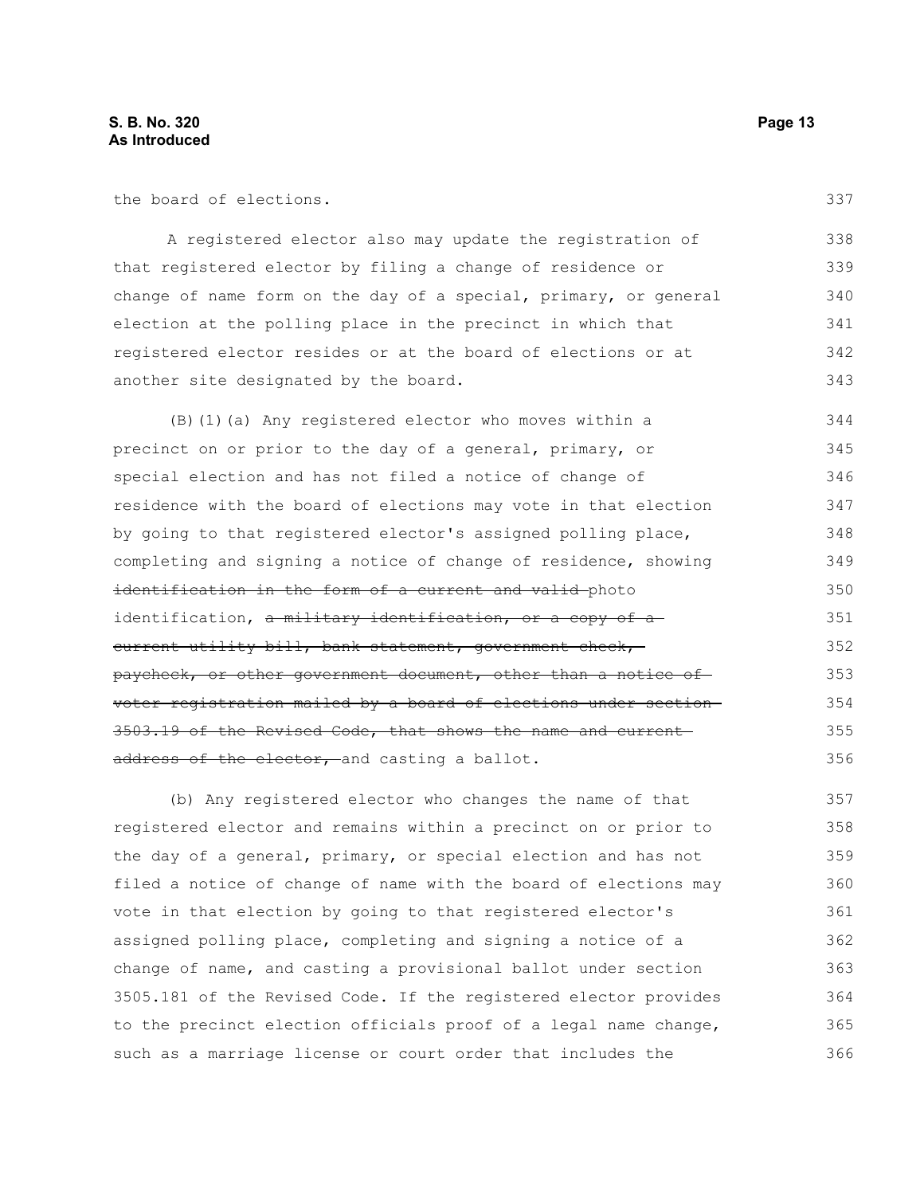the board of elections.

A registered elector also may update the registration of that registered elector by filing a change of residence or change of name form on the day of a special, primary, or general election at the polling place in the precinct in which that registered elector resides or at the board of elections or at another site designated by the board.

(B)(1)(a) Any registered elector who moves within a precinct on or prior to the day of a general, primary, or special election and has not filed a notice of change of residence with the board of elections may vote in that election by going to that registered elector's assigned polling place, completing and signing a notice of change of residence, showing ~~identification in the form of a current and valid~~ photo identification, ~~a military identification, or a copy of a current utility bill, bank statement, government check, paycheck, or other government document, other than a notice of voter registration mailed by a board of elections under section 3503.19 of the Revised Code, that shows the name and current address of the elector,~~ and casting a ballot.

(b) Any registered elector who changes the name of that registered elector and remains within a precinct on or prior to the day of a general, primary, or special election and has not filed a notice of change of name with the board of elections may vote in that election by going to that registered elector's assigned polling place, completing and signing a notice of a change of name, and casting a provisional ballot under section 3505.181 of the Revised Code. If the registered elector provides to the precinct election officials proof of a legal name change, such as a marriage license or court order that includes the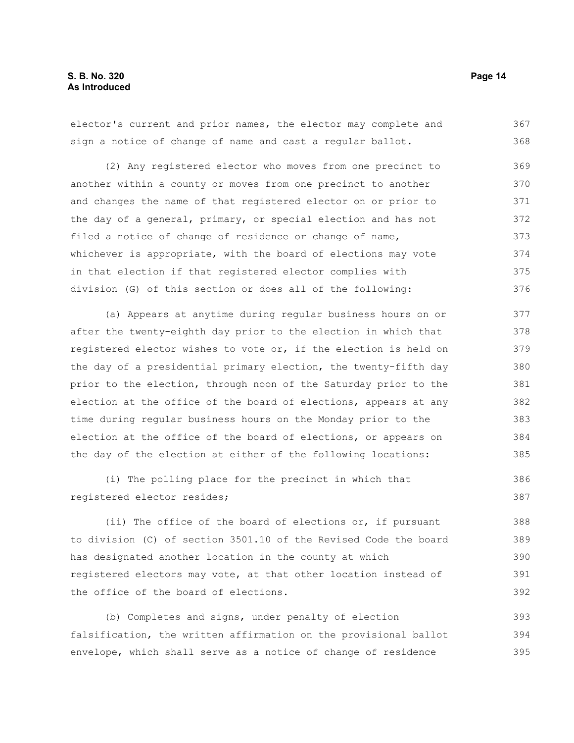elector's current and prior names, the elector may complete and sign a notice of change of name and cast a regular ballot.

(2) Any registered elector who moves from one precinct to another within a county or moves from one precinct to another and changes the name of that registered elector on or prior to the day of a general, primary, or special election and has not filed a notice of change of residence or change of name, whichever is appropriate, with the board of elections may vote in that election if that registered elector complies with division (G) of this section or does all of the following:

(a) Appears at anytime during regular business hours on or after the twenty-eighth day prior to the election in which that registered elector wishes to vote or, if the election is held on the day of a presidential primary election, the twenty-fifth day prior to the election, through noon of the Saturday prior to the election at the office of the board of elections, appears at any time during regular business hours on the Monday prior to the election at the office of the board of elections, or appears on the day of the election at either of the following locations:

(i) The polling place for the precinct in which that registered elector resides;

(ii) The office of the board of elections or, if pursuant to division (C) of section 3501.10 of the Revised Code the board has designated another location in the county at which registered electors may vote, at that other location instead of the office of the board of elections.

(b) Completes and signs, under penalty of election falsification, the written affirmation on the provisional ballot envelope, which shall serve as a notice of change of residence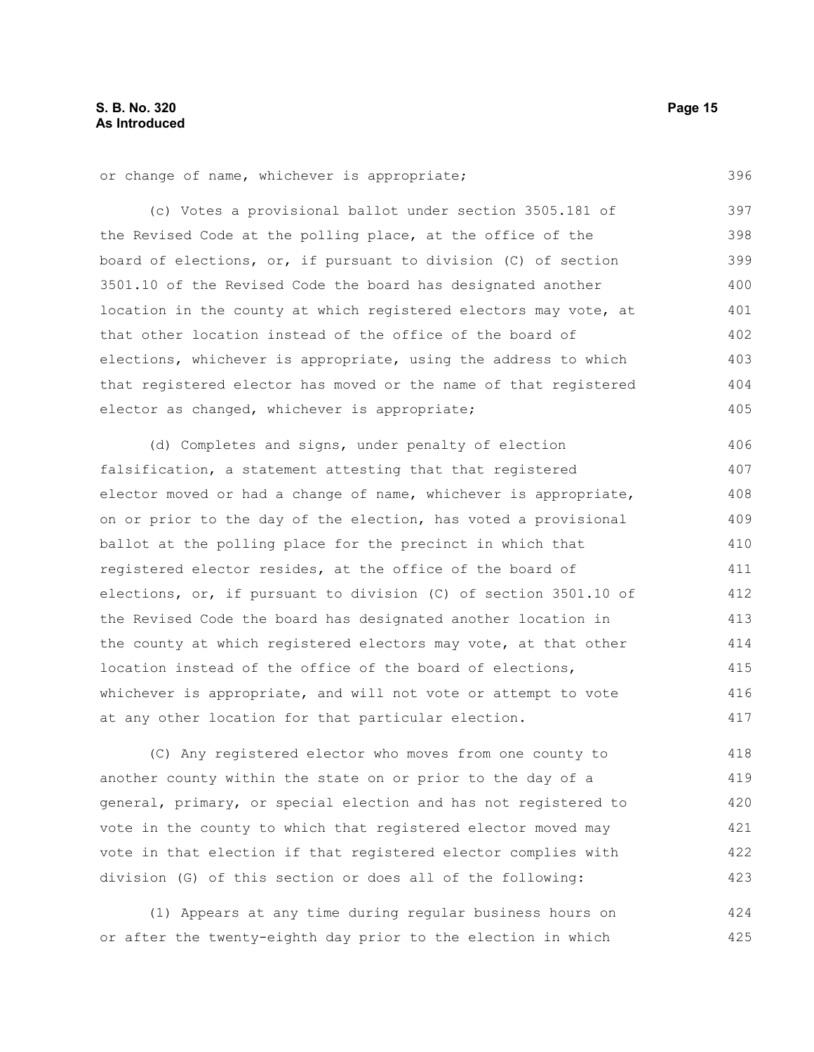or change of name, whichever is appropriate;

(c) Votes a provisional ballot under section 3505.181 of the Revised Code at the polling place, at the office of the board of elections, or, if pursuant to division (C) of section 3501.10 of the Revised Code the board has designated another location in the county at which registered electors may vote, at that other location instead of the office of the board of elections, whichever is appropriate, using the address to which that registered elector has moved or the name of that registered elector as changed, whichever is appropriate;

(d) Completes and signs, under penalty of election falsification, a statement attesting that that registered elector moved or had a change of name, whichever is appropriate, on or prior to the day of the election, has voted a provisional ballot at the polling place for the precinct in which that registered elector resides, at the office of the board of elections, or, if pursuant to division (C) of section 3501.10 of the Revised Code the board has designated another location in the county at which registered electors may vote, at that other location instead of the office of the board of elections, whichever is appropriate, and will not vote or attempt to vote at any other location for that particular election.

(C) Any registered elector who moves from one county to another county within the state on or prior to the day of a general, primary, or special election and has not registered to vote in the county to which that registered elector moved may vote in that election if that registered elector complies with division (G) of this section or does all of the following:

(1) Appears at any time during regular business hours on or after the twenty-eighth day prior to the election in which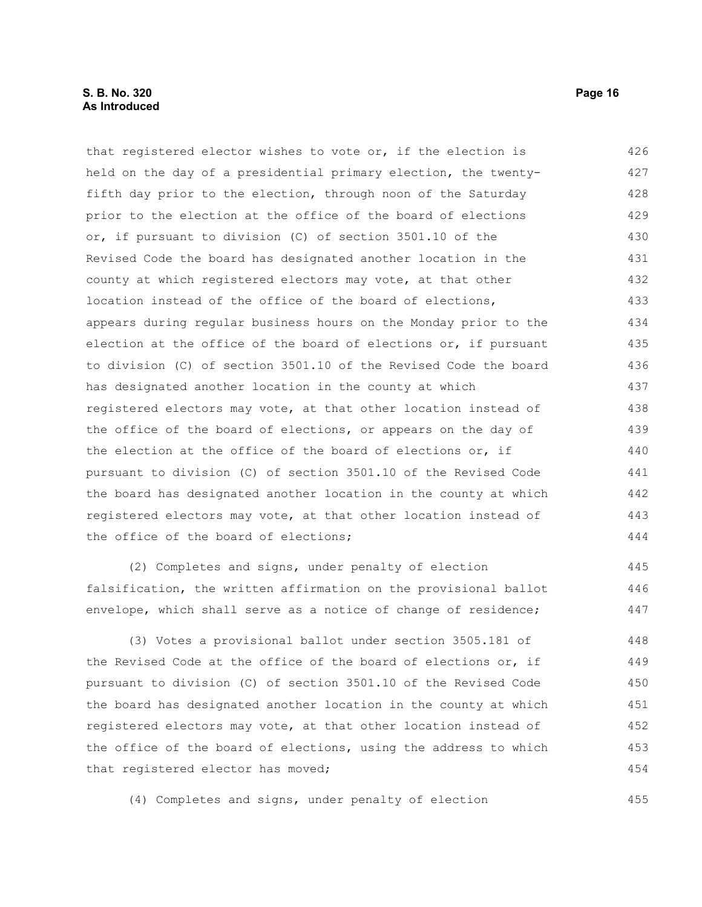that registered elector wishes to vote or, if the election is held on the day of a presidential primary election, the twenty-fifth day prior to the election, through noon of the Saturday prior to the election at the office of the board of elections or, if pursuant to division (C) of section 3501.10 of the Revised Code the board has designated another location in the county at which registered electors may vote, at that other location instead of the office of the board of elections, appears during regular business hours on the Monday prior to the election at the office of the board of elections or, if pursuant to division (C) of section 3501.10 of the Revised Code the board has designated another location in the county at which registered electors may vote, at that other location instead of the office of the board of elections, or appears on the day of the election at the office of the board of elections or, if pursuant to division (C) of section 3501.10 of the Revised Code the board has designated another location in the county at which registered electors may vote, at that other location instead of the office of the board of elections;

(2) Completes and signs, under penalty of election falsification, the written affirmation on the provisional ballot envelope, which shall serve as a notice of change of residence;

(3) Votes a provisional ballot under section 3505.181 of the Revised Code at the office of the board of elections or, if pursuant to division (C) of section 3501.10 of the Revised Code the board has designated another location in the county at which registered electors may vote, at that other location instead of the office of the board of elections, using the address to which that registered elector has moved;

(4) Completes and signs, under penalty of election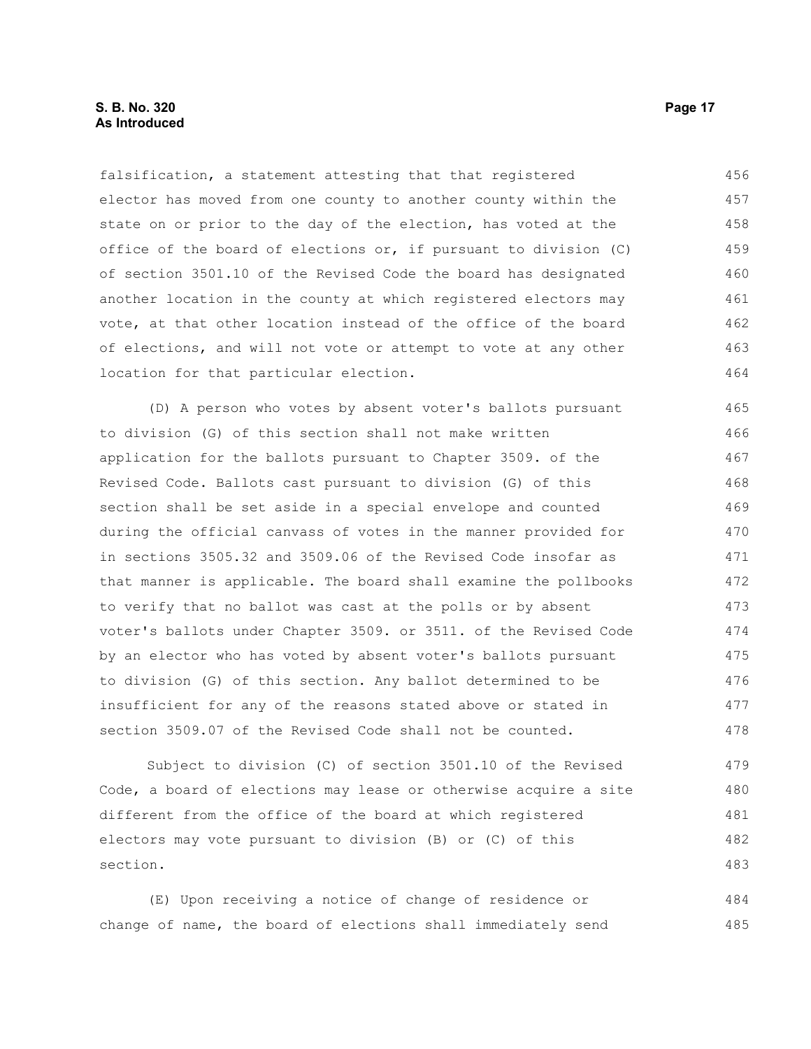falsification, a statement attesting that that registered elector has moved from one county to another county within the state on or prior to the day of the election, has voted at the office of the board of elections or, if pursuant to division (C) of section 3501.10 of the Revised Code the board has designated another location in the county at which registered electors may vote, at that other location instead of the office of the board of elections, and will not vote or attempt to vote at any other location for that particular election.

(D) A person who votes by absent voter's ballots pursuant to division (G) of this section shall not make written application for the ballots pursuant to Chapter 3509. of the Revised Code. Ballots cast pursuant to division (G) of this section shall be set aside in a special envelope and counted during the official canvass of votes in the manner provided for in sections 3505.32 and 3509.06 of the Revised Code insofar as that manner is applicable. The board shall examine the pollbooks to verify that no ballot was cast at the polls or by absent voter's ballots under Chapter 3509. or 3511. of the Revised Code by an elector who has voted by absent voter's ballots pursuant to division (G) of this section. Any ballot determined to be insufficient for any of the reasons stated above or stated in section 3509.07 of the Revised Code shall not be counted.

Subject to division (C) of section 3501.10 of the Revised Code, a board of elections may lease or otherwise acquire a site different from the office of the board at which registered electors may vote pursuant to division (B) or (C) of this section.

(E) Upon receiving a notice of change of residence or change of name, the board of elections shall immediately send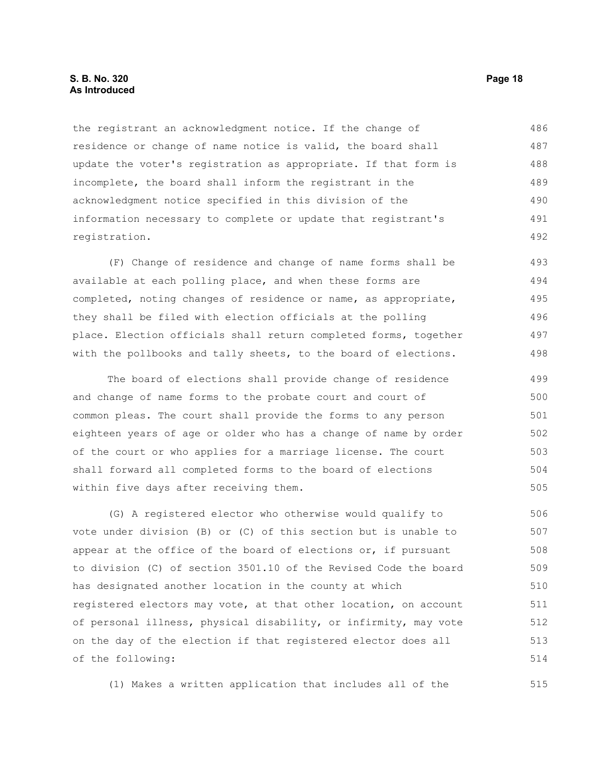the registrant an acknowledgment notice. If the change of residence or change of name notice is valid, the board shall update the voter's registration as appropriate. If that form is incomplete, the board shall inform the registrant in the acknowledgment notice specified in this division of the information necessary to complete or update that registrant's registration.

(F) Change of residence and change of name forms shall be available at each polling place, and when these forms are completed, noting changes of residence or name, as appropriate, they shall be filed with election officials at the polling place. Election officials shall return completed forms, together with the pollbooks and tally sheets, to the board of elections.

The board of elections shall provide change of residence and change of name forms to the probate court and court of common pleas. The court shall provide the forms to any person eighteen years of age or older who has a change of name by order of the court or who applies for a marriage license. The court shall forward all completed forms to the board of elections within five days after receiving them.

(G) A registered elector who otherwise would qualify to vote under division (B) or (C) of this section but is unable to appear at the office of the board of elections or, if pursuant to division (C) of section 3501.10 of the Revised Code the board has designated another location in the county at which registered electors may vote, at that other location, on account of personal illness, physical disability, or infirmity, may vote on the day of the election if that registered elector does all of the following:

(1) Makes a written application that includes all of the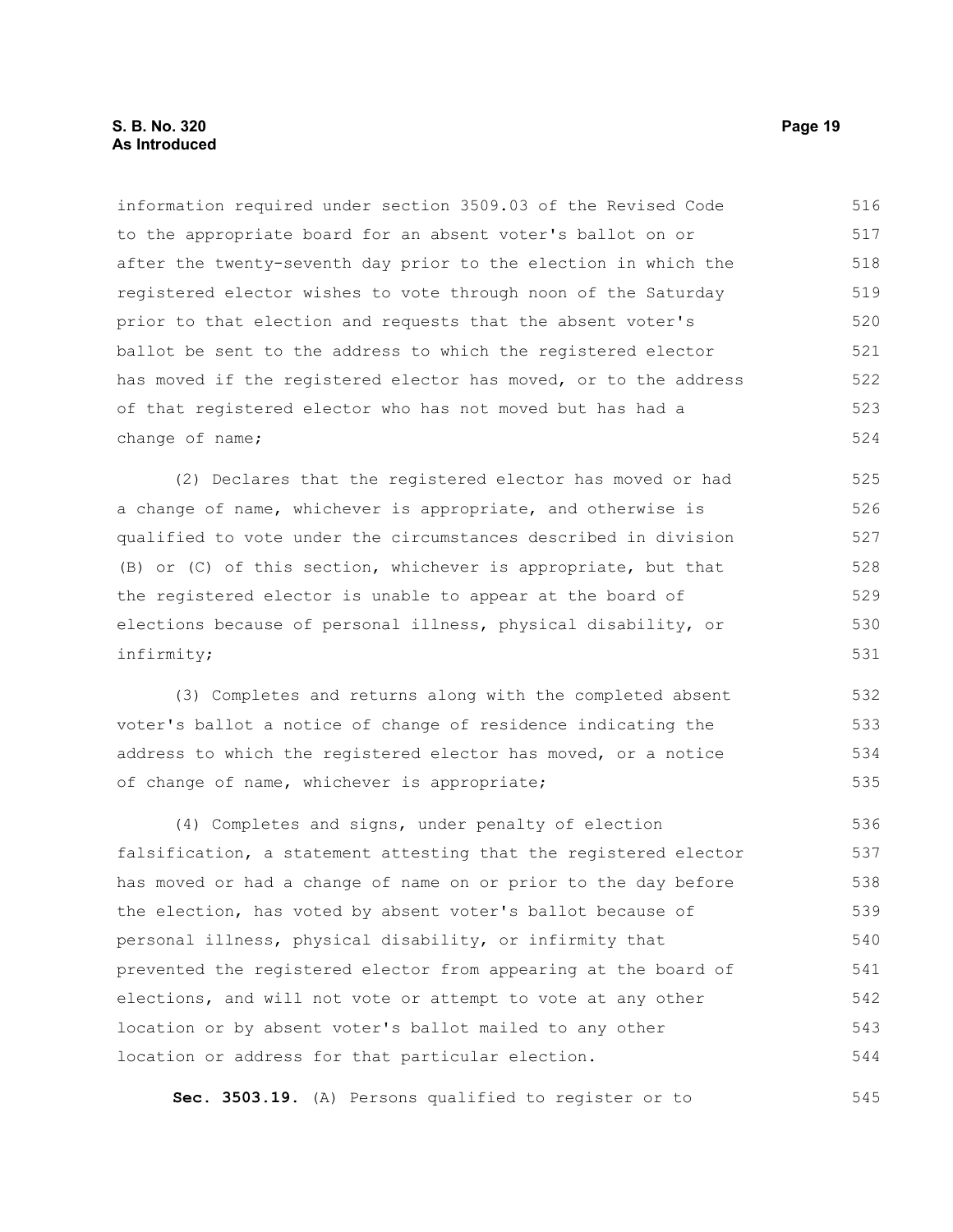information required under section 3509.03 of the Revised Code to the appropriate board for an absent voter's ballot on or after the twenty-seventh day prior to the election in which the registered elector wishes to vote through noon of the Saturday prior to that election and requests that the absent voter's ballot be sent to the address to which the registered elector has moved if the registered elector has moved, or to the address of that registered elector who has not moved but has had a change of name;

(2) Declares that the registered elector has moved or had a change of name, whichever is appropriate, and otherwise is qualified to vote under the circumstances described in division (B) or (C) of this section, whichever is appropriate, but that the registered elector is unable to appear at the board of elections because of personal illness, physical disability, or infirmity;

(3) Completes and returns along with the completed absent voter's ballot a notice of change of residence indicating the address to which the registered elector has moved, or a notice of change of name, whichever is appropriate;

(4) Completes and signs, under penalty of election falsification, a statement attesting that the registered elector has moved or had a change of name on or prior to the day before the election, has voted by absent voter's ballot because of personal illness, physical disability, or infirmity that prevented the registered elector from appearing at the board of elections, and will not vote or attempt to vote at any other location or by absent voter's ballot mailed to any other location or address for that particular election.

**Sec. 3503.19.** (A) Persons qualified to register or to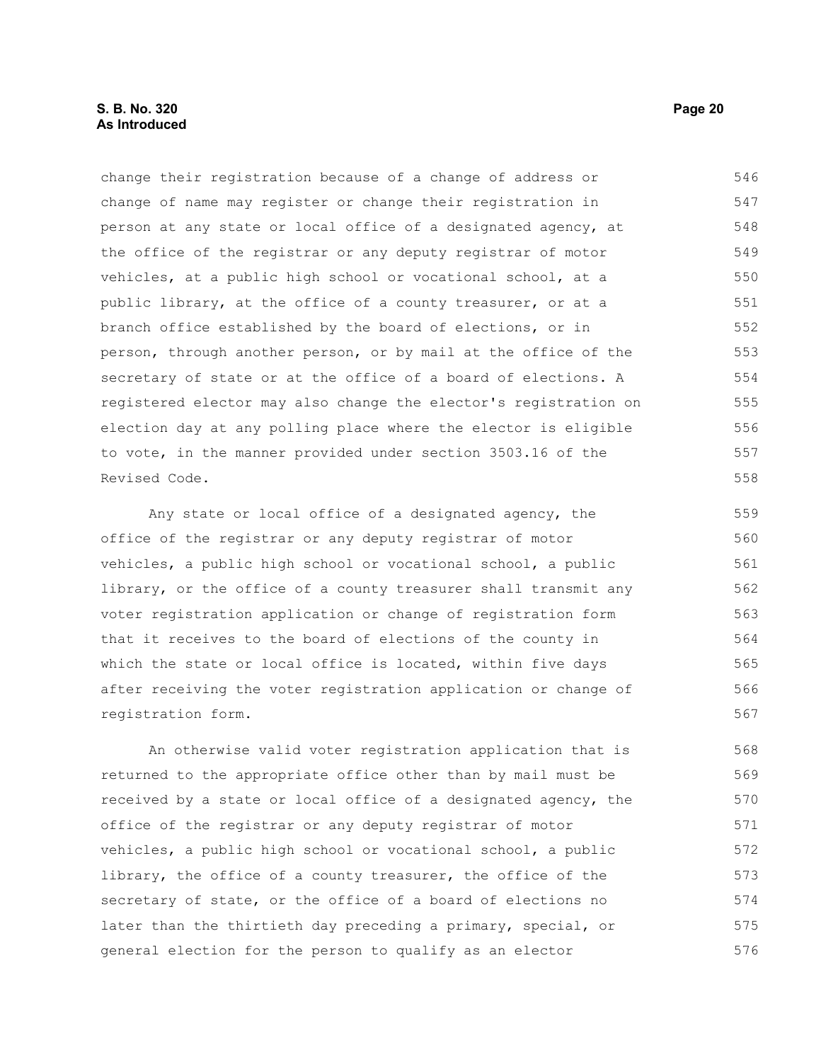change their registration because of a change of address or change of name may register or change their registration in person at any state or local office of a designated agency, at the office of the registrar or any deputy registrar of motor vehicles, at a public high school or vocational school, at a public library, at the office of a county treasurer, or at a branch office established by the board of elections, or in person, through another person, or by mail at the office of the secretary of state or at the office of a board of elections. A registered elector may also change the elector's registration on election day at any polling place where the elector is eligible to vote, in the manner provided under section 3503.16 of the Revised Code.

Any state or local office of a designated agency, the office of the registrar or any deputy registrar of motor vehicles, a public high school or vocational school, a public library, or the office of a county treasurer shall transmit any voter registration application or change of registration form that it receives to the board of elections of the county in which the state or local office is located, within five days after receiving the voter registration application or change of registration form.

An otherwise valid voter registration application that is returned to the appropriate office other than by mail must be received by a state or local office of a designated agency, the office of the registrar or any deputy registrar of motor vehicles, a public high school or vocational school, a public library, the office of a county treasurer, the office of the secretary of state, or the office of a board of elections no later than the thirtieth day preceding a primary, special, or general election for the person to qualify as an elector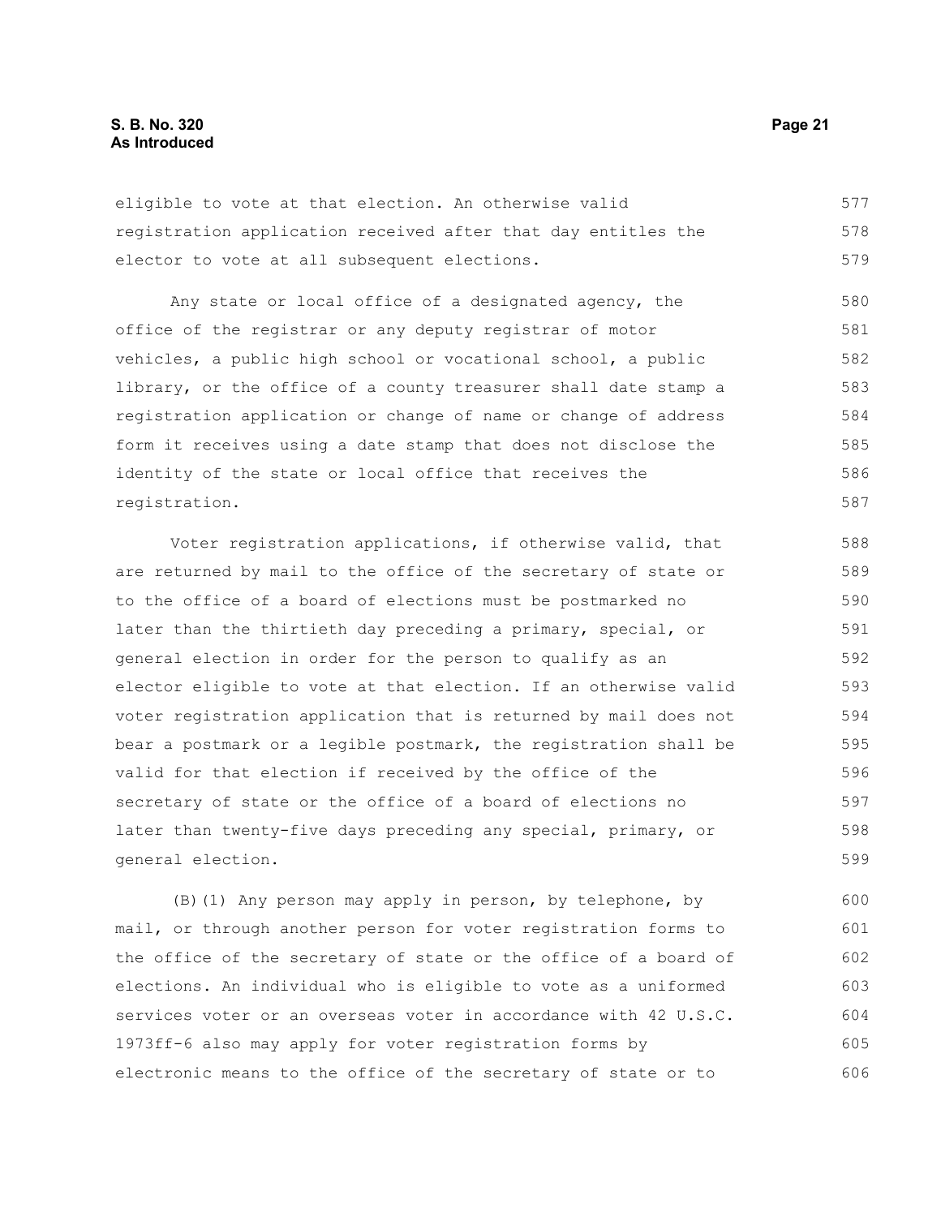eligible to vote at that election. An otherwise valid registration application received after that day entitles the elector to vote at all subsequent elections.

Any state or local office of a designated agency, the office of the registrar or any deputy registrar of motor vehicles, a public high school or vocational school, a public library, or the office of a county treasurer shall date stamp a registration application or change of name or change of address form it receives using a date stamp that does not disclose the identity of the state or local office that receives the registration.

Voter registration applications, if otherwise valid, that are returned by mail to the office of the secretary of state or to the office of a board of elections must be postmarked no later than the thirtieth day preceding a primary, special, or general election in order for the person to qualify as an elector eligible to vote at that election. If an otherwise valid voter registration application that is returned by mail does not bear a postmark or a legible postmark, the registration shall be valid for that election if received by the office of the secretary of state or the office of a board of elections no later than twenty-five days preceding any special, primary, or general election.

(B)(1) Any person may apply in person, by telephone, by mail, or through another person for voter registration forms to the office of the secretary of state or the office of a board of elections. An individual who is eligible to vote as a uniformed services voter or an overseas voter in accordance with 42 U.S.C. 1973ff-6 also may apply for voter registration forms by electronic means to the office of the secretary of state or to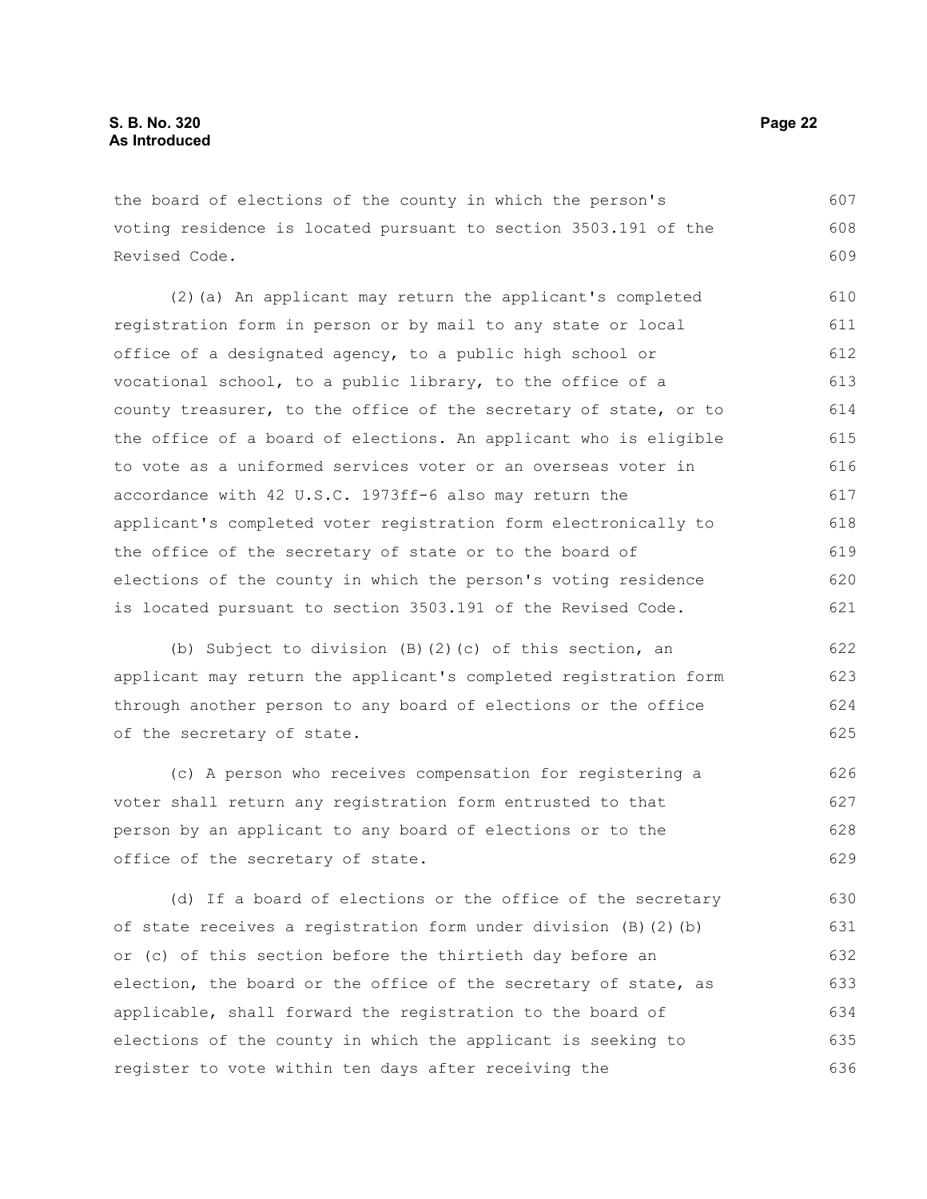the board of elections of the county in which the person's voting residence is located pursuant to section 3503.191 of the Revised Code.

(2)(a) An applicant may return the applicant's completed registration form in person or by mail to any state or local office of a designated agency, to a public high school or vocational school, to a public library, to the office of a county treasurer, to the office of the secretary of state, or to the office of a board of elections. An applicant who is eligible to vote as a uniformed services voter or an overseas voter in accordance with 42 U.S.C. 1973ff-6 also may return the applicant's completed voter registration form electronically to the office of the secretary of state or to the board of elections of the county in which the person's voting residence is located pursuant to section 3503.191 of the Revised Code.

(b) Subject to division (B)(2)(c) of this section, an applicant may return the applicant's completed registration form through another person to any board of elections or the office of the secretary of state.

(c) A person who receives compensation for registering a voter shall return any registration form entrusted to that person by an applicant to any board of elections or to the office of the secretary of state.

(d) If a board of elections or the office of the secretary of state receives a registration form under division (B)(2)(b) or (c) of this section before the thirtieth day before an election, the board or the office of the secretary of state, as applicable, shall forward the registration to the board of elections of the county in which the applicant is seeking to register to vote within ten days after receiving the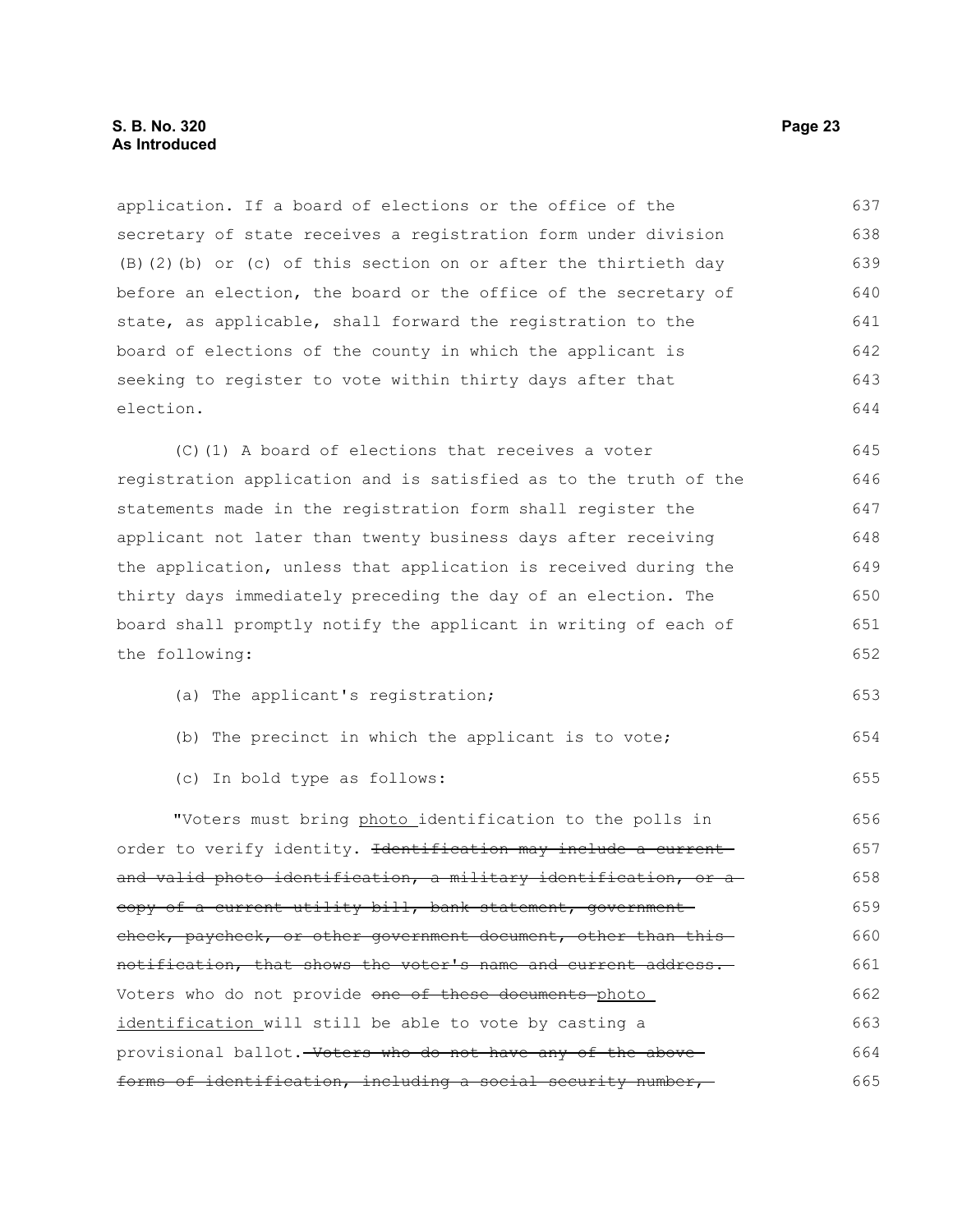application. If a board of elections or the office of the secretary of state receives a registration form under division (B)(2)(b) or (c) of this section on or after the thirtieth day before an election, the board or the office of the secretary of state, as applicable, shall forward the registration to the board of elections of the county in which the applicant is seeking to register to vote within thirty days after that election.

(C)(1) A board of elections that receives a voter registration application and is satisfied as to the truth of the statements made in the registration form shall register the applicant not later than twenty business days after receiving the application, unless that application is received during the thirty days immediately preceding the day of an election. The board shall promptly notify the applicant in writing of each of the following:

(a) The applicant's registration;

(b) The precinct in which the applicant is to vote;

(c) In bold type as follows:

"Voters must bring <u>photo</u> identification to the polls in order to verify identity. ~~Identification may include a current and valid photo identification, a military identification, or a copy of a current utility bill, bank statement, government check, paycheck, or other government document, other than this notification, that shows the voter's name and current address.~~ Voters who do not provide ~~one of these documents~~ <u>photo identification</u> will still be able to vote by casting a provisional ballot. ~~Voters who do not have any of the above forms of identification, including a social security number,~~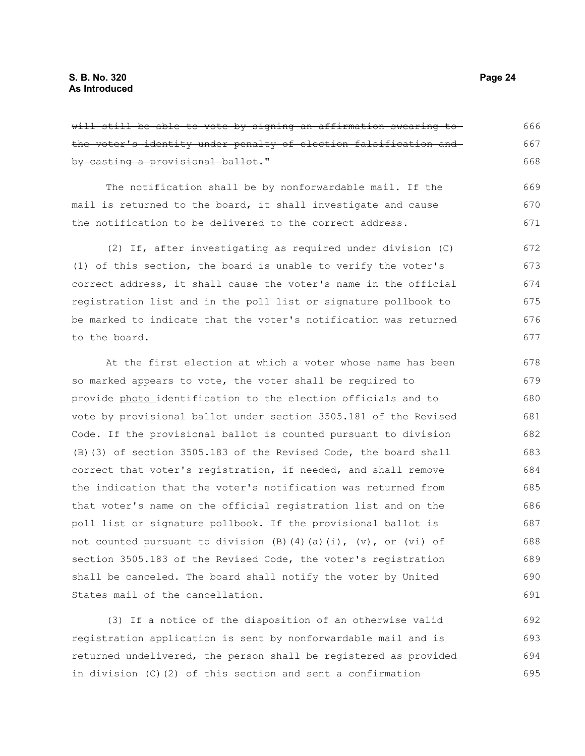~~will still be able to vote by signing an affirmation swearing to the voter's identity under penalty of election falsification and by casting a provisional ballot.~~"

The notification shall be by nonforwardable mail. If the mail is returned to the board, it shall investigate and cause the notification to be delivered to the correct address.

(2) If, after investigating as required under division (C)(1) of this section, the board is unable to verify the voter's correct address, it shall cause the voter's name in the official registration list and in the poll list or signature pollbook to be marked to indicate that the voter's notification was returned to the board.

At the first election at which a voter whose name has been so marked appears to vote, the voter shall be required to provide <u>photo </u>identification to the election officials and to vote by provisional ballot under section 3505.181 of the Revised Code. If the provisional ballot is counted pursuant to division (B)(3) of section 3505.183 of the Revised Code, the board shall correct that voter's registration, if needed, and shall remove the indication that the voter's notification was returned from that voter's name on the official registration list and on the poll list or signature pollbook. If the provisional ballot is not counted pursuant to division (B)(4)(a)(i), (v), or (vi) of section 3505.183 of the Revised Code, the voter's registration shall be canceled. The board shall notify the voter by United States mail of the cancellation.

(3) If a notice of the disposition of an otherwise valid registration application is sent by nonforwardable mail and is returned undelivered, the person shall be registered as provided in division (C)(2) of this section and sent a confirmation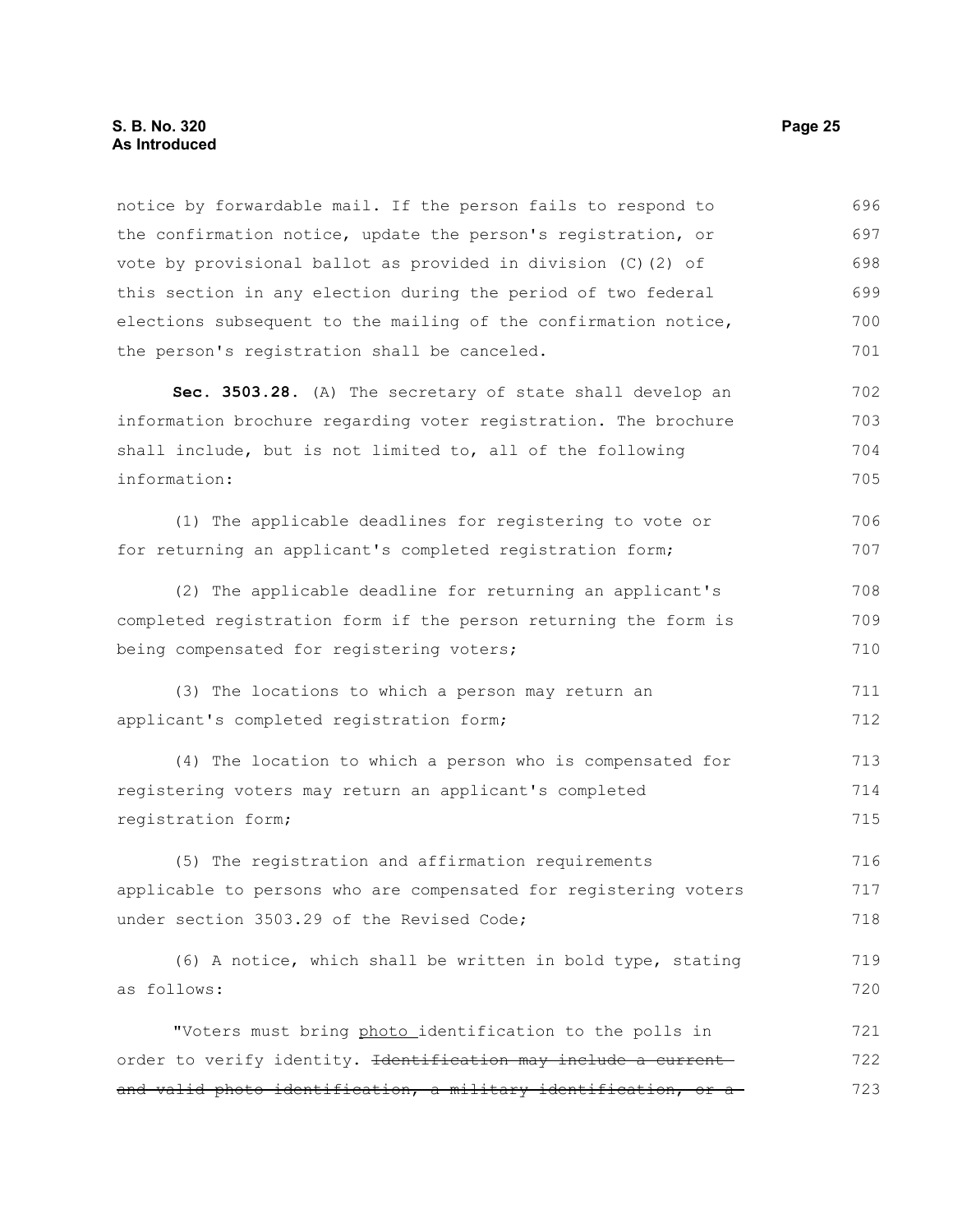notice by forwardable mail. If the person fails to respond to the confirmation notice, update the person's registration, or vote by provisional ballot as provided in division (C)(2) of this section in any election during the period of two federal elections subsequent to the mailing of the confirmation notice, the person's registration shall be canceled.

**Sec. 3503.28.** (A) The secretary of state shall develop an information brochure regarding voter registration. The brochure shall include, but is not limited to, all of the following information:

(1) The applicable deadlines for registering to vote or for returning an applicant's completed registration form;

(2) The applicable deadline for returning an applicant's completed registration form if the person returning the form is being compensated for registering voters;

(3) The locations to which a person may return an applicant's completed registration form;

(4) The location to which a person who is compensated for registering voters may return an applicant's completed registration form;

(5) The registration and affirmation requirements applicable to persons who are compensated for registering voters under section 3503.29 of the Revised Code;

(6) A notice, which shall be written in bold type, stating as follows:

"Voters must bring <u>photo</u> identification to the polls in order to verify identity. ~~Identification may include a current and valid photo identification, a military identification, or a~~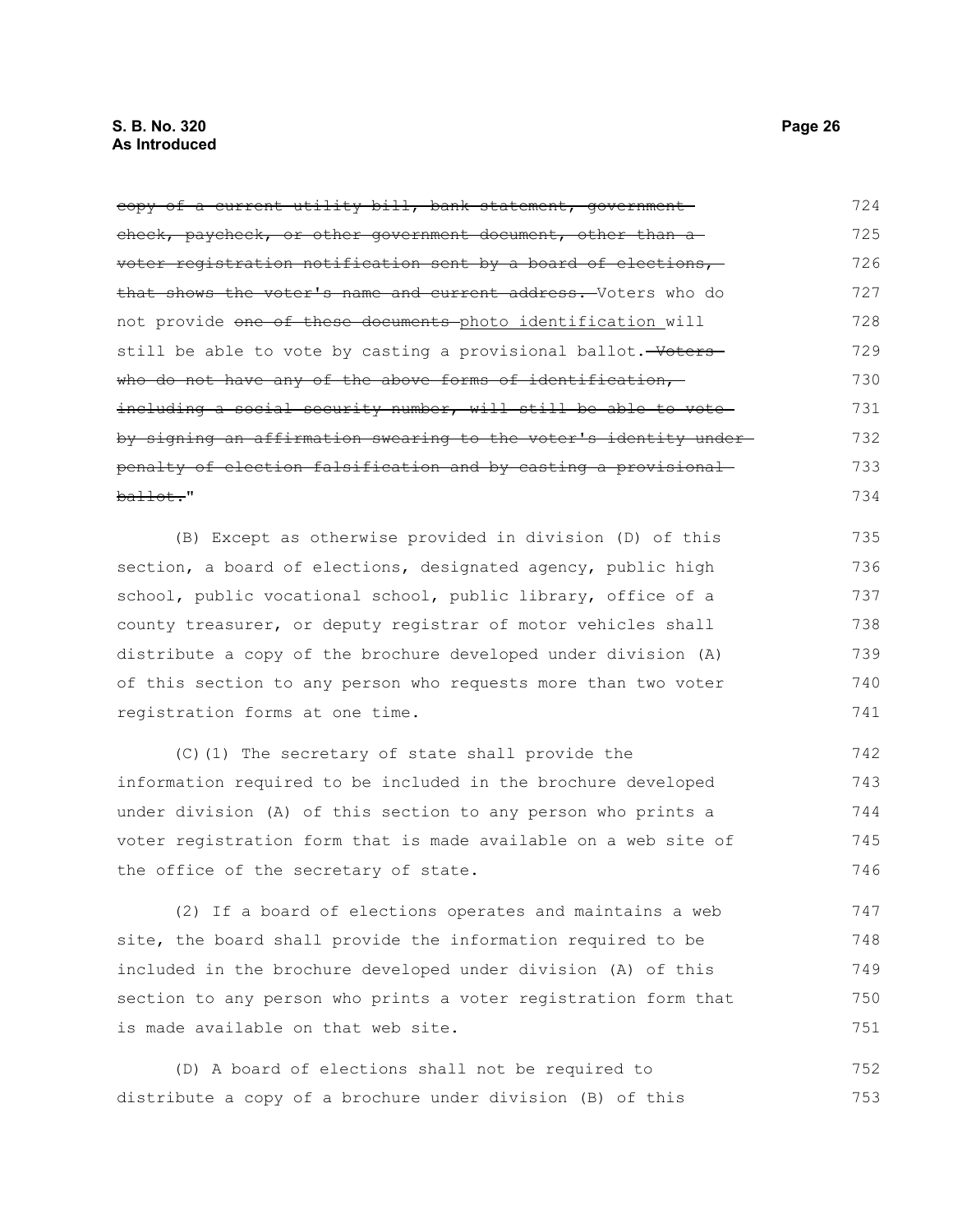~~copy of a current utility bill, bank statement, government check, paycheck, or other government document, other than a voter registration notification sent by a board of elections, that shows the voter's name and current address.~~ Voters who do not provide ~~one of these documents~~ <u>photo identification</u> will still be able to vote by casting a provisional ballot. ~~Voters who do not have any of the above forms of identification, including a social security number, will still be able to vote by signing an affirmation swearing to the voter's identity under penalty of election falsification and by casting a provisional ballot.~~"

(B) Except as otherwise provided in division (D) of this section, a board of elections, designated agency, public high school, public vocational school, public library, office of a county treasurer, or deputy registrar of motor vehicles shall distribute a copy of the brochure developed under division (A) of this section to any person who requests more than two voter registration forms at one time.

(C)(1) The secretary of state shall provide the information required to be included in the brochure developed under division (A) of this section to any person who prints a voter registration form that is made available on a web site of the office of the secretary of state.

(2) If a board of elections operates and maintains a web site, the board shall provide the information required to be included in the brochure developed under division (A) of this section to any person who prints a voter registration form that is made available on that web site.

(D) A board of elections shall not be required to distribute a copy of a brochure under division (B) of this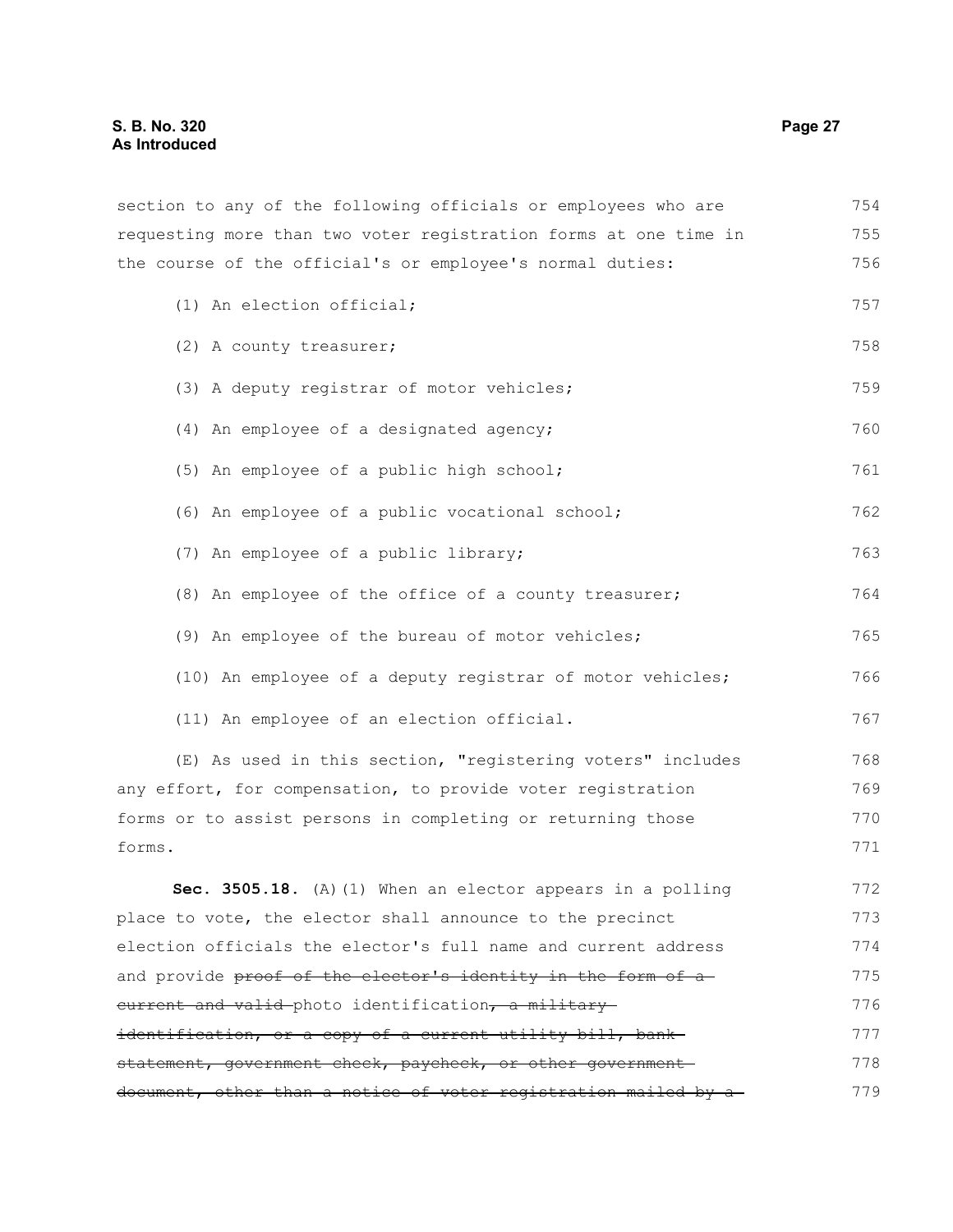section to any of the following officials or employees who are requesting more than two voter registration forms at one time in the course of the official's or employee's normal duties:

(1) An election official;

(2) A county treasurer;

(3) A deputy registrar of motor vehicles;

(4) An employee of a designated agency;

(5) An employee of a public high school;

(6) An employee of a public vocational school;

(7) An employee of a public library;

(8) An employee of the office of a county treasurer;

(9) An employee of the bureau of motor vehicles;

(10) An employee of a deputy registrar of motor vehicles;

(11) An employee of an election official.

(E) As used in this section, "registering voters" includes any effort, for compensation, to provide voter registration forms or to assist persons in completing or returning those forms.

**Sec. 3505.18.** (A)(1) When an elector appears in a polling place to vote, the elector shall announce to the precinct election officials the elector's full name and current address and provide ~~proof of the elector's identity in the form of a current and valid~~ photo identification~~, a military identification, or a copy of a current utility bill, bank statement, government check, paycheck, or other government document, other than a notice of voter registration mailed by a~~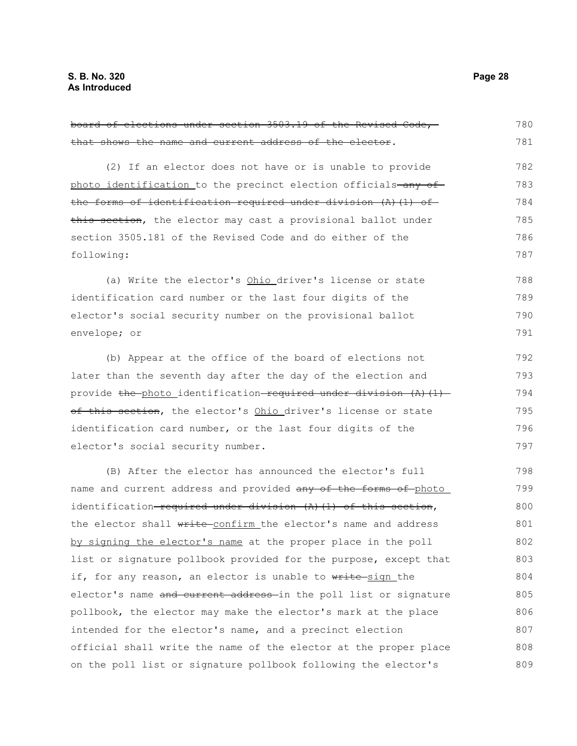~~board of elections under section 3503.19 of the Revised Code, that shows the name and current address of the elector~~.

(2) If an elector does not have or is unable to provide <u>photo identification</u> to the precinct election officials ~~any of the forms of identification required under division (A)(1) of this section~~, the elector may cast a provisional ballot under section 3505.181 of the Revised Code and do either of the following:

(a) Write the elector's <u>Ohio</u> driver's license or state identification card number or the last four digits of the elector's social security number on the provisional ballot envelope; or

(b) Appear at the office of the board of elections not later than the seventh day after the day of the election and provide ~~the~~ <u>photo</u> identification ~~required under division (A)(1) of this section~~, the elector's <u>Ohio</u> driver's license or state identification card number, or the last four digits of the elector's social security number.

(B) After the elector has announced the elector's full name and current address and provided ~~any of the forms of~~ <u>photo</u> identification ~~required under division (A)(1) of this section~~, the elector shall ~~write~~ <u>confirm</u> the elector's name and address <u>by signing the elector's name</u> at the proper place in the poll list or signature pollbook provided for the purpose, except that if, for any reason, an elector is unable to ~~write~~ <u>sign</u> the elector's name ~~and current address~~ in the poll list or signature pollbook, the elector may make the elector's mark at the place intended for the elector's name, and a precinct election official shall write the name of the elector at the proper place on the poll list or signature pollbook following the elector's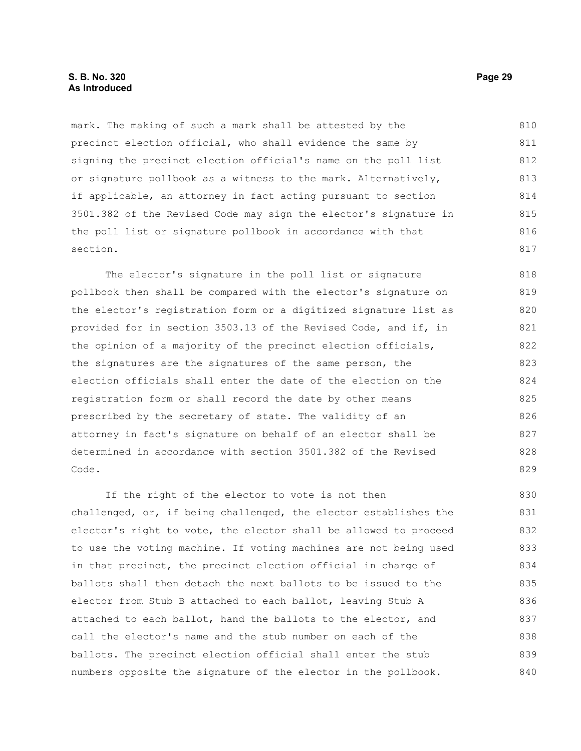mark. The making of such a mark shall be attested by the precinct election official, who shall evidence the same by signing the precinct election official's name on the poll list or signature pollbook as a witness to the mark. Alternatively, if applicable, an attorney in fact acting pursuant to section 3501.382 of the Revised Code may sign the elector's signature in the poll list or signature pollbook in accordance with that section.

The elector's signature in the poll list or signature pollbook then shall be compared with the elector's signature on the elector's registration form or a digitized signature list as provided for in section 3503.13 of the Revised Code, and if, in the opinion of a majority of the precinct election officials, the signatures are the signatures of the same person, the election officials shall enter the date of the election on the registration form or shall record the date by other means prescribed by the secretary of state. The validity of an attorney in fact's signature on behalf of an elector shall be determined in accordance with section 3501.382 of the Revised Code.

If the right of the elector to vote is not then challenged, or, if being challenged, the elector establishes the elector's right to vote, the elector shall be allowed to proceed to use the voting machine. If voting machines are not being used in that precinct, the precinct election official in charge of ballots shall then detach the next ballots to be issued to the elector from Stub B attached to each ballot, leaving Stub A attached to each ballot, hand the ballots to the elector, and call the elector's name and the stub number on each of the ballots. The precinct election official shall enter the stub numbers opposite the signature of the elector in the pollbook.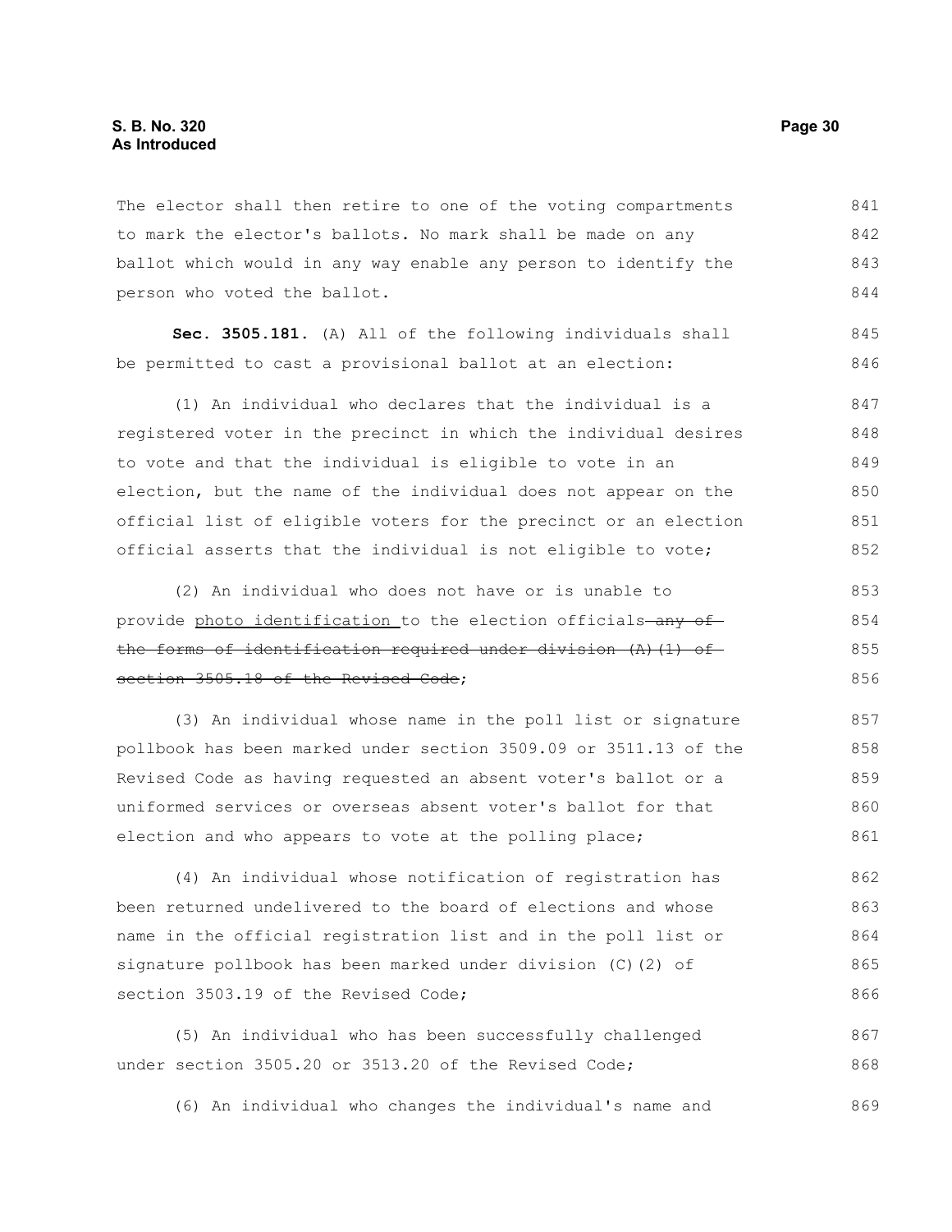The elector shall then retire to one of the voting compartments to mark the elector's ballots. No mark shall be made on any ballot which would in any way enable any person to identify the person who voted the ballot.

**Sec. 3505.181.** (A) All of the following individuals shall be permitted to cast a provisional ballot at an election:

(1) An individual who declares that the individual is a registered voter in the precinct in which the individual desires to vote and that the individual is eligible to vote in an election, but the name of the individual does not appear on the official list of eligible voters for the precinct or an election official asserts that the individual is not eligible to vote;

(2) An individual who does not have or is unable to provide <u>photo identification</u> to the election officials ~~any of the forms of identification required under division (A)(1) of section 3505.18 of the Revised Code~~;

(3) An individual whose name in the poll list or signature pollbook has been marked under section 3509.09 or 3511.13 of the Revised Code as having requested an absent voter's ballot or a uniformed services or overseas absent voter's ballot for that election and who appears to vote at the polling place;

(4) An individual whose notification of registration has been returned undelivered to the board of elections and whose name in the official registration list and in the poll list or signature pollbook has been marked under division (C)(2) of section 3503.19 of the Revised Code;

(5) An individual who has been successfully challenged under section 3505.20 or 3513.20 of the Revised Code;

(6) An individual who changes the individual's name and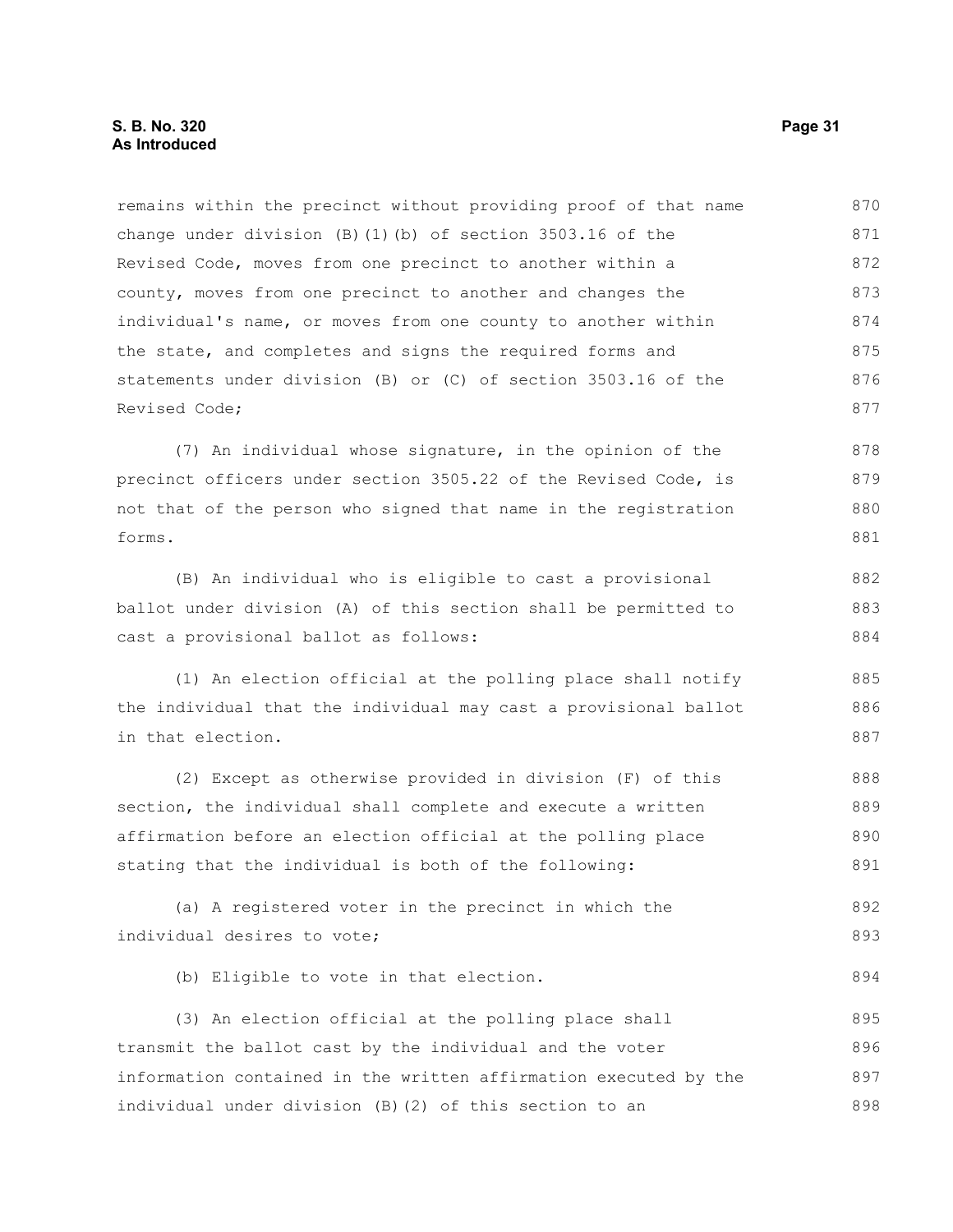remains within the precinct without providing proof of that name change under division (B)(1)(b) of section 3503.16 of the Revised Code, moves from one precinct to another within a county, moves from one precinct to another and changes the individual's name, or moves from one county to another within the state, and completes and signs the required forms and statements under division (B) or (C) of section 3503.16 of the Revised Code;

(7) An individual whose signature, in the opinion of the precinct officers under section 3505.22 of the Revised Code, is not that of the person who signed that name in the registration forms.

(B) An individual who is eligible to cast a provisional ballot under division (A) of this section shall be permitted to cast a provisional ballot as follows:

(1) An election official at the polling place shall notify the individual that the individual may cast a provisional ballot in that election.

(2) Except as otherwise provided in division (F) of this section, the individual shall complete and execute a written affirmation before an election official at the polling place stating that the individual is both of the following:

(a) A registered voter in the precinct in which the individual desires to vote;

(b) Eligible to vote in that election.

(3) An election official at the polling place shall transmit the ballot cast by the individual and the voter information contained in the written affirmation executed by the individual under division (B)(2) of this section to an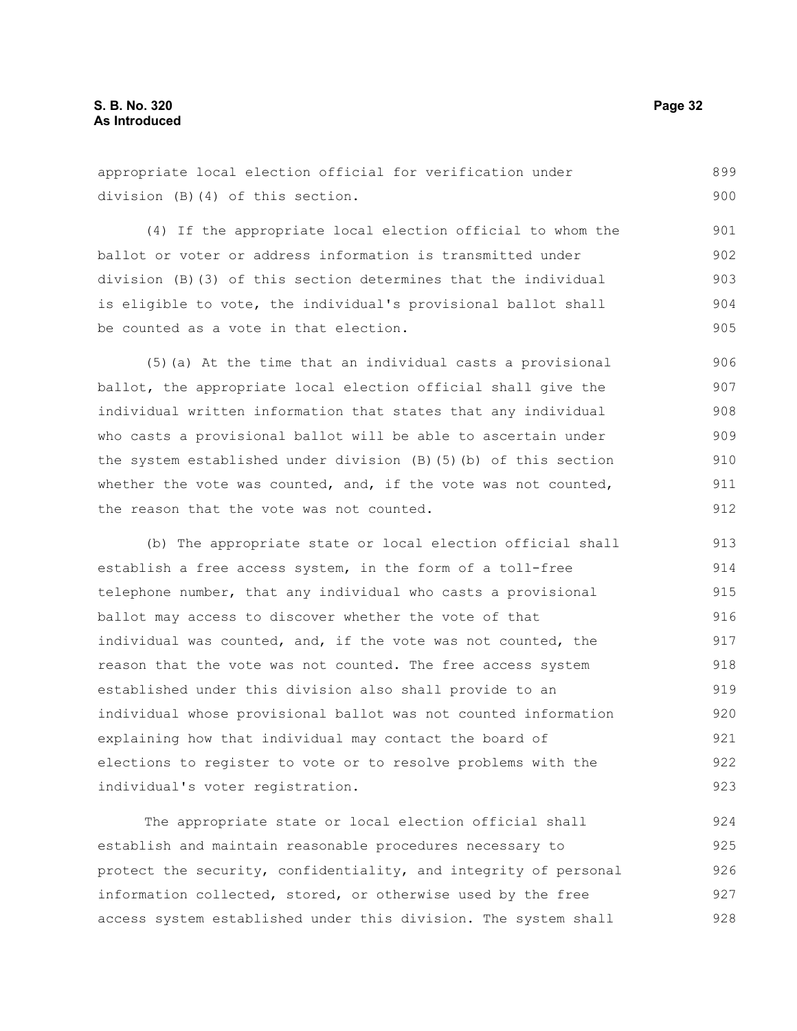appropriate local election official for verification under division (B)(4) of this section.

(4) If the appropriate local election official to whom the ballot or voter or address information is transmitted under division (B)(3) of this section determines that the individual is eligible to vote, the individual's provisional ballot shall be counted as a vote in that election.

(5)(a) At the time that an individual casts a provisional ballot, the appropriate local election official shall give the individual written information that states that any individual who casts a provisional ballot will be able to ascertain under the system established under division (B)(5)(b) of this section whether the vote was counted, and, if the vote was not counted, the reason that the vote was not counted.

(b) The appropriate state or local election official shall establish a free access system, in the form of a toll-free telephone number, that any individual who casts a provisional ballot may access to discover whether the vote of that individual was counted, and, if the vote was not counted, the reason that the vote was not counted. The free access system established under this division also shall provide to an individual whose provisional ballot was not counted information explaining how that individual may contact the board of elections to register to vote or to resolve problems with the individual's voter registration.

The appropriate state or local election official shall establish and maintain reasonable procedures necessary to protect the security, confidentiality, and integrity of personal information collected, stored, or otherwise used by the free access system established under this division. The system shall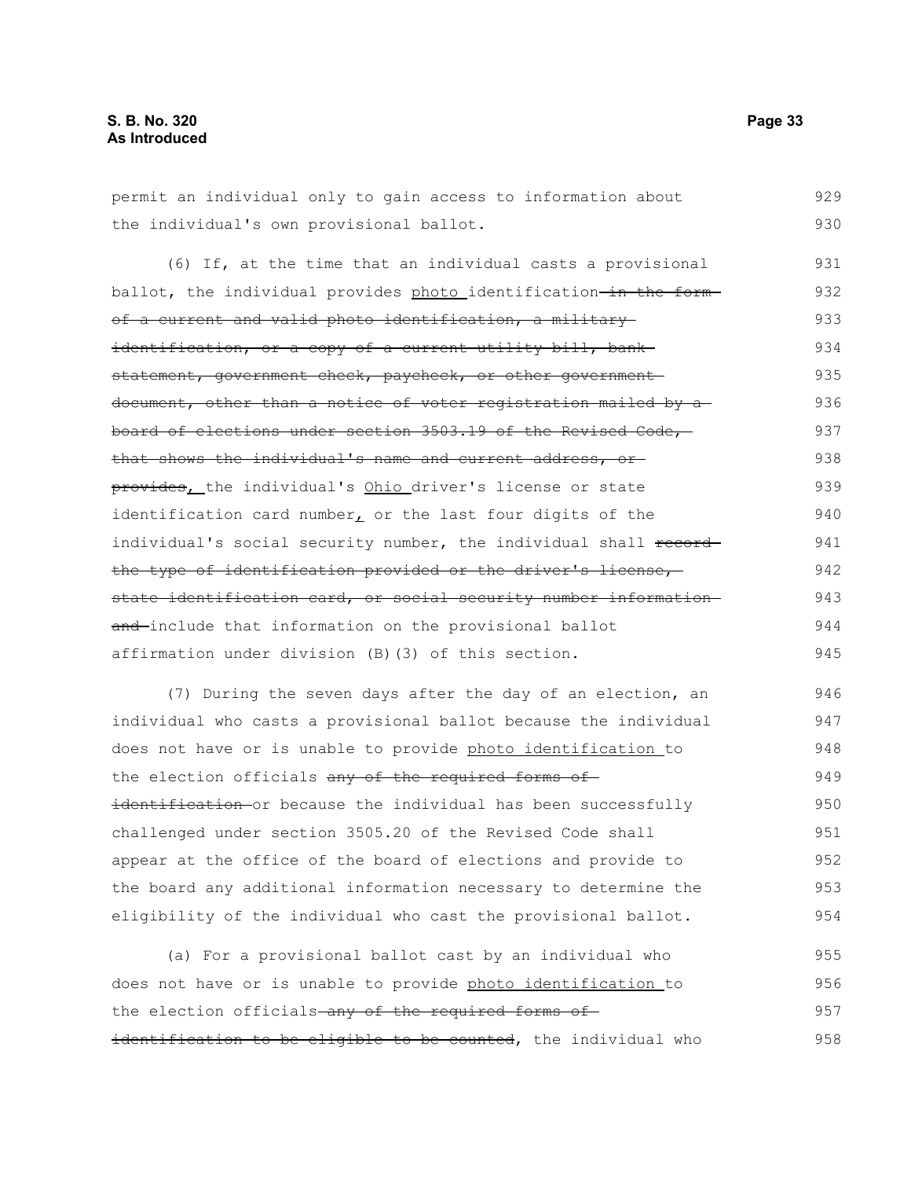permit an individual only to gain access to information about the individual's own provisional ballot.

(6) If, at the time that an individual casts a provisional ballot, the individual provides <u>photo </u>identification~~ in the form of a current and valid photo identification, a military identification, or a copy of a current utility bill, bank statement, government check, paycheck, or other government document, other than a notice of voter registration mailed by a board of elections under section 3503.19 of the Revised Code, that shows the individual's name and current address, or provides~~<u>,</u> the individual's <u>Ohio </u>driver's license or state identification card number<u>,</u> or the last four digits of the individual's social security number, the individual shall ~~record the type of identification provided or the driver's license, state identification card, or social security number information and~~ include that information on the provisional ballot affirmation under division (B)(3) of this section.

(7) During the seven days after the day of an election, an individual who casts a provisional ballot because the individual does not have or is unable to provide <u>photo identification </u>to the election officials ~~any of the required forms of identification~~ or because the individual has been successfully challenged under section 3505.20 of the Revised Code shall appear at the office of the board of elections and provide to the board any additional information necessary to determine the eligibility of the individual who cast the provisional ballot.

(a) For a provisional ballot cast by an individual who does not have or is unable to provide <u>photo identification </u>to the election officials~~ any of the required forms of identification to be eligible to be counted~~, the individual who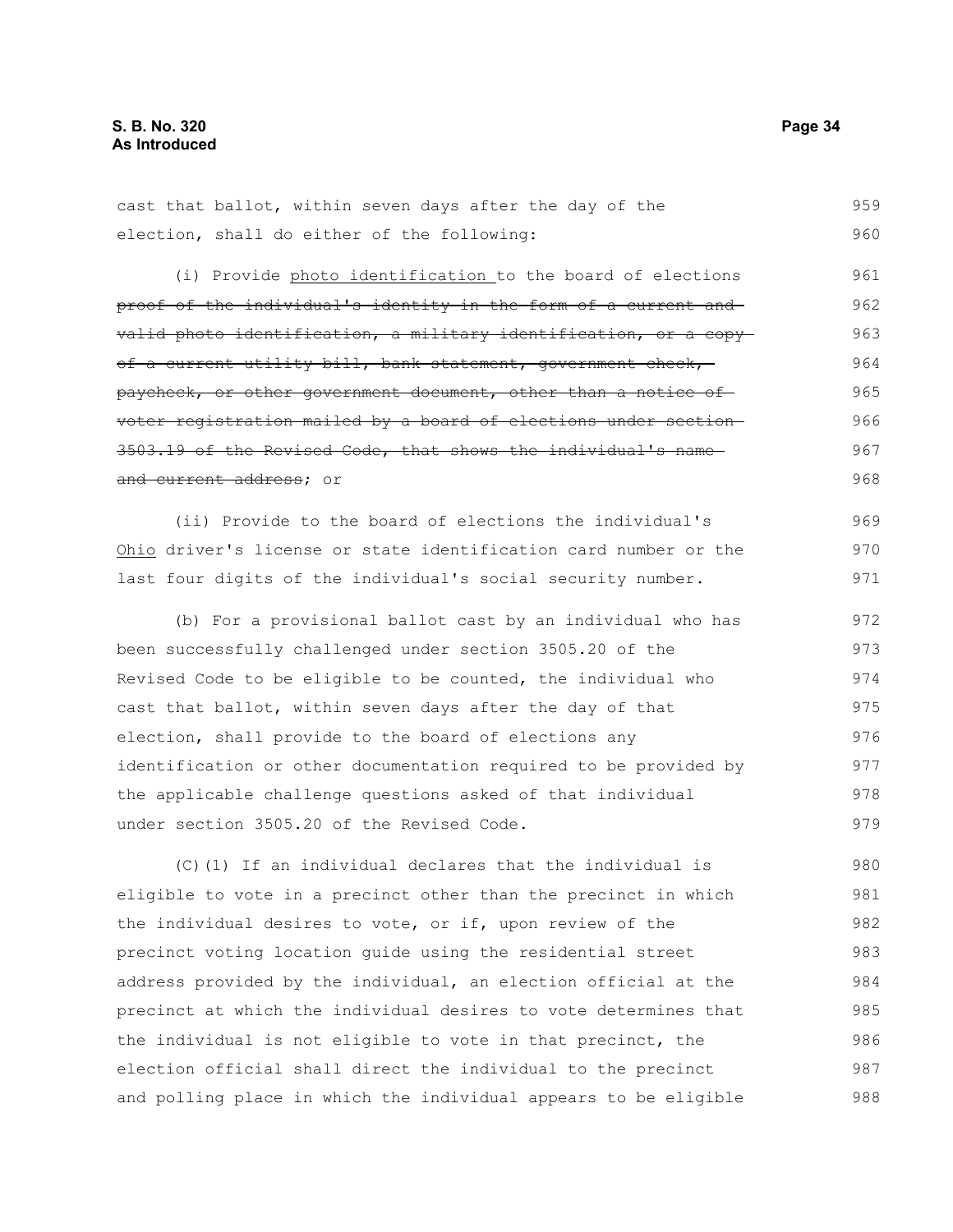cast that ballot, within seven days after the day of the election, shall do either of the following:

(i) Provide <u>photo identification</u> to the board of elections ~~proof of the individual's identity in the form of a current and valid photo identification, a military identification, or a copy of a current utility bill, bank statement, government check, paycheck, or other government document, other than a notice of voter registration mailed by a board of elections under section 3503.19 of the Revised Code, that shows the individual's name and current address~~; or

(ii) Provide to the board of elections the individual's <u>Ohio</u> driver's license or state identification card number or the last four digits of the individual's social security number.

(b) For a provisional ballot cast by an individual who has been successfully challenged under section 3505.20 of the Revised Code to be eligible to be counted, the individual who cast that ballot, within seven days after the day of that election, shall provide to the board of elections any identification or other documentation required to be provided by the applicable challenge questions asked of that individual under section 3505.20 of the Revised Code.

(C)(1) If an individual declares that the individual is eligible to vote in a precinct other than the precinct in which the individual desires to vote, or if, upon review of the precinct voting location guide using the residential street address provided by the individual, an election official at the precinct at which the individual desires to vote determines that the individual is not eligible to vote in that precinct, the election official shall direct the individual to the precinct and polling place in which the individual appears to be eligible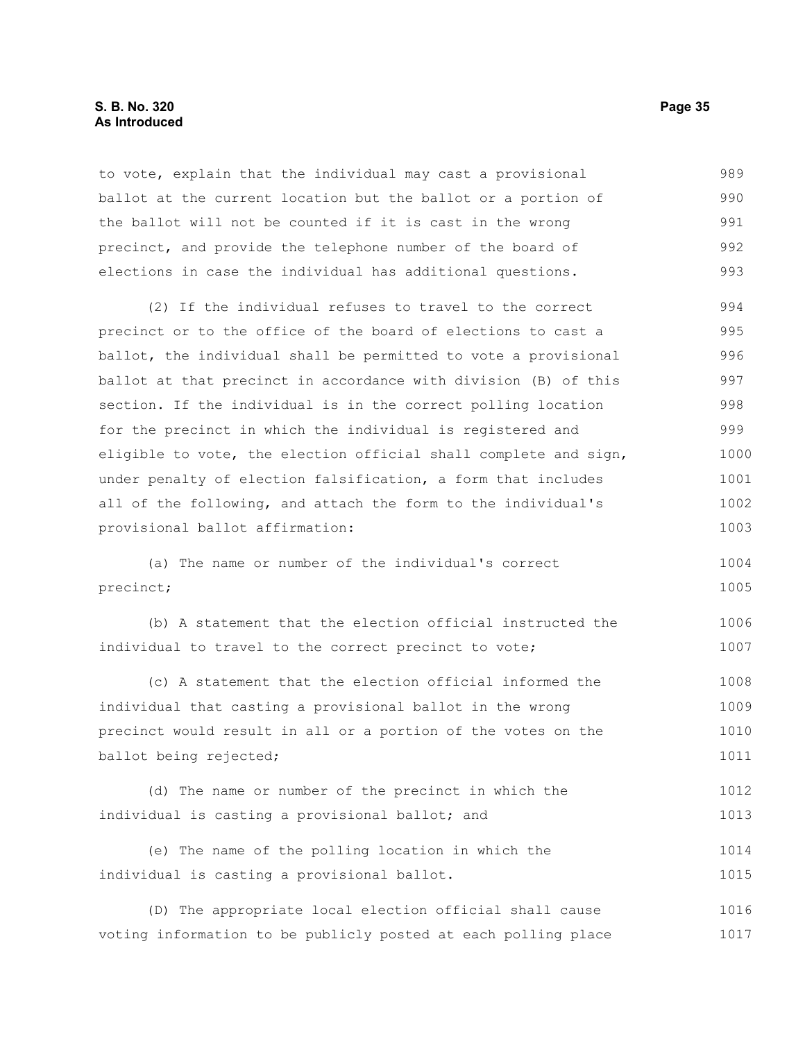to vote, explain that the individual may cast a provisional ballot at the current location but the ballot or a portion of the ballot will not be counted if it is cast in the wrong precinct, and provide the telephone number of the board of elections in case the individual has additional questions.

(2) If the individual refuses to travel to the correct precinct or to the office of the board of elections to cast a ballot, the individual shall be permitted to vote a provisional ballot at that precinct in accordance with division (B) of this section. If the individual is in the correct polling location for the precinct in which the individual is registered and eligible to vote, the election official shall complete and sign, under penalty of election falsification, a form that includes all of the following, and attach the form to the individual's provisional ballot affirmation:

(a) The name or number of the individual's correct precinct;

(b) A statement that the election official instructed the individual to travel to the correct precinct to vote;

(c) A statement that the election official informed the individual that casting a provisional ballot in the wrong precinct would result in all or a portion of the votes on the ballot being rejected;

(d) The name or number of the precinct in which the individual is casting a provisional ballot; and

(e) The name of the polling location in which the individual is casting a provisional ballot.

(D) The appropriate local election official shall cause voting information to be publicly posted at each polling place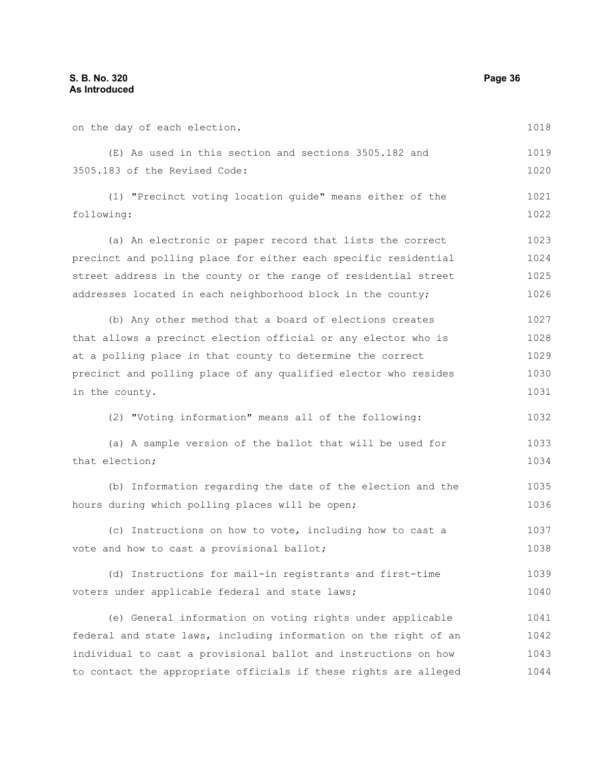on the day of each election.

(E) As used in this section and sections 3505.182 and 3505.183 of the Revised Code:

(1) "Precinct voting location guide" means either of the following:

(a) An electronic or paper record that lists the correct precinct and polling place for either each specific residential street address in the county or the range of residential street addresses located in each neighborhood block in the county;

(b) Any other method that a board of elections creates that allows a precinct election official or any elector who is at a polling place in that county to determine the correct precinct and polling place of any qualified elector who resides in the county.

(2) "Voting information" means all of the following:

(a) A sample version of the ballot that will be used for that election;

(b) Information regarding the date of the election and the hours during which polling places will be open;

(c) Instructions on how to vote, including how to cast a vote and how to cast a provisional ballot;

(d) Instructions for mail-in registrants and first-time voters under applicable federal and state laws;

(e) General information on voting rights under applicable federal and state laws, including information on the right of an individual to cast a provisional ballot and instructions on how to contact the appropriate officials if these rights are alleged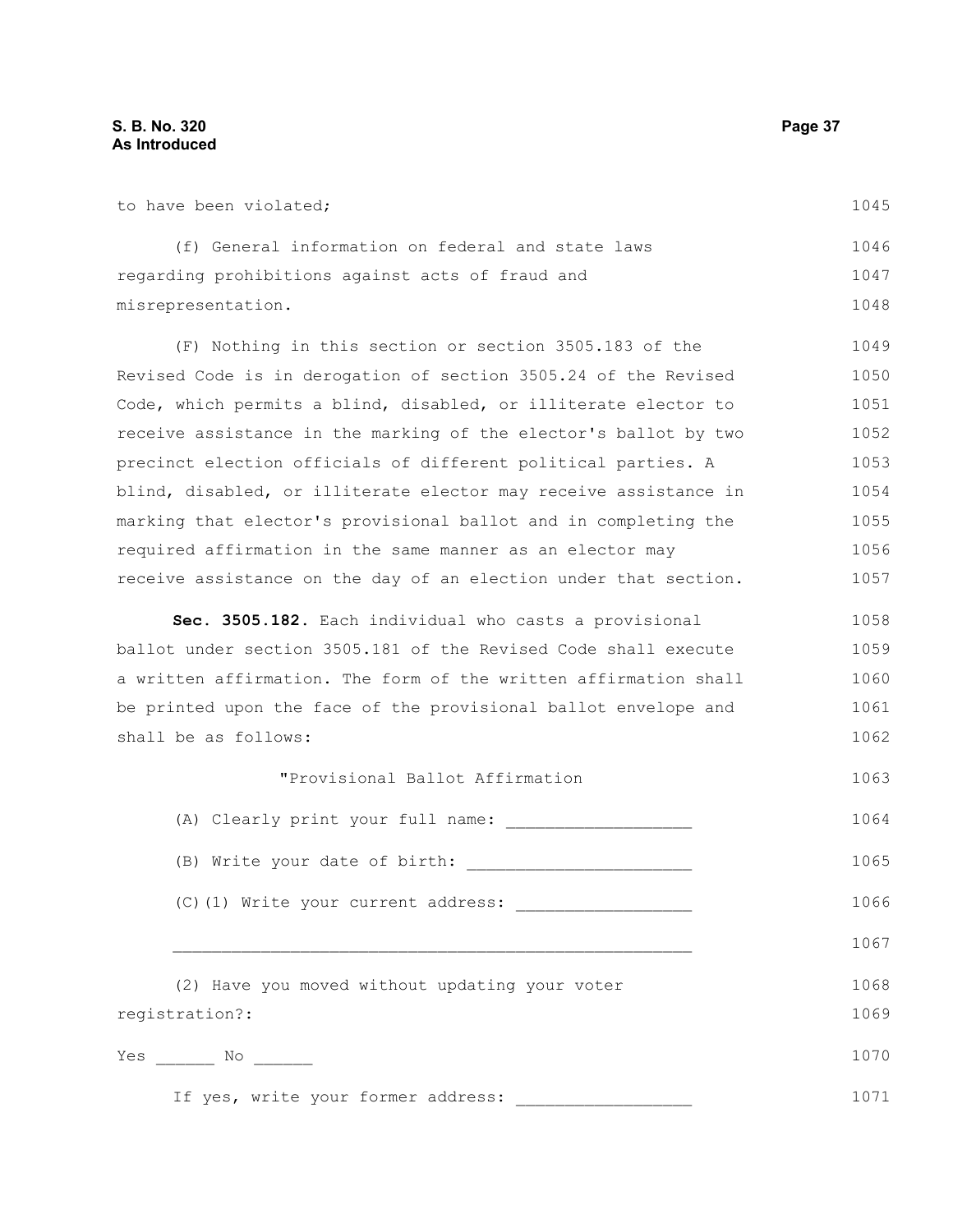to have been violated;

(f) General information on federal and state laws regarding prohibitions against acts of fraud and misrepresentation.

(F) Nothing in this section or section 3505.183 of the Revised Code is in derogation of section 3505.24 of the Revised Code, which permits a blind, disabled, or illiterate elector to receive assistance in the marking of the elector's ballot by two precinct election officials of different political parties. A blind, disabled, or illiterate elector may receive assistance in marking that elector's provisional ballot and in completing the required affirmation in the same manner as an elector may receive assistance on the day of an election under that section.

**Sec. 3505.182.** Each individual who casts a provisional ballot under section 3505.181 of the Revised Code shall execute a written affirmation. The form of the written affirmation shall be printed upon the face of the provisional ballot envelope and shall be as follows:

"Provisional Ballot Affirmation

(A) Clearly print your full name: ___________________

(B) Write your date of birth: _______________________

(C)(1) Write your current address: __________________

______________________________________________________

(2) Have you moved without updating your voter registration?:

Yes ______ No ______

If yes, write your former address: __________________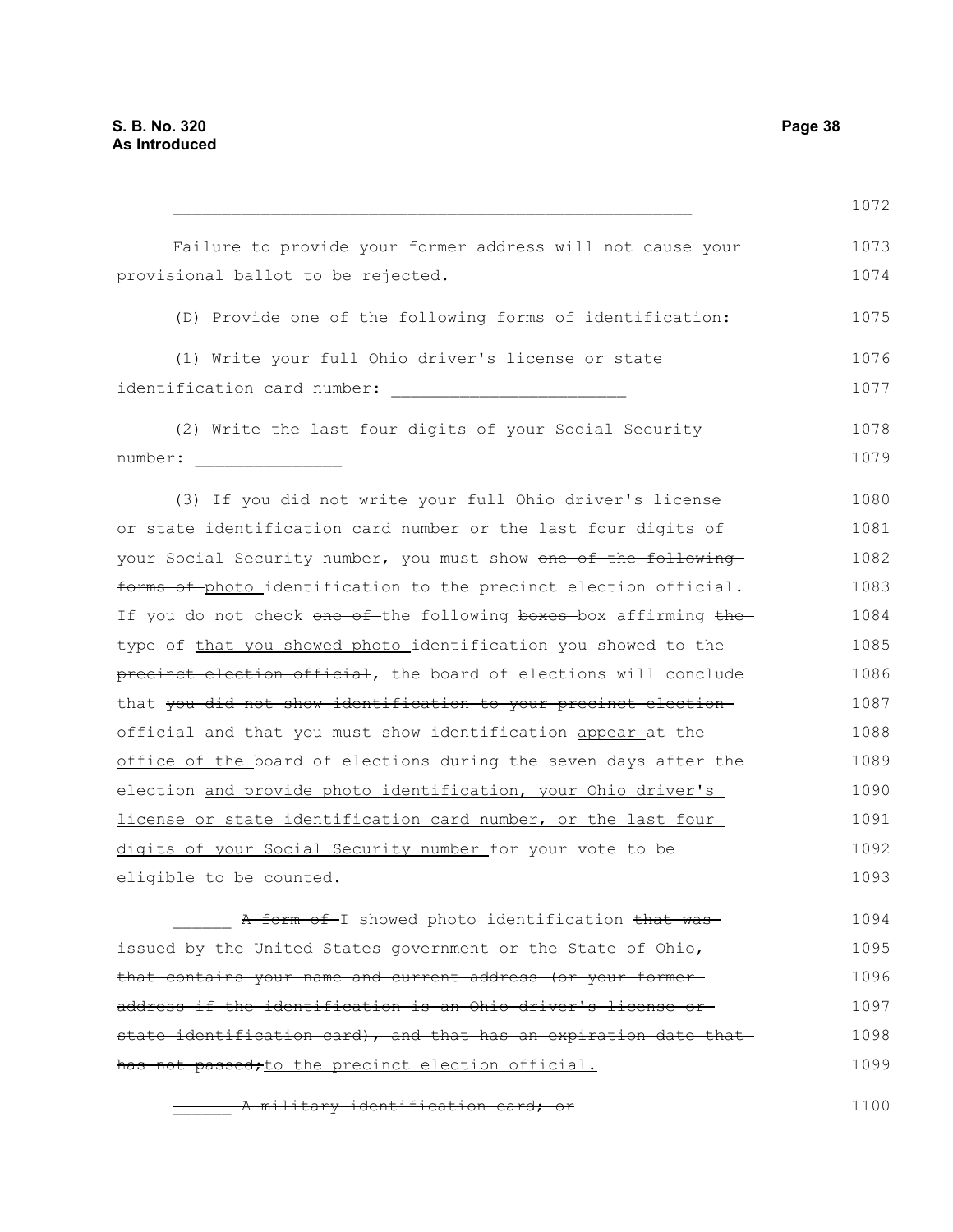\_\_\_\_\_\_\_\_\_\_\_\_\_\_\_\_\_\_\_\_\_\_\_\_\_\_\_\_\_\_\_\_\_\_\_\_\_\_\_\_\_\_\_\_\_\_\_\_\_\_\_\_

Failure to provide your former address will not cause your provisional ballot to be rejected.

(D) Provide one of the following forms of identification:

(1) Write your full Ohio driver's license or state identification card number: \_\_\_\_\_\_\_\_\_\_\_\_\_\_\_\_\_\_\_\_\_\_\_\_

(2) Write the last four digits of your Social Security number: \_\_\_\_\_\_\_\_\_\_\_\_\_\_

(3) If you did not write your full Ohio driver's license or state identification card number or the last four digits of your Social Security number, you must show ~~one of the following forms of~~ <u>photo</u> identification to the precinct election official. If you do not check ~~one of~~ the following ~~boxes~~ <u>box</u> affirming ~~the type of~~ <u>that you showed photo</u> identification ~~you showed to the precinct election official~~, the board of elections will conclude that ~~you did not show identification to your precinct election official and that~~ you must ~~show identification~~ <u>appear</u> at the <u>office of the</u> board of elections during the seven days after the election <u>and provide photo identification, your Ohio driver's license or state identification card number, or the last four digits of your Social Security number</u> for your vote to be eligible to be counted.

\_\_\_\_\_\_ ~~A form of~~ <u>I showed</u> photo identification ~~that was issued by the United States government or the State of Ohio, that contains your name and current address (or your former address if the identification is an Ohio driver's license or state identification card), and that has an expiration date that has not passed;~~ <u>to the precinct election official.</u>

~~\_\_\_\_\_\_ A military identification card; or~~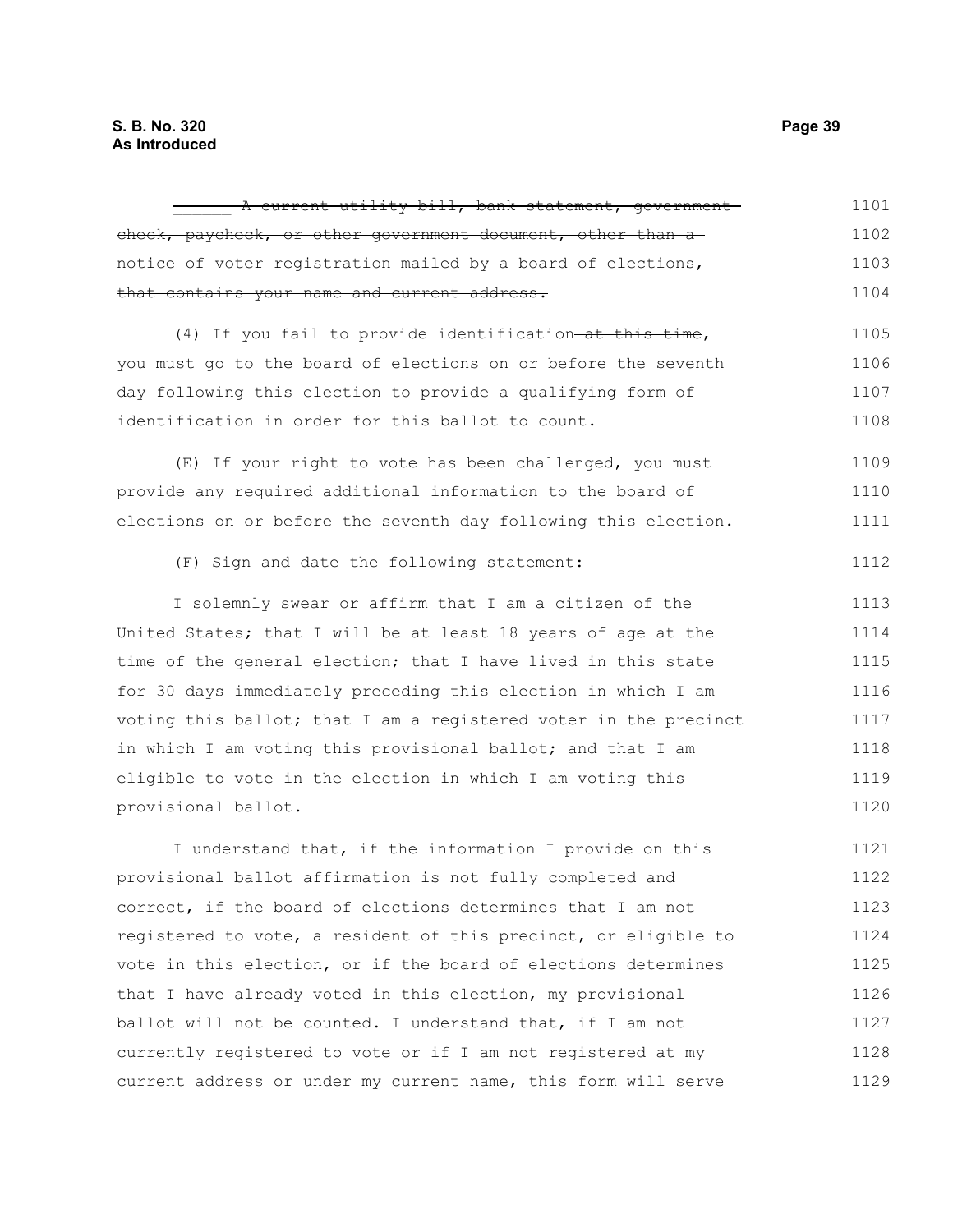______ ~~A current utility bill, bank statement, government check, paycheck, or other government document, other than a notice of voter registration mailed by a board of elections, that contains your name and current address.~~

(4) If you fail to provide identification ~~at this time~~, you must go to the board of elections on or before the seventh day following this election to provide a qualifying form of identification in order for this ballot to count.

(E) If your right to vote has been challenged, you must provide any required additional information to the board of elections on or before the seventh day following this election.

(F) Sign and date the following statement:

I solemnly swear or affirm that I am a citizen of the United States; that I will be at least 18 years of age at the time of the general election; that I have lived in this state for 30 days immediately preceding this election in which I am voting this ballot; that I am a registered voter in the precinct in which I am voting this provisional ballot; and that I am eligible to vote in the election in which I am voting this provisional ballot.

I understand that, if the information I provide on this provisional ballot affirmation is not fully completed and correct, if the board of elections determines that I am not registered to vote, a resident of this precinct, or eligible to vote in this election, or if the board of elections determines that I have already voted in this election, my provisional ballot will not be counted. I understand that, if I am not currently registered to vote or if I am not registered at my current address or under my current name, this form will serve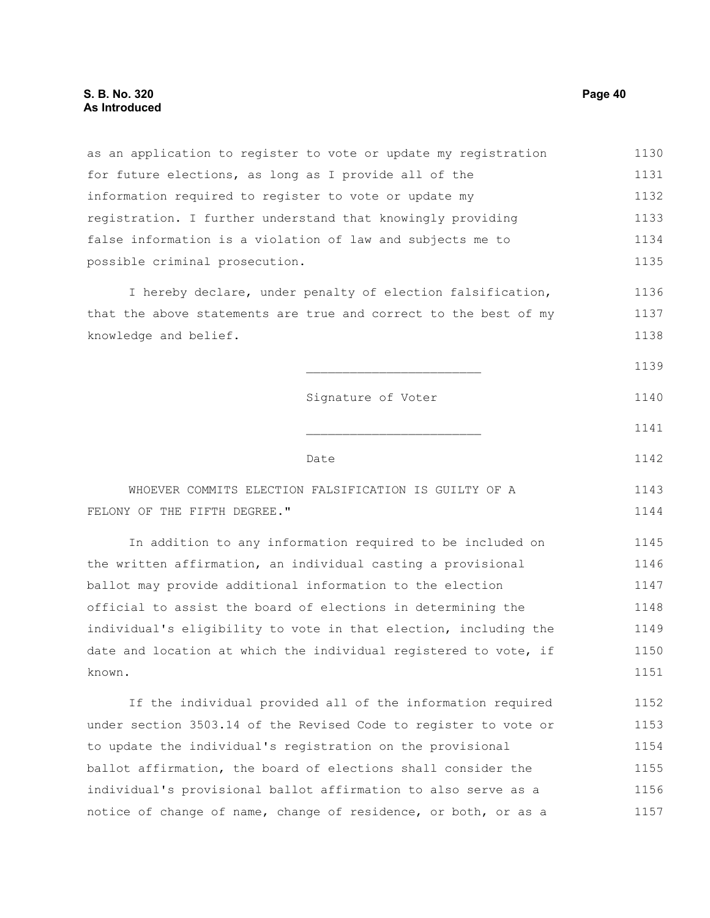as an application to register to vote or update my registration for future elections, as long as I provide all of the information required to register to vote or update my registration. I further understand that knowingly providing false information is a violation of law and subjects me to possible criminal prosecution.

I hereby declare, under penalty of election falsification, that the above statements are true and correct to the best of my knowledge and belief.

_______________________

Signature of Voter

_______________________

Date

WHOEVER COMMITS ELECTION FALSIFICATION IS GUILTY OF A FELONY OF THE FIFTH DEGREE."

In addition to any information required to be included on the written affirmation, an individual casting a provisional ballot may provide additional information to the election official to assist the board of elections in determining the individual's eligibility to vote in that election, including the date and location at which the individual registered to vote, if known.

If the individual provided all of the information required under section 3503.14 of the Revised Code to register to vote or to update the individual's registration on the provisional ballot affirmation, the board of elections shall consider the individual's provisional ballot affirmation to also serve as a notice of change of name, change of residence, or both, or as a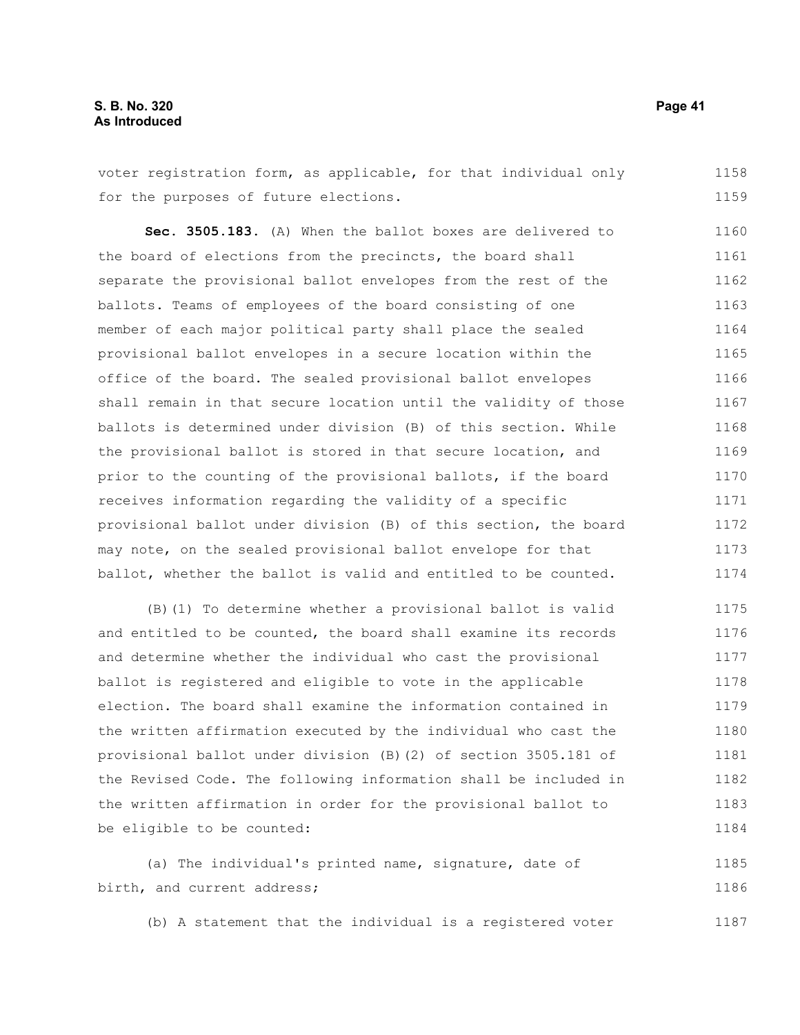voter registration form, as applicable, for that individual only for the purposes of future elections.

**Sec. 3505.183.** (A) When the ballot boxes are delivered to the board of elections from the precincts, the board shall separate the provisional ballot envelopes from the rest of the ballots. Teams of employees of the board consisting of one member of each major political party shall place the sealed provisional ballot envelopes in a secure location within the office of the board. The sealed provisional ballot envelopes shall remain in that secure location until the validity of those ballots is determined under division (B) of this section. While the provisional ballot is stored in that secure location, and prior to the counting of the provisional ballots, if the board receives information regarding the validity of a specific provisional ballot under division (B) of this section, the board may note, on the sealed provisional ballot envelope for that ballot, whether the ballot is valid and entitled to be counted.

(B)(1) To determine whether a provisional ballot is valid and entitled to be counted, the board shall examine its records and determine whether the individual who cast the provisional ballot is registered and eligible to vote in the applicable election. The board shall examine the information contained in the written affirmation executed by the individual who cast the provisional ballot under division (B)(2) of section 3505.181 of the Revised Code. The following information shall be included in the written affirmation in order for the provisional ballot to be eligible to be counted:

(a) The individual's printed name, signature, date of birth, and current address;

(b) A statement that the individual is a registered voter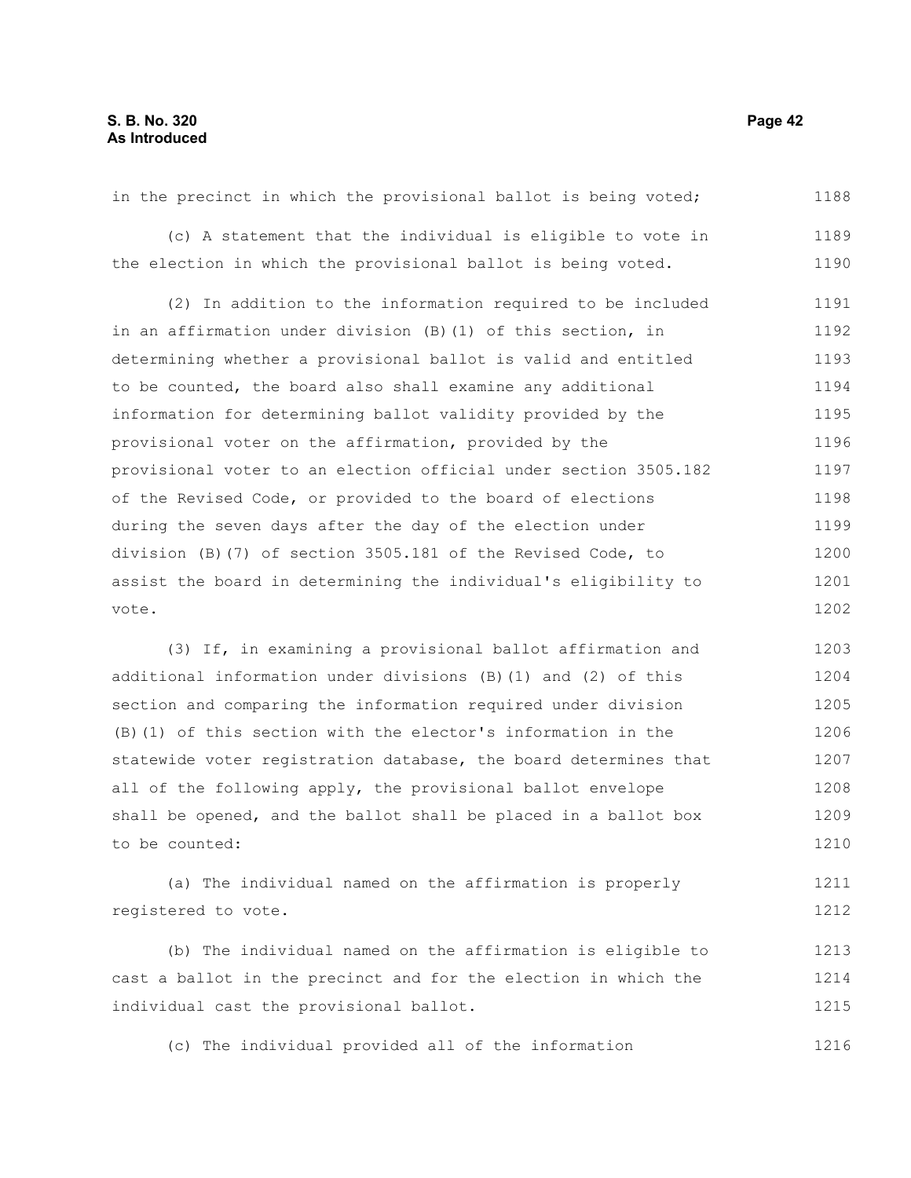in the precinct in which the provisional ballot is being voted;

(c) A statement that the individual is eligible to vote in the election in which the provisional ballot is being voted.

(2) In addition to the information required to be included in an affirmation under division (B)(1) of this section, in determining whether a provisional ballot is valid and entitled to be counted, the board also shall examine any additional information for determining ballot validity provided by the provisional voter on the affirmation, provided by the provisional voter to an election official under section 3505.182 of the Revised Code, or provided to the board of elections during the seven days after the day of the election under division (B)(7) of section 3505.181 of the Revised Code, to assist the board in determining the individual's eligibility to vote.

(3) If, in examining a provisional ballot affirmation and additional information under divisions (B)(1) and (2) of this section and comparing the information required under division (B)(1) of this section with the elector's information in the statewide voter registration database, the board determines that all of the following apply, the provisional ballot envelope shall be opened, and the ballot shall be placed in a ballot box to be counted:

(a) The individual named on the affirmation is properly registered to vote.

(b) The individual named on the affirmation is eligible to cast a ballot in the precinct and for the election in which the individual cast the provisional ballot.

(c) The individual provided all of the information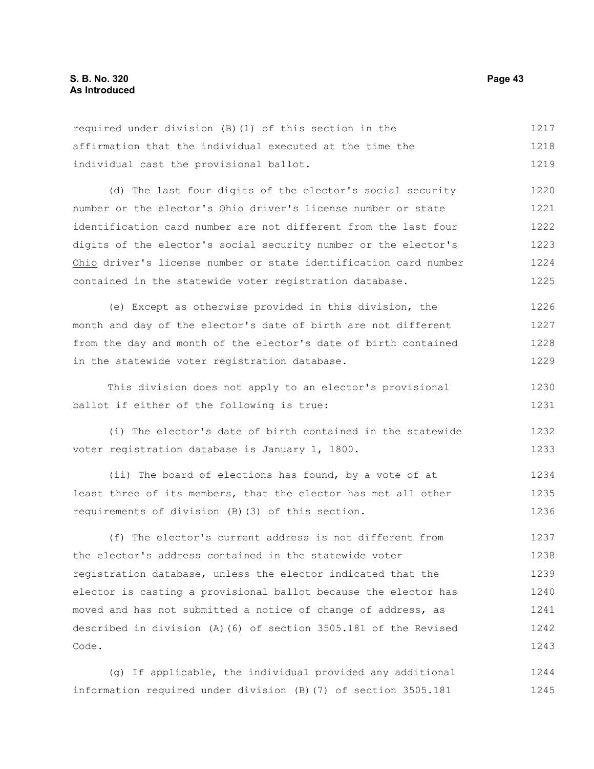required under division (B)(1) of this section in the affirmation that the individual executed at the time the individual cast the provisional ballot.

(d) The last four digits of the elector's social security number or the elector's <u>Ohio</u> driver's license number or state identification card number are not different from the last four digits of the elector's social security number or the elector's <u>Ohio</u> driver's license number or state identification card number contained in the statewide voter registration database.

(e) Except as otherwise provided in this division, the month and day of the elector's date of birth are not different from the day and month of the elector's date of birth contained in the statewide voter registration database.

This division does not apply to an elector's provisional ballot if either of the following is true:

(i) The elector's date of birth contained in the statewide voter registration database is January 1, 1800.

(ii) The board of elections has found, by a vote of at least three of its members, that the elector has met all other requirements of division (B)(3) of this section.

(f) The elector's current address is not different from the elector's address contained in the statewide voter registration database, unless the elector indicated that the elector is casting a provisional ballot because the elector has moved and has not submitted a notice of change of address, as described in division (A)(6) of section 3505.181 of the Revised Code.

(g) If applicable, the individual provided any additional information required under division (B)(7) of section 3505.181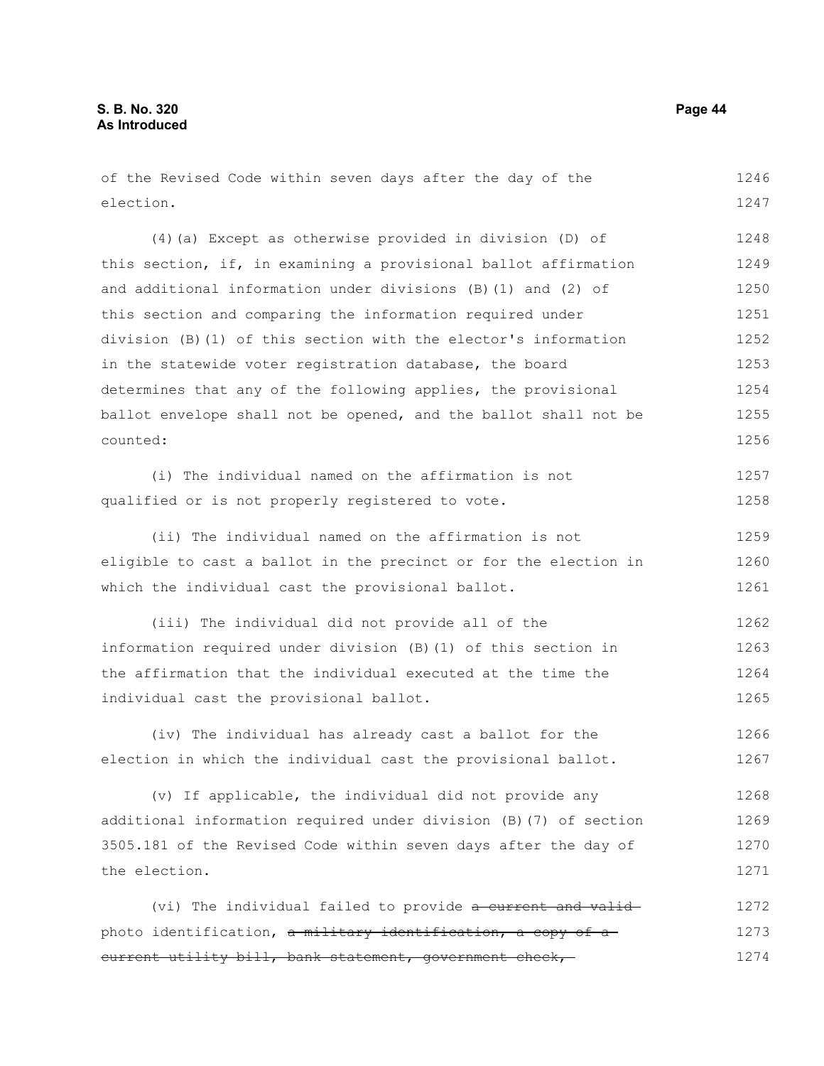of the Revised Code within seven days after the day of the election.

(4)(a) Except as otherwise provided in division (D) of this section, if, in examining a provisional ballot affirmation and additional information under divisions (B)(1) and (2) of this section and comparing the information required under division (B)(1) of this section with the elector's information in the statewide voter registration database, the board determines that any of the following applies, the provisional ballot envelope shall not be opened, and the ballot shall not be counted:

(i) The individual named on the affirmation is not qualified or is not properly registered to vote.

(ii) The individual named on the affirmation is not eligible to cast a ballot in the precinct or for the election in which the individual cast the provisional ballot.

(iii) The individual did not provide all of the information required under division (B)(1) of this section in the affirmation that the individual executed at the time the individual cast the provisional ballot.

(iv) The individual has already cast a ballot for the election in which the individual cast the provisional ballot.

(v) If applicable, the individual did not provide any additional information required under division (B)(7) of section 3505.181 of the Revised Code within seven days after the day of the election.

(vi) The individual failed to provide ~~a current and valid~~ photo identification, ~~a military identification, a copy of a current utility bill, bank statement, government check,~~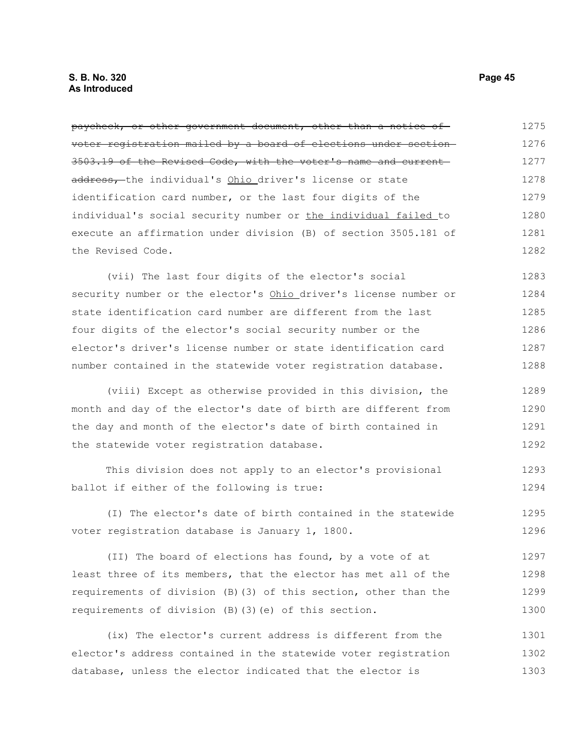~~paycheck, or other government document, other than a notice of voter registration mailed by a board of elections under section 3503.19 of the Revised Code, with the voter's name and current address,~~ the individual's Ohio driver's license or state identification card number, or the last four digits of the individual's social security number or the individual failed to execute an affirmation under division (B) of section 3505.181 of the Revised Code.

(vii) The last four digits of the elector's social security number or the elector's Ohio driver's license number or state identification card number are different from the last four digits of the elector's social security number or the elector's driver's license number or state identification card number contained in the statewide voter registration database.

(viii) Except as otherwise provided in this division, the month and day of the elector's date of birth are different from the day and month of the elector's date of birth contained in the statewide voter registration database.

This division does not apply to an elector's provisional ballot if either of the following is true:

(I) The elector's date of birth contained in the statewide voter registration database is January 1, 1800.

(II) The board of elections has found, by a vote of at least three of its members, that the elector has met all of the requirements of division (B)(3) of this section, other than the requirements of division (B)(3)(e) of this section.

(ix) The elector's current address is different from the elector's address contained in the statewide voter registration database, unless the elector indicated that the elector is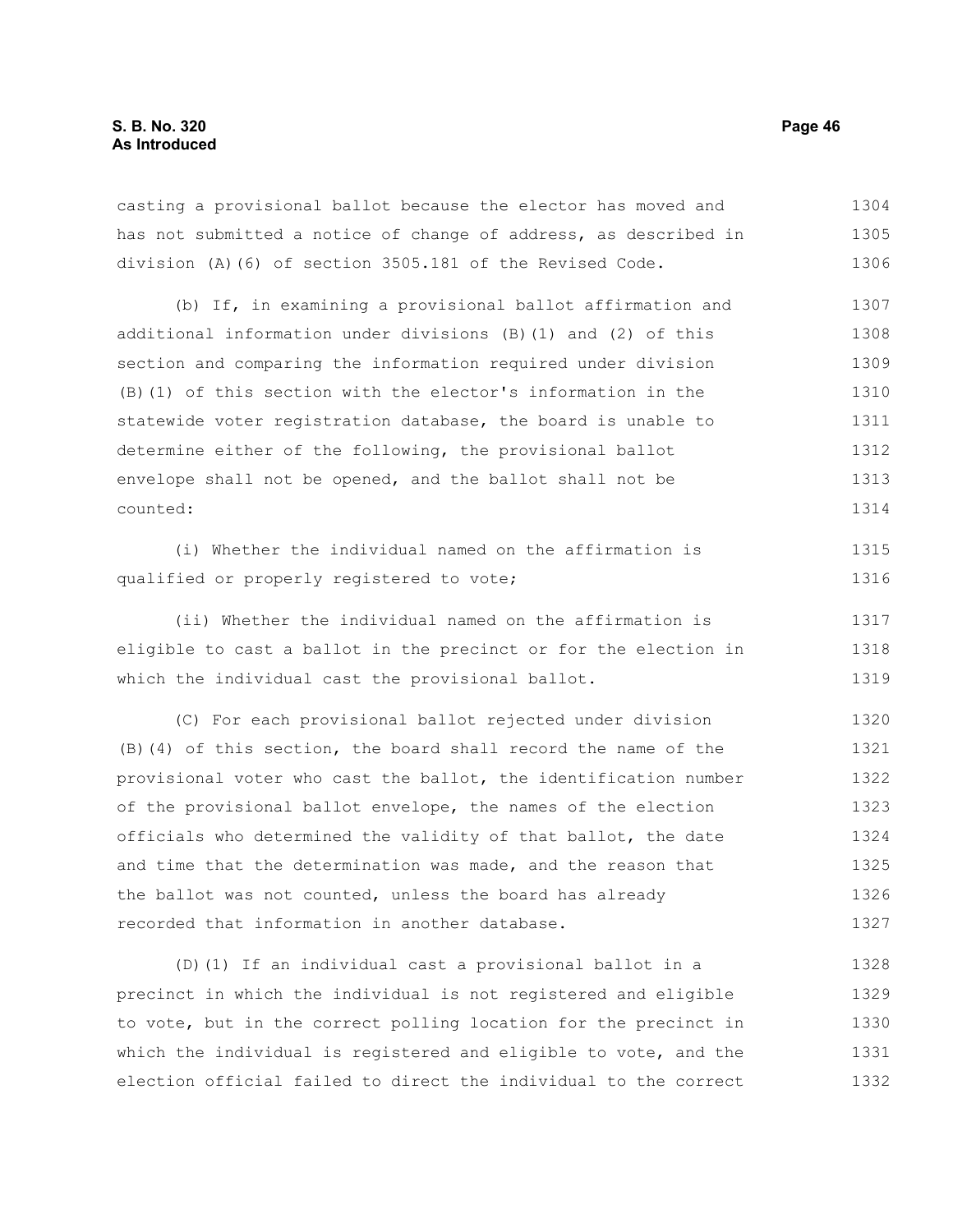casting a provisional ballot because the elector has moved and has not submitted a notice of change of address, as described in division (A)(6) of section 3505.181 of the Revised Code.

(b) If, in examining a provisional ballot affirmation and additional information under divisions (B)(1) and (2) of this section and comparing the information required under division (B)(1) of this section with the elector's information in the statewide voter registration database, the board is unable to determine either of the following, the provisional ballot envelope shall not be opened, and the ballot shall not be counted:

(i) Whether the individual named on the affirmation is qualified or properly registered to vote;

(ii) Whether the individual named on the affirmation is eligible to cast a ballot in the precinct or for the election in which the individual cast the provisional ballot.

(C) For each provisional ballot rejected under division (B)(4) of this section, the board shall record the name of the provisional voter who cast the ballot, the identification number of the provisional ballot envelope, the names of the election officials who determined the validity of that ballot, the date and time that the determination was made, and the reason that the ballot was not counted, unless the board has already recorded that information in another database.

(D)(1) If an individual cast a provisional ballot in a precinct in which the individual is not registered and eligible to vote, but in the correct polling location for the precinct in which the individual is registered and eligible to vote, and the election official failed to direct the individual to the correct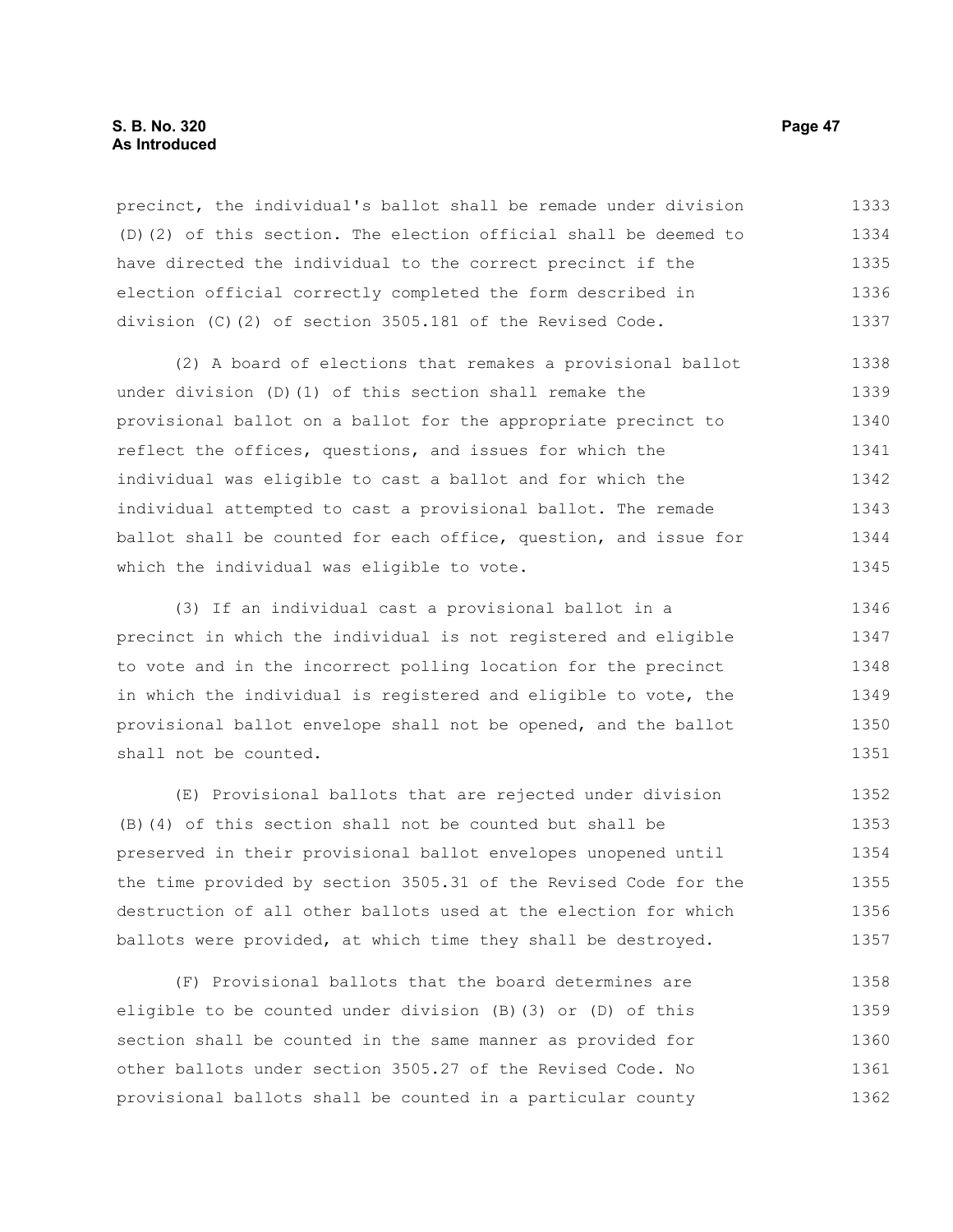precinct, the individual's ballot shall be remade under division (D)(2) of this section. The election official shall be deemed to have directed the individual to the correct precinct if the election official correctly completed the form described in division (C)(2) of section 3505.181 of the Revised Code.

(2) A board of elections that remakes a provisional ballot under division (D)(1) of this section shall remake the provisional ballot on a ballot for the appropriate precinct to reflect the offices, questions, and issues for which the individual was eligible to cast a ballot and for which the individual attempted to cast a provisional ballot. The remade ballot shall be counted for each office, question, and issue for which the individual was eligible to vote.

(3) If an individual cast a provisional ballot in a precinct in which the individual is not registered and eligible to vote and in the incorrect polling location for the precinct in which the individual is registered and eligible to vote, the provisional ballot envelope shall not be opened, and the ballot shall not be counted.

(E) Provisional ballots that are rejected under division (B)(4) of this section shall not be counted but shall be preserved in their provisional ballot envelopes unopened until the time provided by section 3505.31 of the Revised Code for the destruction of all other ballots used at the election for which ballots were provided, at which time they shall be destroyed.

(F) Provisional ballots that the board determines are eligible to be counted under division (B)(3) or (D) of this section shall be counted in the same manner as provided for other ballots under section 3505.27 of the Revised Code. No provisional ballots shall be counted in a particular county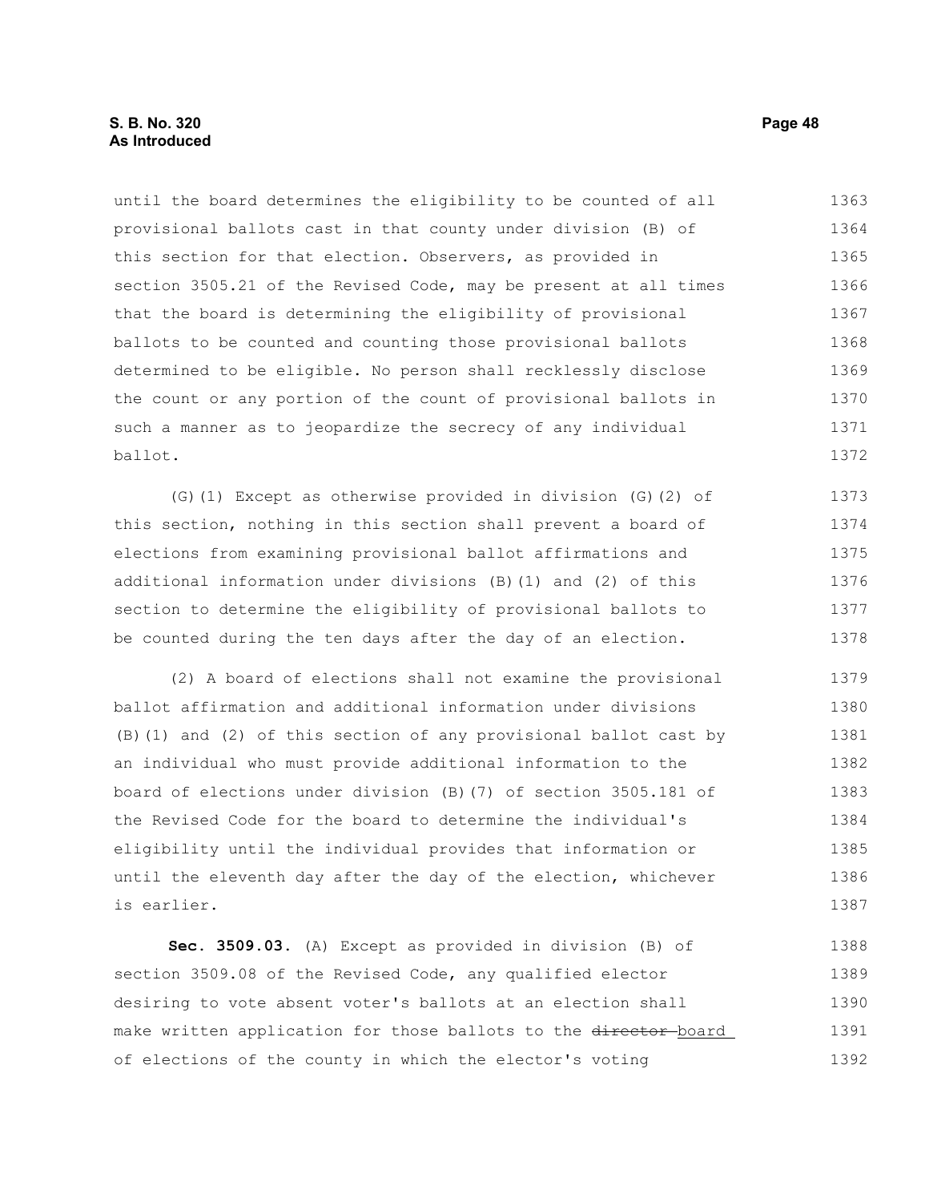until the board determines the eligibility to be counted of all provisional ballots cast in that county under division (B) of this section for that election. Observers, as provided in section 3505.21 of the Revised Code, may be present at all times that the board is determining the eligibility of provisional ballots to be counted and counting those provisional ballots determined to be eligible. No person shall recklessly disclose the count or any portion of the count of provisional ballots in such a manner as to jeopardize the secrecy of any individual ballot.

(G)(1) Except as otherwise provided in division (G)(2) of this section, nothing in this section shall prevent a board of elections from examining provisional ballot affirmations and additional information under divisions (B)(1) and (2) of this section to determine the eligibility of provisional ballots to be counted during the ten days after the day of an election.

(2) A board of elections shall not examine the provisional ballot affirmation and additional information under divisions (B)(1) and (2) of this section of any provisional ballot cast by an individual who must provide additional information to the board of elections under division (B)(7) of section 3505.181 of the Revised Code for the board to determine the individual's eligibility until the individual provides that information or until the eleventh day after the day of the election, whichever is earlier.

**Sec. 3509.03.** (A) Except as provided in division (B) of section 3509.08 of the Revised Code, any qualified elector desiring to vote absent voter's ballots at an election shall make written application for those ballots to the ~~director~~ board of elections of the county in which the elector's voting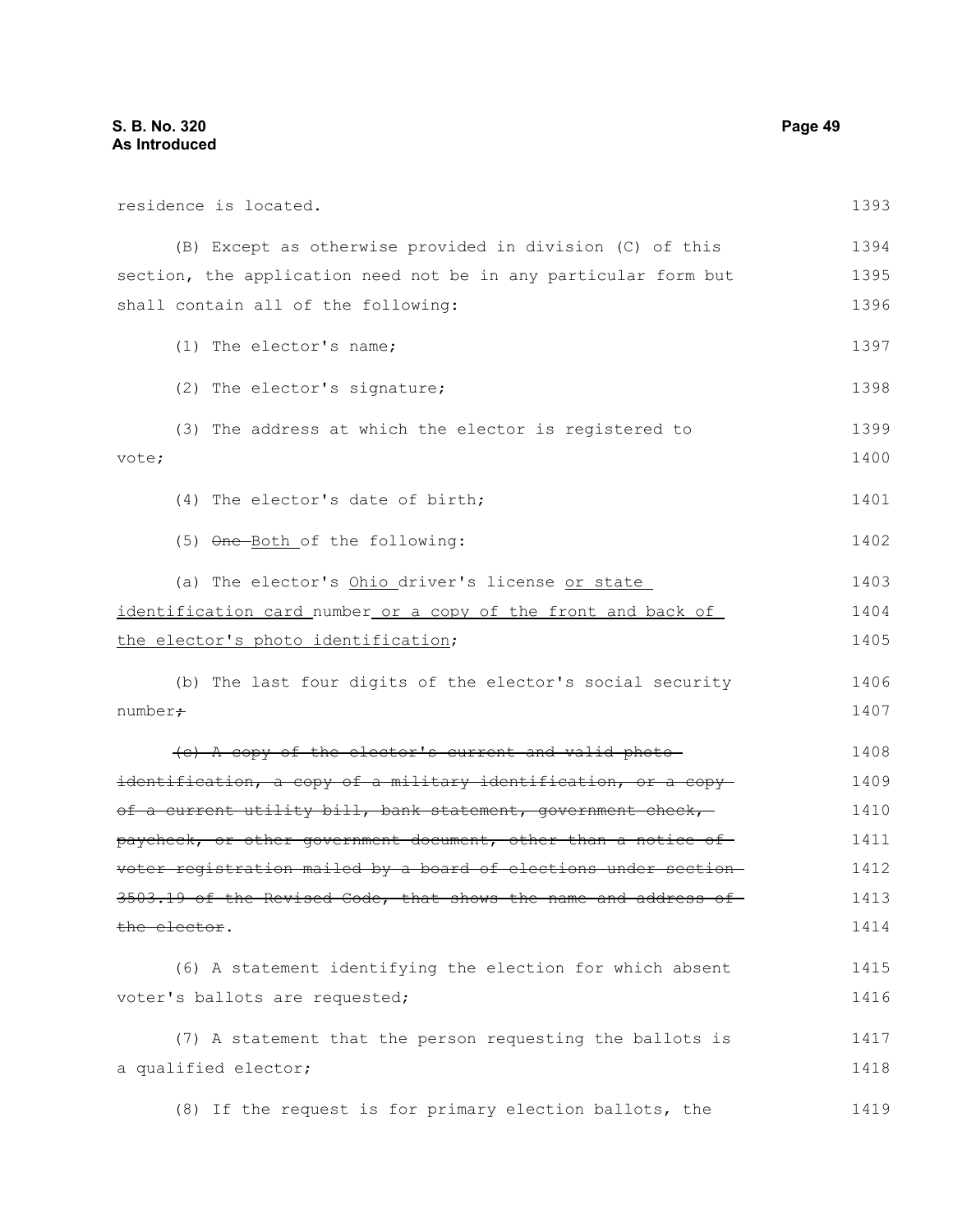residence is located.

(B) Except as otherwise provided in division (C) of this section, the application need not be in any particular form but shall contain all of the following:

(1) The elector's name;

(2) The elector's signature;

(3) The address at which the elector is registered to vote;

(4) The elector's date of birth;

(5) ~~One~~ Both of the following:

(a) The elector's Ohio driver's license or state identification card number or a copy of the front and back of the elector's photo identification;

(b) The last four digits of the elector's social security number~~;~~

~~(c) A copy of the elector's current and valid photo identification, a copy of a military identification, or a copy of a current utility bill, bank statement, government check, paycheck, or other government document, other than a notice of voter registration mailed by a board of elections under section 3503.19 of the Revised Code, that shows the name and address of the elector~~.

(6) A statement identifying the election for which absent voter's ballots are requested;

(7) A statement that the person requesting the ballots is a qualified elector;

(8) If the request is for primary election ballots, the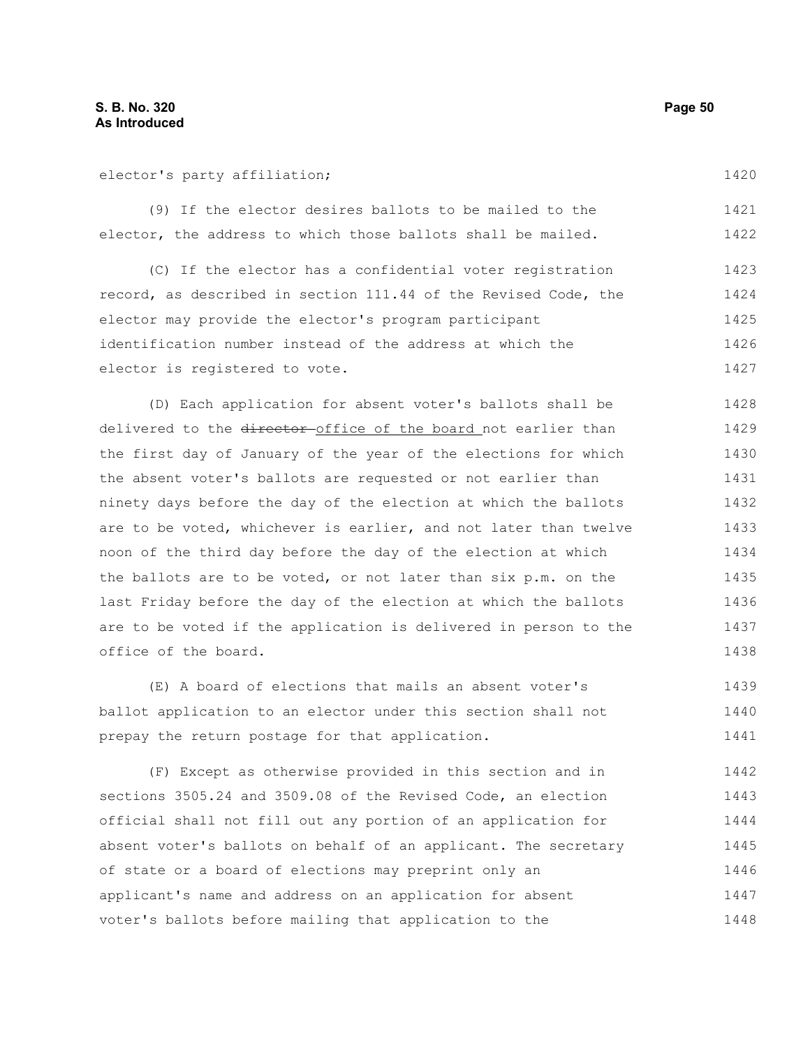elector's party affiliation;

(9) If the elector desires ballots to be mailed to the elector, the address to which those ballots shall be mailed.

(C) If the elector has a confidential voter registration record, as described in section 111.44 of the Revised Code, the elector may provide the elector's program participant identification number instead of the address at which the elector is registered to vote.

(D) Each application for absent voter's ballots shall be delivered to the ~~director~~ office of the board not earlier than the first day of January of the year of the elections for which the absent voter's ballots are requested or not earlier than ninety days before the day of the election at which the ballots are to be voted, whichever is earlier, and not later than twelve noon of the third day before the day of the election at which the ballots are to be voted, or not later than six p.m. on the last Friday before the day of the election at which the ballots are to be voted if the application is delivered in person to the office of the board.

(E) A board of elections that mails an absent voter's ballot application to an elector under this section shall not prepay the return postage for that application.

(F) Except as otherwise provided in this section and in sections 3505.24 and 3509.08 of the Revised Code, an election official shall not fill out any portion of an application for absent voter's ballots on behalf of an applicant. The secretary of state or a board of elections may preprint only an applicant's name and address on an application for absent voter's ballots before mailing that application to the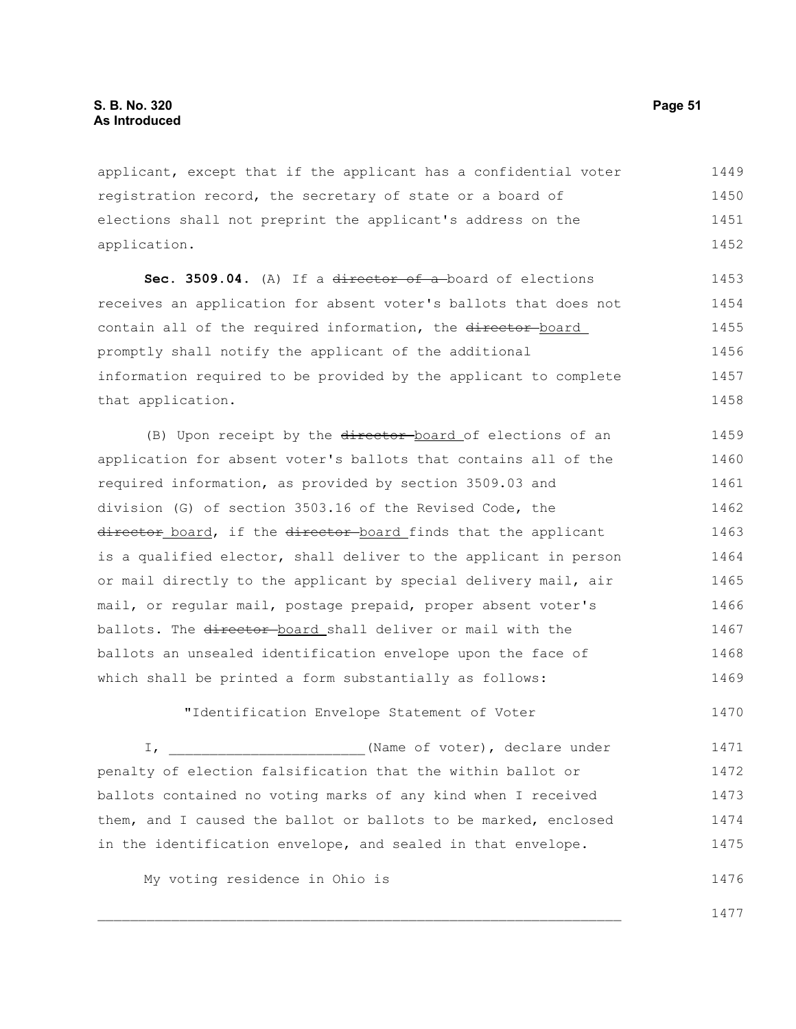applicant, except that if the applicant has a confidential voter registration record, the secretary of state or a board of elections shall not preprint the applicant's address on the application.

**Sec. 3509.04.** (A) If a ~~director of a~~ board of elections receives an application for absent voter's ballots that does not contain all of the required information, the ~~director~~ board promptly shall notify the applicant of the additional information required to be provided by the applicant to complete that application.

(B) Upon receipt by the ~~director~~ board of elections of an application for absent voter's ballots that contains all of the required information, as provided by section 3509.03 and division (G) of section 3503.16 of the Revised Code, the ~~director~~ board, if the ~~director~~ board finds that the applicant is a qualified elector, shall deliver to the applicant in person or mail directly to the applicant by special delivery mail, air mail, or regular mail, postage prepaid, proper absent voter's ballots. The ~~director~~ board shall deliver or mail with the ballots an unsealed identification envelope upon the face of which shall be printed a form substantially as follows:

"Identification Envelope Statement of Voter

I, _______________________(Name of voter), declare under penalty of election falsification that the within ballot or ballots contained no voting marks of any kind when I received them, and I caused the ballot or ballots to be marked, enclosed in the identification envelope, and sealed in that envelope.

My voting residence in Ohio is

_________________________________________________________________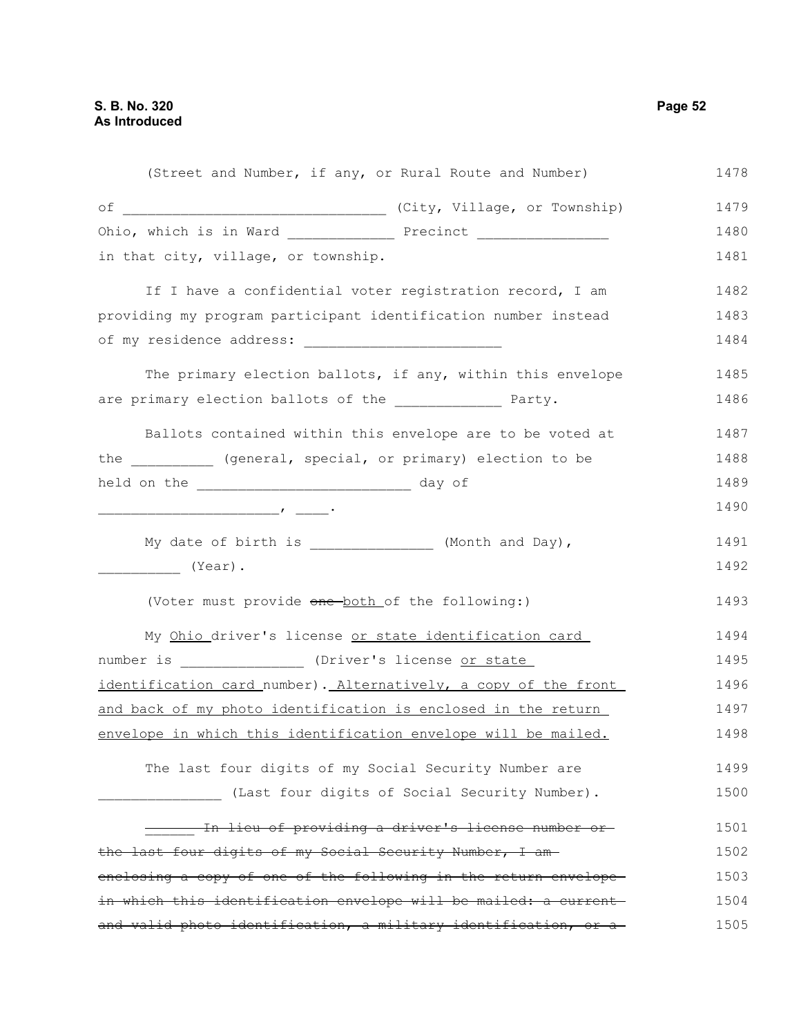(Street and Number, if any, or Rural Route and Number)

of ______________________________ (City, Village, or Township) Ohio, which is in Ward ____________ Precinct _______________ in that city, village, or township.

If I have a confidential voter registration record, I am providing my program participant identification number instead of my residence address: _______________________

The primary election ballots, if any, within this envelope are primary election ballots of the ____________ Party.

Ballots contained within this envelope are to be voted at the _________ (general, special, or primary) election to be held on the ________________________ day of _____________________, ____.

My date of birth is ______________ (Month and Day), _________ (Year).

(Voter must provide ~~one~~ <u>both</u> of the following:)

My <u>Ohio</u> driver's license <u>or state identification card</u> number is ______________ (Driver's license <u>or state identification card</u> number)<u>. Alternatively, a copy of the front and back of my photo identification is enclosed in the return envelope in which this identification envelope will be mailed.</u>

The last four digits of my Social Security Number are ______________ (Last four digits of Social Security Number).

~~______ In lieu of providing a driver's license number or the last four digits of my Social Security Number, I am enclosing a copy of one of the following in the return envelope in which this identification envelope will be mailed: a current and valid photo identification, a military identification, or a~~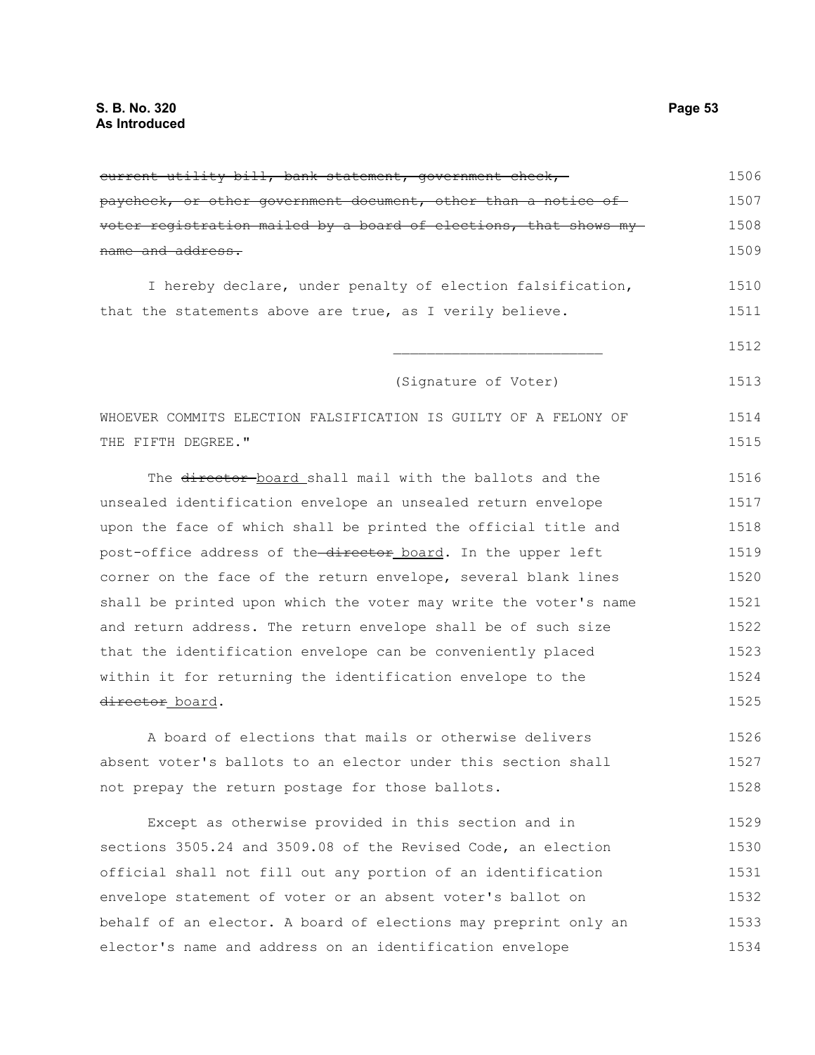~~current utility bill, bank statement, government check, paycheck, or other government document, other than a notice of voter registration mailed by a board of elections, that shows my name and address.~~

I hereby declare, under penalty of election falsification, that the statements above are true, as I verily believe.

________________________

(Signature of Voter)

WHOEVER COMMITS ELECTION FALSIFICATION IS GUILTY OF A FELONY OF THE FIFTH DEGREE."

The ~~director~~ board shall mail with the ballots and the unsealed identification envelope an unsealed return envelope upon the face of which shall be printed the official title and post-office address of the ~~director~~ board. In the upper left corner on the face of the return envelope, several blank lines shall be printed upon which the voter may write the voter's name and return address. The return envelope shall be of such size that the identification envelope can be conveniently placed within it for returning the identification envelope to the ~~director~~ board.

A board of elections that mails or otherwise delivers absent voter's ballots to an elector under this section shall not prepay the return postage for those ballots.

Except as otherwise provided in this section and in sections 3505.24 and 3509.08 of the Revised Code, an election official shall not fill out any portion of an identification envelope statement of voter or an absent voter's ballot on behalf of an elector. A board of elections may preprint only an elector's name and address on an identification envelope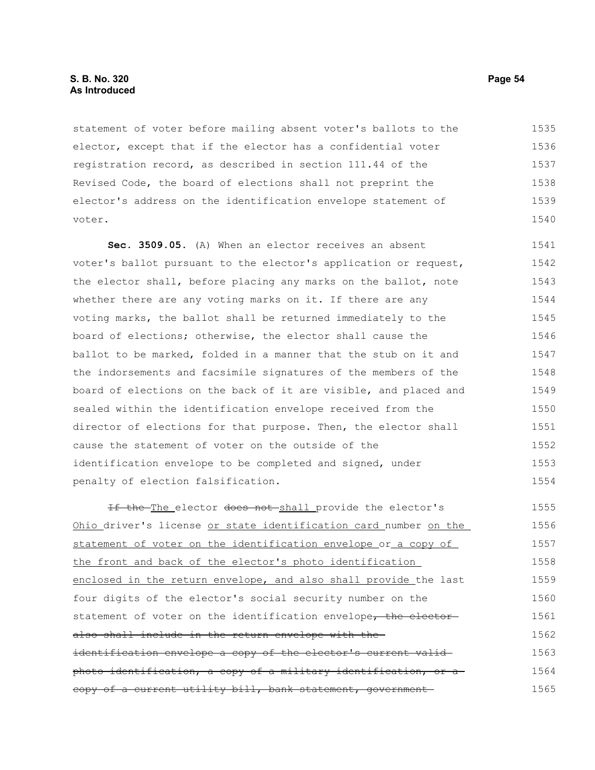statement of voter before mailing absent voter's ballots to the elector, except that if the elector has a confidential voter registration record, as described in section 111.44 of the Revised Code, the board of elections shall not preprint the elector's address on the identification envelope statement of voter.

**Sec. 3509.05.** (A) When an elector receives an absent voter's ballot pursuant to the elector's application or request, the elector shall, before placing any marks on the ballot, note whether there are any voting marks on it. If there are any voting marks, the ballot shall be returned immediately to the board of elections; otherwise, the elector shall cause the ballot to be marked, folded in a manner that the stub on it and the indorsements and facsimile signatures of the members of the board of elections on the back of it are visible, and placed and sealed within the identification envelope received from the director of elections for that purpose. Then, the elector shall cause the statement of voter on the outside of the identification envelope to be completed and signed, under penalty of election falsification.

~~If the~~ <u>The</u> elector ~~does not~~ <u>shall</u> provide the elector's <u>Ohio</u> driver's license <u>or state identification card</u> number <u>on the statement of voter on the identification envelope</u> or <u>a copy of the front and back of the elector's photo identification enclosed in the return envelope, and also shall provide</u> the last four digits of the elector's social security number on the statement of voter on the identification envelope~~, the elector also shall include in the return envelope with the identification envelope a copy of the elector's current valid photo identification, a copy of a military identification, or a copy of a current utility bill, bank statement, government~~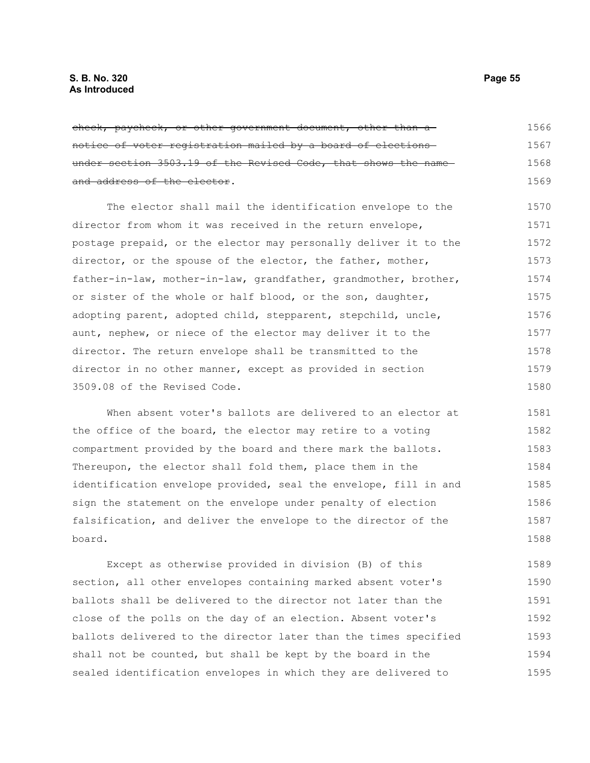~~check, paycheck, or other government document, other than a notice of voter registration mailed by a board of elections under section 3503.19 of the Revised Code, that shows the name and address of the elector~~.

The elector shall mail the identification envelope to the director from whom it was received in the return envelope, postage prepaid, or the elector may personally deliver it to the director, or the spouse of the elector, the father, mother, father-in-law, mother-in-law, grandfather, grandmother, brother, or sister of the whole or half blood, or the son, daughter, adopting parent, adopted child, stepparent, stepchild, uncle, aunt, nephew, or niece of the elector may deliver it to the director. The return envelope shall be transmitted to the director in no other manner, except as provided in section 3509.08 of the Revised Code.

When absent voter's ballots are delivered to an elector at the office of the board, the elector may retire to a voting compartment provided by the board and there mark the ballots. Thereupon, the elector shall fold them, place them in the identification envelope provided, seal the envelope, fill in and sign the statement on the envelope under penalty of election falsification, and deliver the envelope to the director of the board.

Except as otherwise provided in division (B) of this section, all other envelopes containing marked absent voter's ballots shall be delivered to the director not later than the close of the polls on the day of an election. Absent voter's ballots delivered to the director later than the times specified shall not be counted, but shall be kept by the board in the sealed identification envelopes in which they are delivered to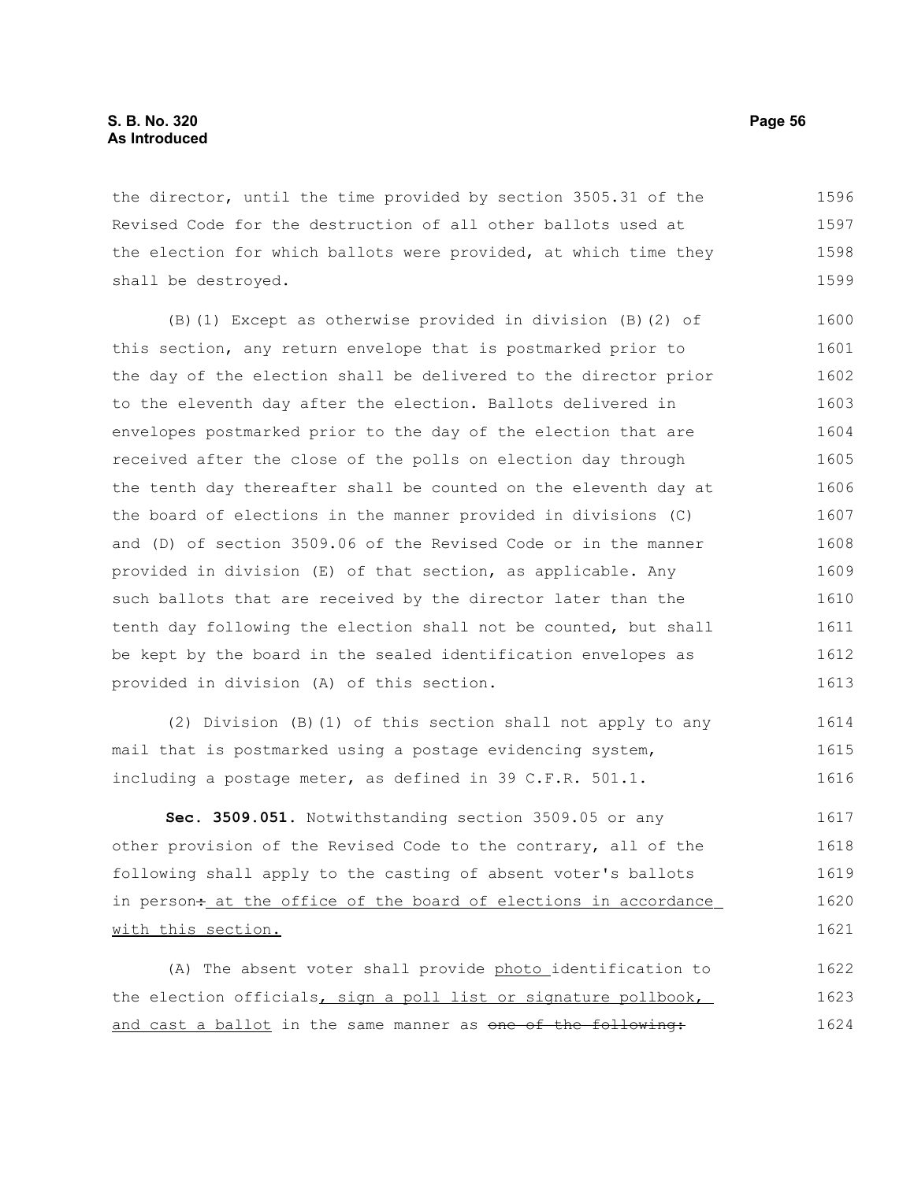the director, until the time provided by section 3505.31 of the Revised Code for the destruction of all other ballots used at the election for which ballots were provided, at which time they shall be destroyed.

(B)(1) Except as otherwise provided in division (B)(2) of this section, any return envelope that is postmarked prior to the day of the election shall be delivered to the director prior to the eleventh day after the election. Ballots delivered in envelopes postmarked prior to the day of the election that are received after the close of the polls on election day through the tenth day thereafter shall be counted on the eleventh day at the board of elections in the manner provided in divisions (C) and (D) of section 3509.06 of the Revised Code or in the manner provided in division (E) of that section, as applicable. Any such ballots that are received by the director later than the tenth day following the election shall not be counted, but shall be kept by the board in the sealed identification envelopes as provided in division (A) of this section.

(2) Division (B)(1) of this section shall not apply to any mail that is postmarked using a postage evidencing system, including a postage meter, as defined in 39 C.F.R. 501.1.

**Sec. 3509.051.** Notwithstanding section 3509.05 or any other provision of the Revised Code to the contrary, all of the following shall apply to the casting of absent voter's ballots in person~~:~~ at the office of the board of elections in accordance with this section.

(A) The absent voter shall provide photo identification to the election officials, sign a poll list or signature pollbook, and cast a ballot in the same manner as ~~one of the following:~~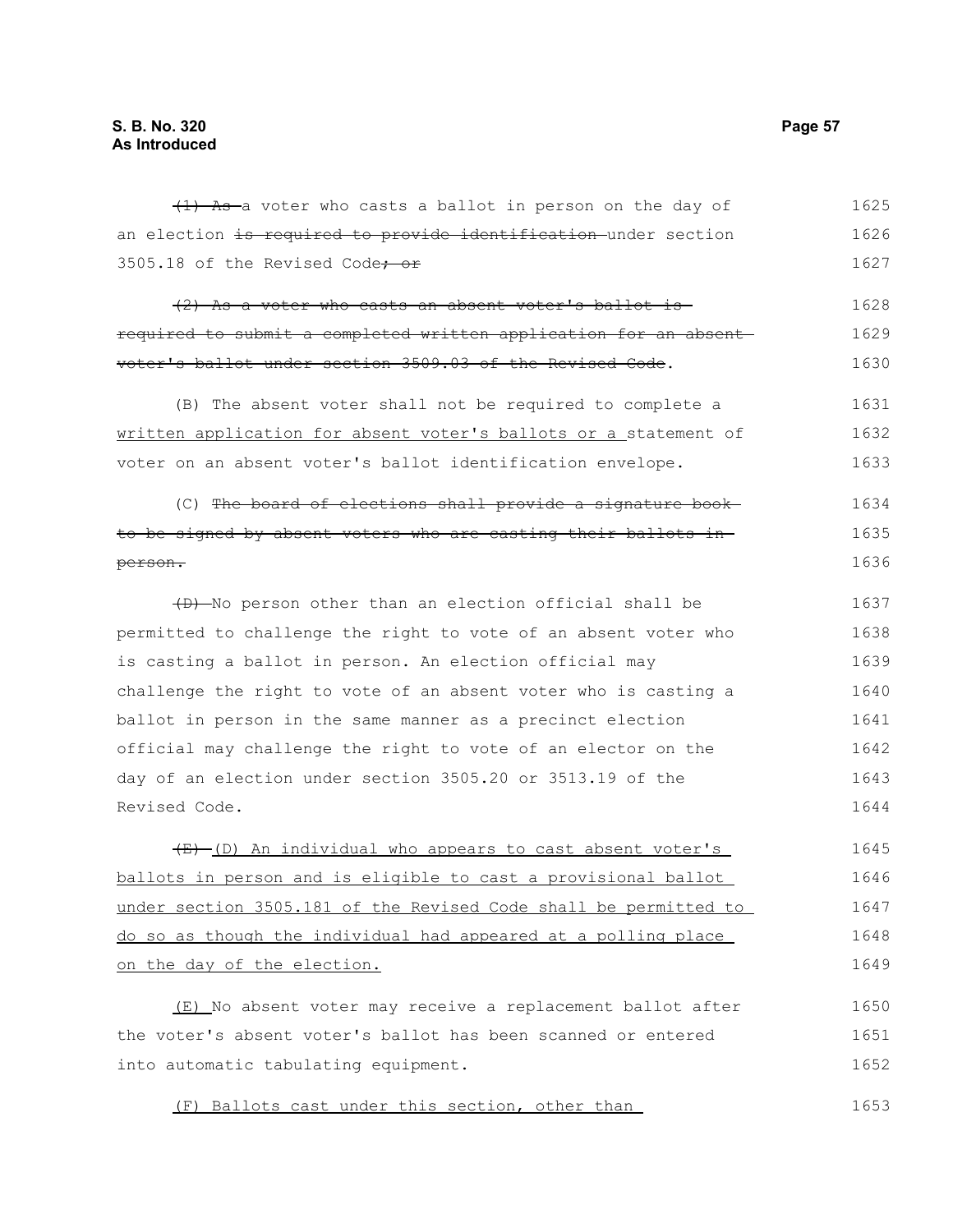~~(1) As~~ a voter who casts a ballot in person on the day of an election ~~is required to provide identification~~ under section 3505.18 of the Revised Code~~; or~~

~~(2) As a voter who casts an absent voter's ballot is required to submit a completed written application for an absent voter's ballot under section 3509.03 of the Revised Code~~.

(B) The absent voter shall not be required to complete a <u>written application for absent voter's ballots or a</u> statement of voter on an absent voter's ballot identification envelope.

(C) ~~The board of elections shall provide a signature book to be signed by absent voters who are casting their ballots in person.~~

~~(D)~~ No person other than an election official shall be permitted to challenge the right to vote of an absent voter who is casting a ballot in person. An election official may challenge the right to vote of an absent voter who is casting a ballot in person in the same manner as a precinct election official may challenge the right to vote of an elector on the day of an election under section 3505.20 or 3513.19 of the Revised Code.

~~(E)~~ <u>(D) An individual who appears to cast absent voter's ballots in person and is eligible to cast a provisional ballot under section 3505.181 of the Revised Code shall be permitted to do so as though the individual had appeared at a polling place on the day of the election.</u>

<u>(E)</u> No absent voter may receive a replacement ballot after the voter's absent voter's ballot has been scanned or entered into automatic tabulating equipment.

<u>(F) Ballots cast under this section, other than</u>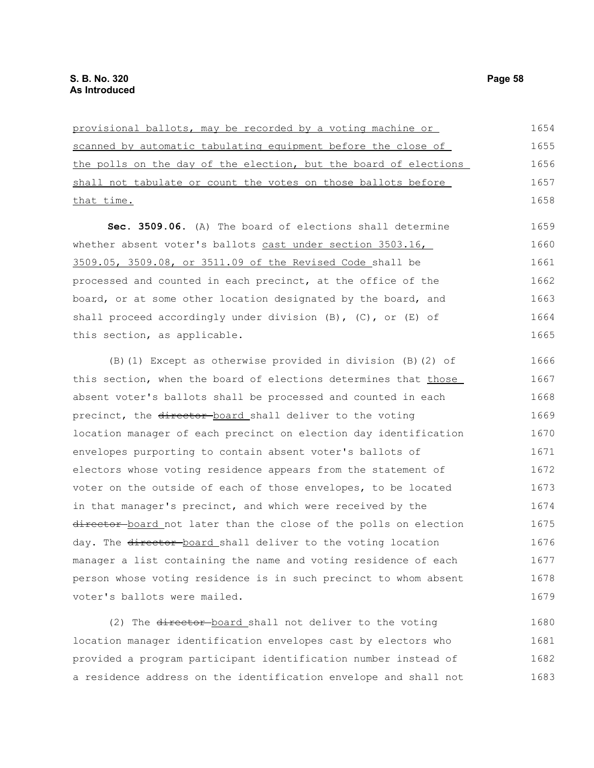provisional ballots, may be recorded by a voting machine or scanned by automatic tabulating equipment before the close of the polls on the day of the election, but the board of elections shall not tabulate or count the votes on those ballots before that time.

**Sec. 3509.06.** (A) The board of elections shall determine whether absent voter's ballots cast under section 3503.16, 3509.05, 3509.08, or 3511.09 of the Revised Code shall be processed and counted in each precinct, at the office of the board, or at some other location designated by the board, and shall proceed accordingly under division (B), (C), or (E) of this section, as applicable.

(B)(1) Except as otherwise provided in division (B)(2) of this section, when the board of elections determines that those absent voter's ballots shall be processed and counted in each precinct, the ~~director~~ board shall deliver to the voting location manager of each precinct on election day identification envelopes purporting to contain absent voter's ballots of electors whose voting residence appears from the statement of voter on the outside of each of those envelopes, to be located in that manager's precinct, and which were received by the ~~director~~ board not later than the close of the polls on election day. The ~~director~~ board shall deliver to the voting location manager a list containing the name and voting residence of each person whose voting residence is in such precinct to whom absent voter's ballots were mailed.

(2) The ~~director~~ board shall not deliver to the voting location manager identification envelopes cast by electors who provided a program participant identification number instead of a residence address on the identification envelope and shall not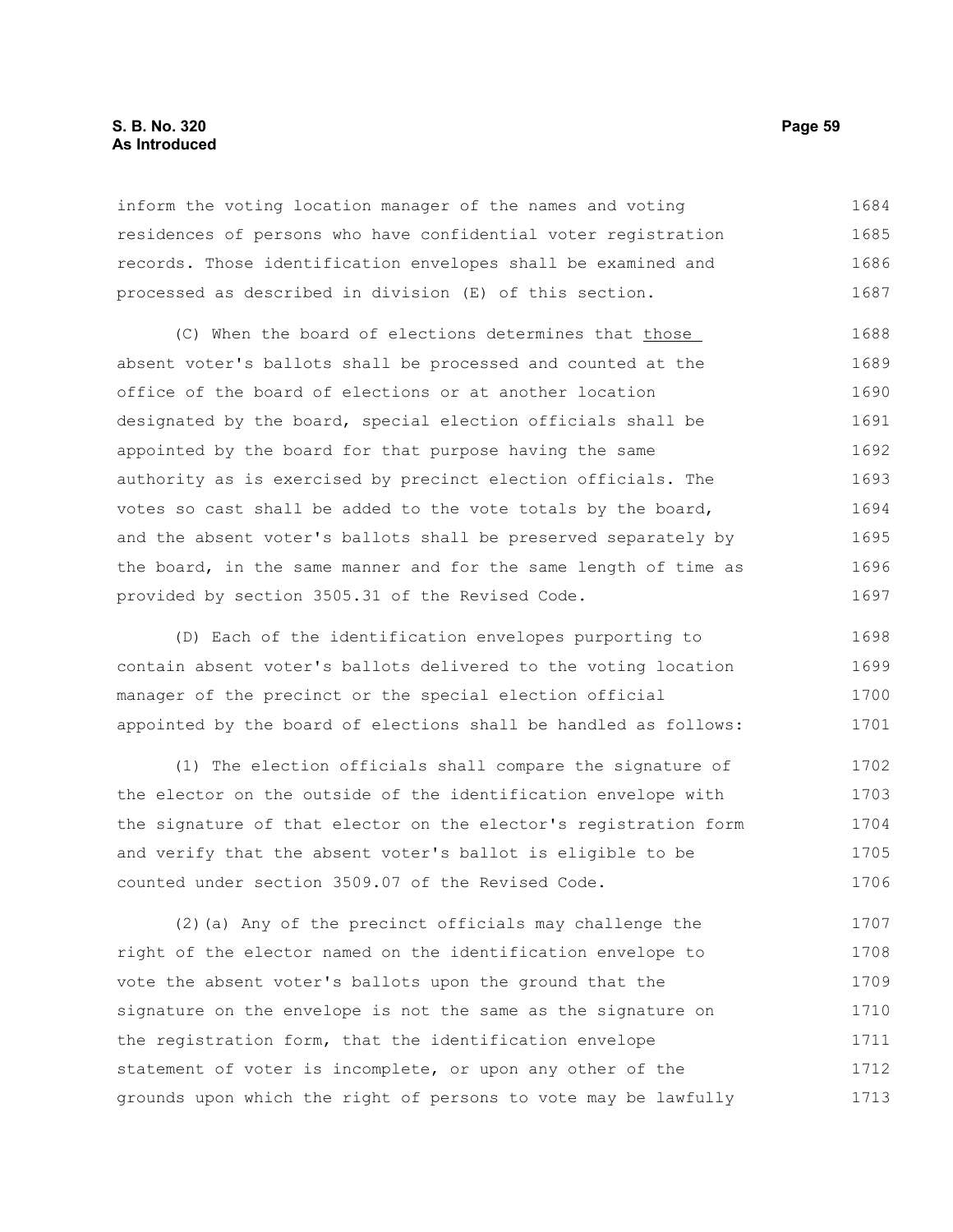inform the voting location manager of the names and voting residences of persons who have confidential voter registration records. Those identification envelopes shall be examined and processed as described in division (E) of this section.

(C) When the board of elections determines that <u>those</u> absent voter's ballots shall be processed and counted at the office of the board of elections or at another location designated by the board, special election officials shall be appointed by the board for that purpose having the same authority as is exercised by precinct election officials. The votes so cast shall be added to the vote totals by the board, and the absent voter's ballots shall be preserved separately by the board, in the same manner and for the same length of time as provided by section 3505.31 of the Revised Code.

(D) Each of the identification envelopes purporting to contain absent voter's ballots delivered to the voting location manager of the precinct or the special election official appointed by the board of elections shall be handled as follows:

(1) The election officials shall compare the signature of the elector on the outside of the identification envelope with the signature of that elector on the elector's registration form and verify that the absent voter's ballot is eligible to be counted under section 3509.07 of the Revised Code.

(2)(a) Any of the precinct officials may challenge the right of the elector named on the identification envelope to vote the absent voter's ballots upon the ground that the signature on the envelope is not the same as the signature on the registration form, that the identification envelope statement of voter is incomplete, or upon any other of the grounds upon which the right of persons to vote may be lawfully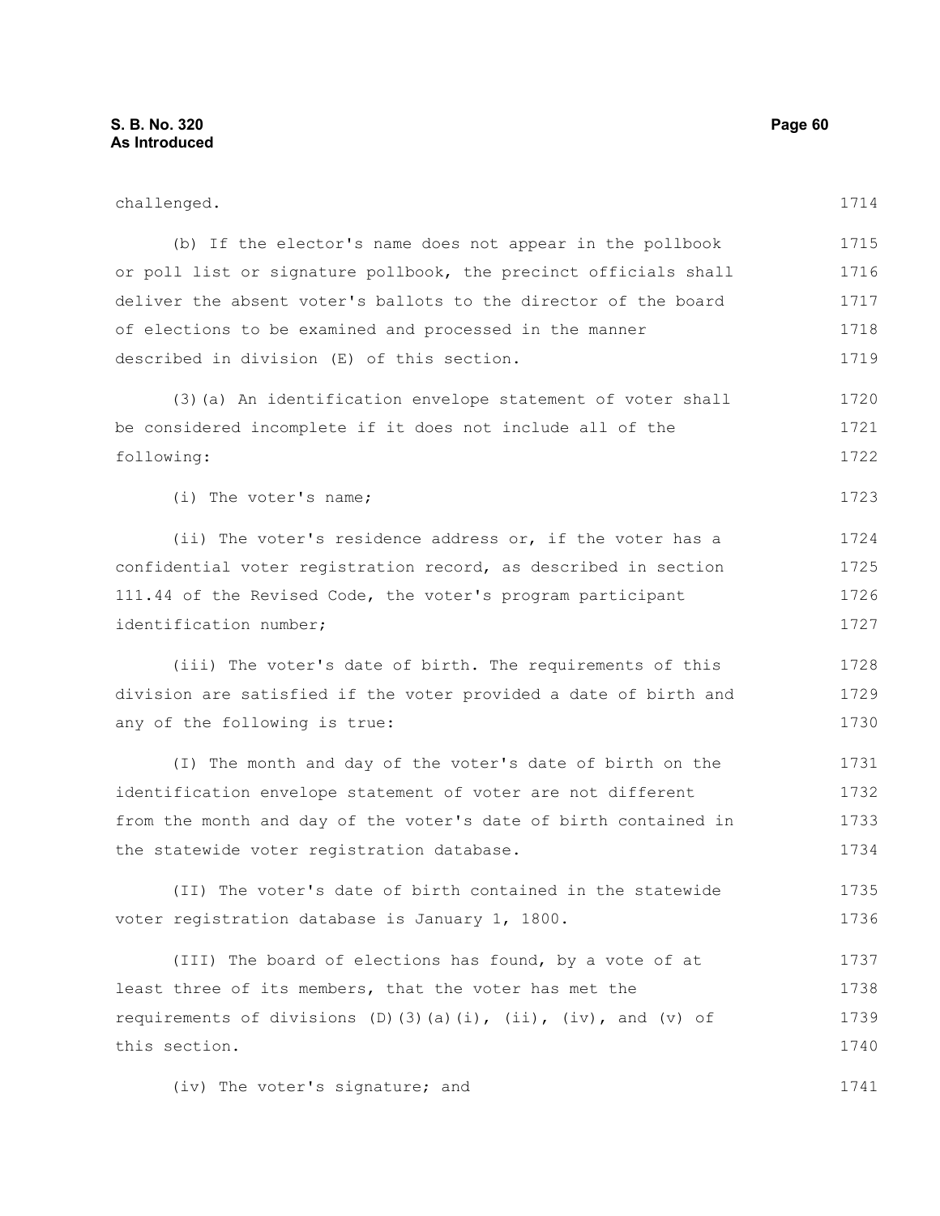challenged.

(b) If the elector's name does not appear in the pollbook or poll list or signature pollbook, the precinct officials shall deliver the absent voter's ballots to the director of the board of elections to be examined and processed in the manner described in division (E) of this section.

(3)(a) An identification envelope statement of voter shall be considered incomplete if it does not include all of the following:

(i) The voter's name;

(ii) The voter's residence address or, if the voter has a confidential voter registration record, as described in section 111.44 of the Revised Code, the voter's program participant identification number;

(iii) The voter's date of birth. The requirements of this division are satisfied if the voter provided a date of birth and any of the following is true:

(I) The month and day of the voter's date of birth on the identification envelope statement of voter are not different from the month and day of the voter's date of birth contained in the statewide voter registration database.

(II) The voter's date of birth contained in the statewide voter registration database is January 1, 1800.

(III) The board of elections has found, by a vote of at least three of its members, that the voter has met the requirements of divisions (D)(3)(a)(i), (ii), (iv), and (v) of this section.

(iv) The voter's signature; and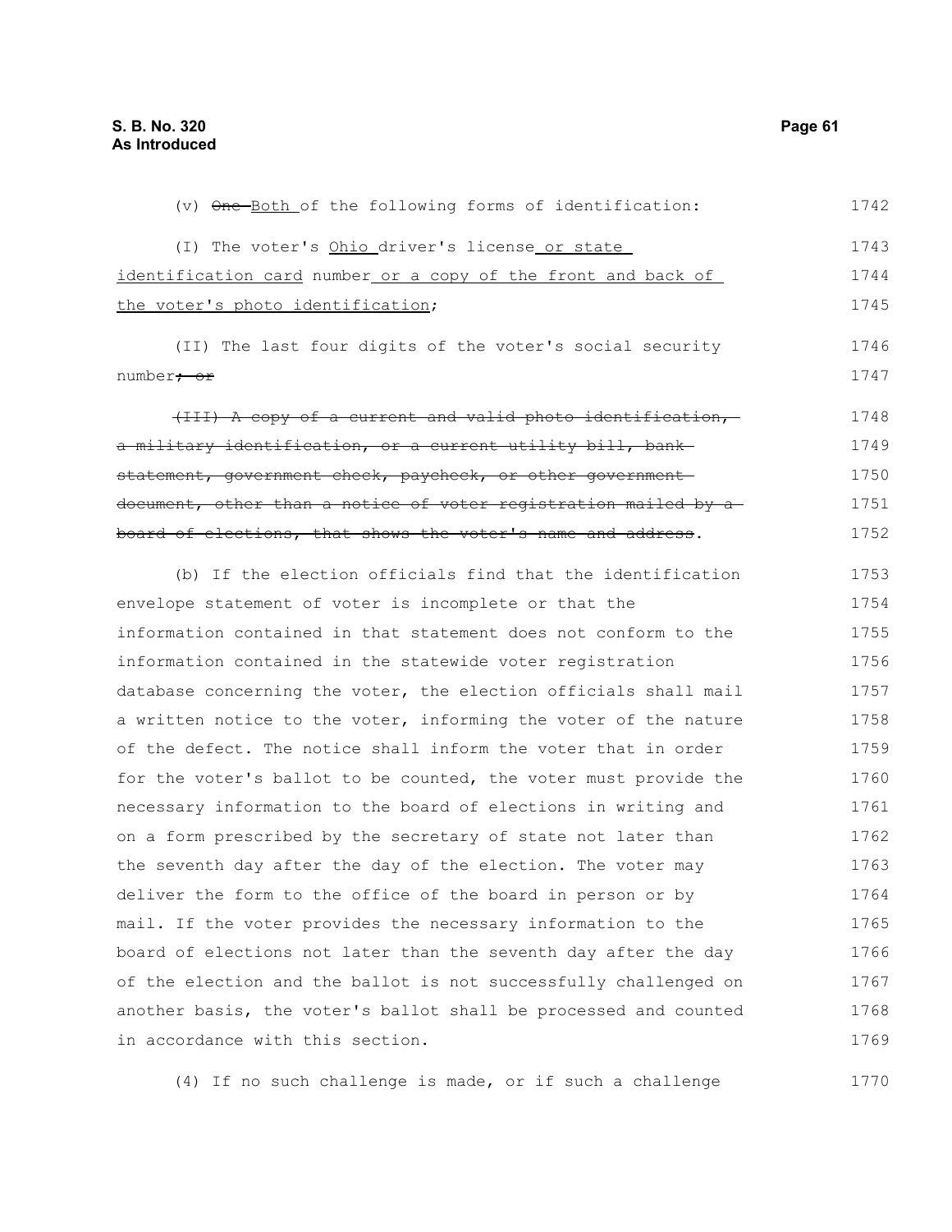(v) ~~One~~ Both of the following forms of identification:

(I) The voter's Ohio driver's license or state identification card number or a copy of the front and back of the voter's photo identification;

(II) The last four digits of the voter's social security number~~; or~~

~~(III) A copy of a current and valid photo identification, a military identification, or a current utility bill, bank statement, government check, paycheck, or other government document, other than a notice of voter registration mailed by a board of elections, that shows the voter's name and address~~.

(b) If the election officials find that the identification envelope statement of voter is incomplete or that the information contained in that statement does not conform to the information contained in the statewide voter registration database concerning the voter, the election officials shall mail a written notice to the voter, informing the voter of the nature of the defect. The notice shall inform the voter that in order for the voter's ballot to be counted, the voter must provide the necessary information to the board of elections in writing and on a form prescribed by the secretary of state not later than the seventh day after the day of the election. The voter may deliver the form to the office of the board in person or by mail. If the voter provides the necessary information to the board of elections not later than the seventh day after the day of the election and the ballot is not successfully challenged on another basis, the voter's ballot shall be processed and counted in accordance with this section.

(4) If no such challenge is made, or if such a challenge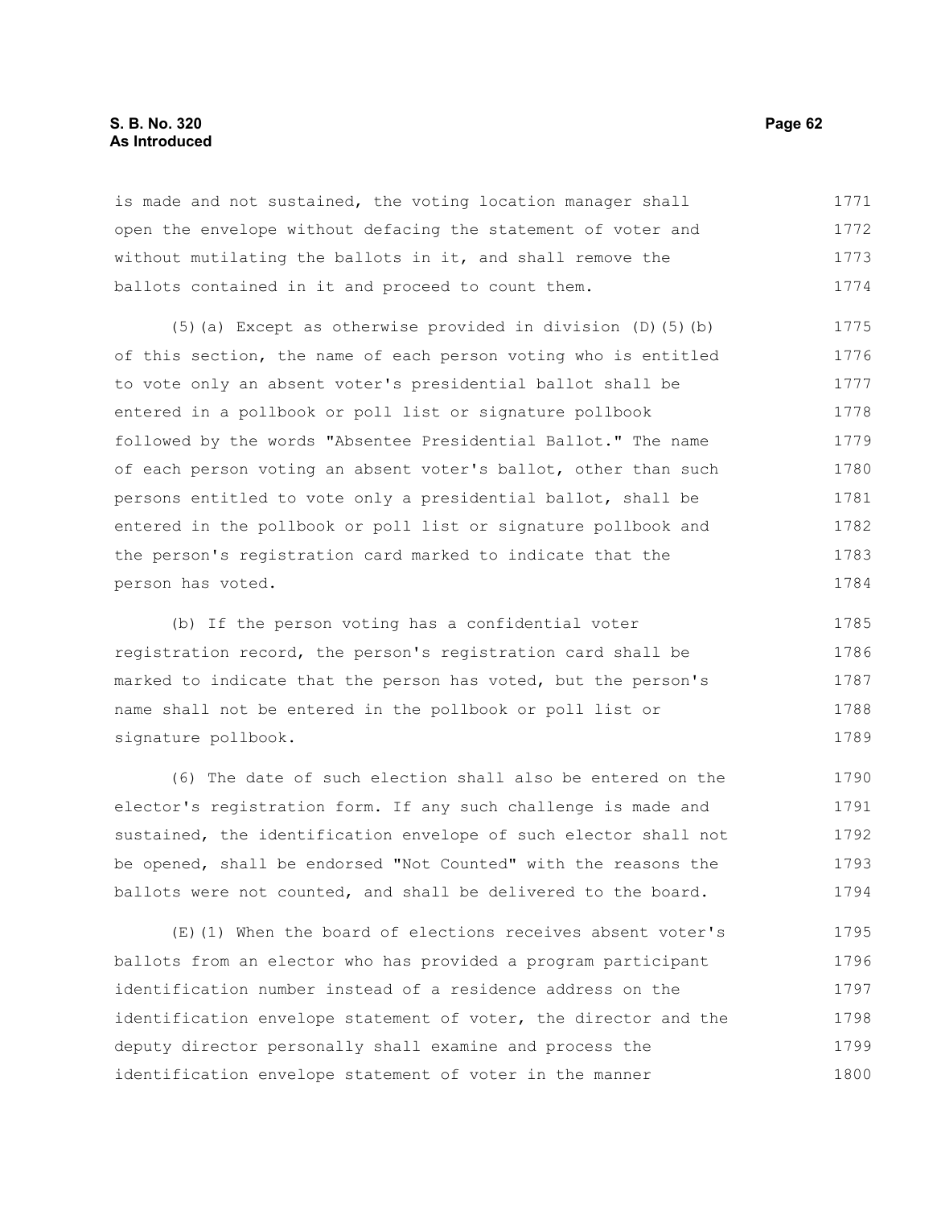is made and not sustained, the voting location manager shall open the envelope without defacing the statement of voter and without mutilating the ballots in it, and shall remove the ballots contained in it and proceed to count them.

(5)(a) Except as otherwise provided in division (D)(5)(b) of this section, the name of each person voting who is entitled to vote only an absent voter's presidential ballot shall be entered in a pollbook or poll list or signature pollbook followed by the words "Absentee Presidential Ballot." The name of each person voting an absent voter's ballot, other than such persons entitled to vote only a presidential ballot, shall be entered in the pollbook or poll list or signature pollbook and the person's registration card marked to indicate that the person has voted.

(b) If the person voting has a confidential voter registration record, the person's registration card shall be marked to indicate that the person has voted, but the person's name shall not be entered in the pollbook or poll list or signature pollbook.

(6) The date of such election shall also be entered on the elector's registration form. If any such challenge is made and sustained, the identification envelope of such elector shall not be opened, shall be endorsed "Not Counted" with the reasons the ballots were not counted, and shall be delivered to the board.

(E)(1) When the board of elections receives absent voter's ballots from an elector who has provided a program participant identification number instead of a residence address on the identification envelope statement of voter, the director and the deputy director personally shall examine and process the identification envelope statement of voter in the manner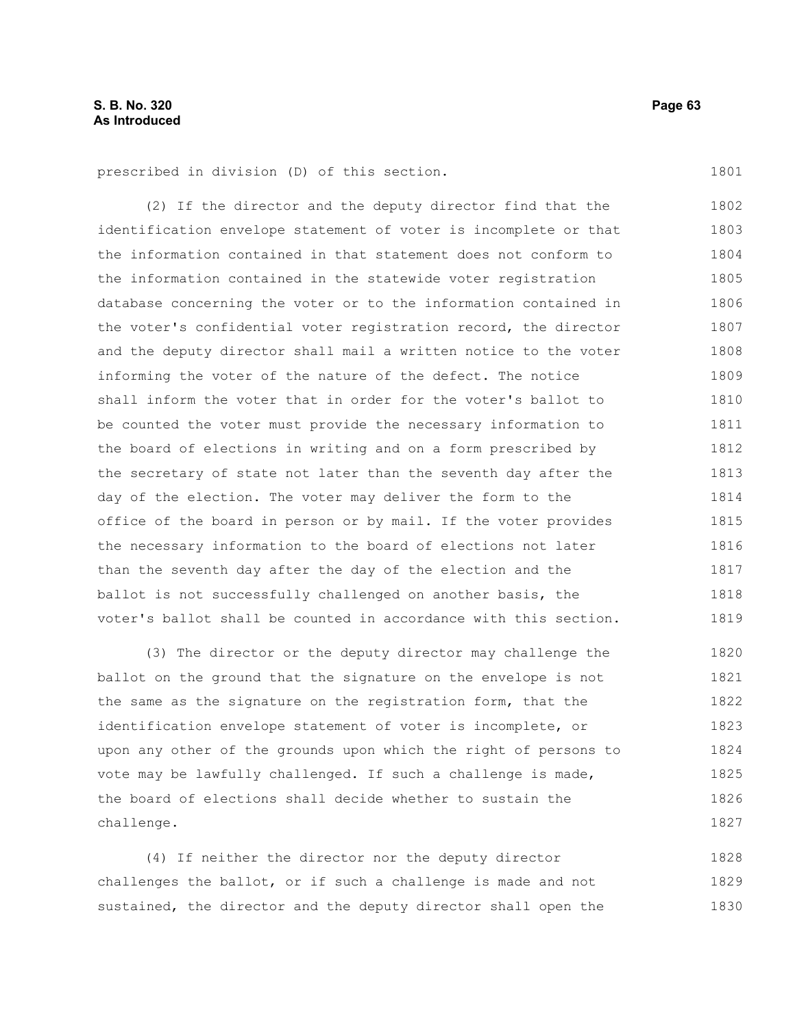prescribed in division (D) of this section.

(2) If the director and the deputy director find that the identification envelope statement of voter is incomplete or that the information contained in that statement does not conform to the information contained in the statewide voter registration database concerning the voter or to the information contained in the voter's confidential voter registration record, the director and the deputy director shall mail a written notice to the voter informing the voter of the nature of the defect. The notice shall inform the voter that in order for the voter's ballot to be counted the voter must provide the necessary information to the board of elections in writing and on a form prescribed by the secretary of state not later than the seventh day after the day of the election. The voter may deliver the form to the office of the board in person or by mail. If the voter provides the necessary information to the board of elections not later than the seventh day after the day of the election and the ballot is not successfully challenged on another basis, the voter's ballot shall be counted in accordance with this section.

(3) The director or the deputy director may challenge the ballot on the ground that the signature on the envelope is not the same as the signature on the registration form, that the identification envelope statement of voter is incomplete, or upon any other of the grounds upon which the right of persons to vote may be lawfully challenged. If such a challenge is made, the board of elections shall decide whether to sustain the challenge.

(4) If neither the director nor the deputy director challenges the ballot, or if such a challenge is made and not sustained, the director and the deputy director shall open the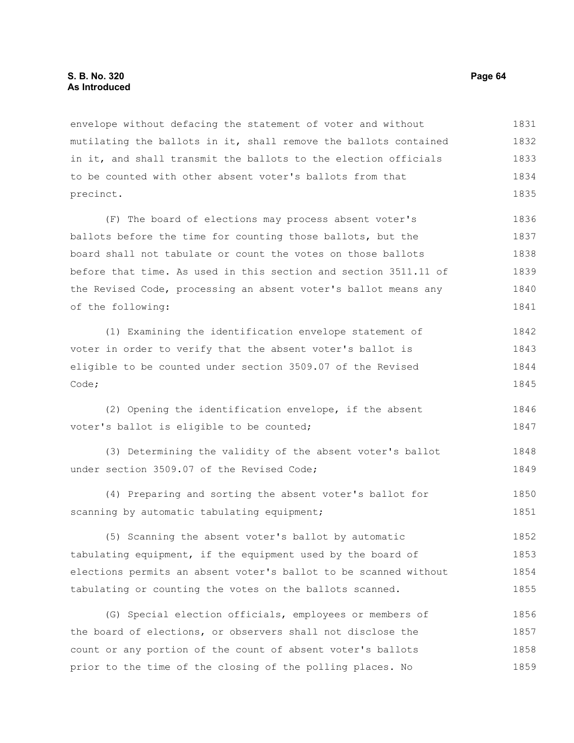envelope without defacing the statement of voter and without mutilating the ballots in it, shall remove the ballots contained in it, and shall transmit the ballots to the election officials to be counted with other absent voter's ballots from that precinct.

(F) The board of elections may process absent voter's ballots before the time for counting those ballots, but the board shall not tabulate or count the votes on those ballots before that time. As used in this section and section 3511.11 of the Revised Code, processing an absent voter's ballot means any of the following:

(1) Examining the identification envelope statement of voter in order to verify that the absent voter's ballot is eligible to be counted under section 3509.07 of the Revised Code;

(2) Opening the identification envelope, if the absent voter's ballot is eligible to be counted;

(3) Determining the validity of the absent voter's ballot under section 3509.07 of the Revised Code;

(4) Preparing and sorting the absent voter's ballot for scanning by automatic tabulating equipment;

(5) Scanning the absent voter's ballot by automatic tabulating equipment, if the equipment used by the board of elections permits an absent voter's ballot to be scanned without tabulating or counting the votes on the ballots scanned.

(G) Special election officials, employees or members of the board of elections, or observers shall not disclose the count or any portion of the count of absent voter's ballots prior to the time of the closing of the polling places. No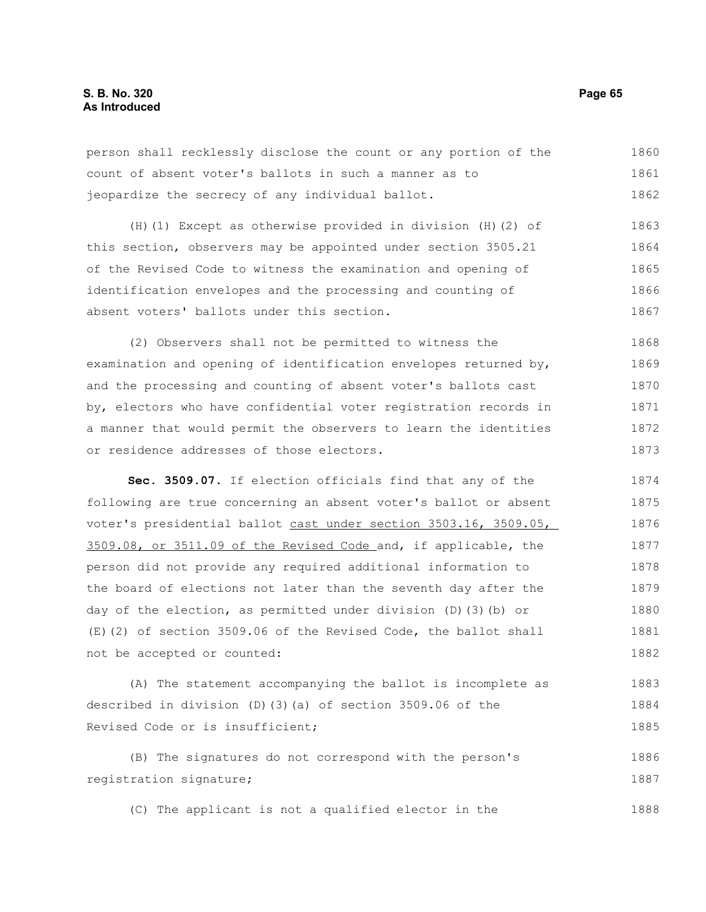person shall recklessly disclose the count or any portion of the count of absent voter's ballots in such a manner as to jeopardize the secrecy of any individual ballot.

(H)(1) Except as otherwise provided in division (H)(2) of this section, observers may be appointed under section 3505.21 of the Revised Code to witness the examination and opening of identification envelopes and the processing and counting of absent voters' ballots under this section.

(2) Observers shall not be permitted to witness the examination and opening of identification envelopes returned by, and the processing and counting of absent voter's ballots cast by, electors who have confidential voter registration records in a manner that would permit the observers to learn the identities or residence addresses of those electors.

**Sec. 3509.07.** If election officials find that any of the following are true concerning an absent voter's ballot or absent voter's presidential ballot <u>cast under section 3503.16, 3509.05, 3509.08, or 3511.09 of the Revised Code</u> and, if applicable, the person did not provide any required additional information to the board of elections not later than the seventh day after the day of the election, as permitted under division (D)(3)(b) or (E)(2) of section 3509.06 of the Revised Code, the ballot shall not be accepted or counted:

(A) The statement accompanying the ballot is incomplete as described in division (D)(3)(a) of section 3509.06 of the Revised Code or is insufficient;

(B) The signatures do not correspond with the person's registration signature;

(C) The applicant is not a qualified elector in the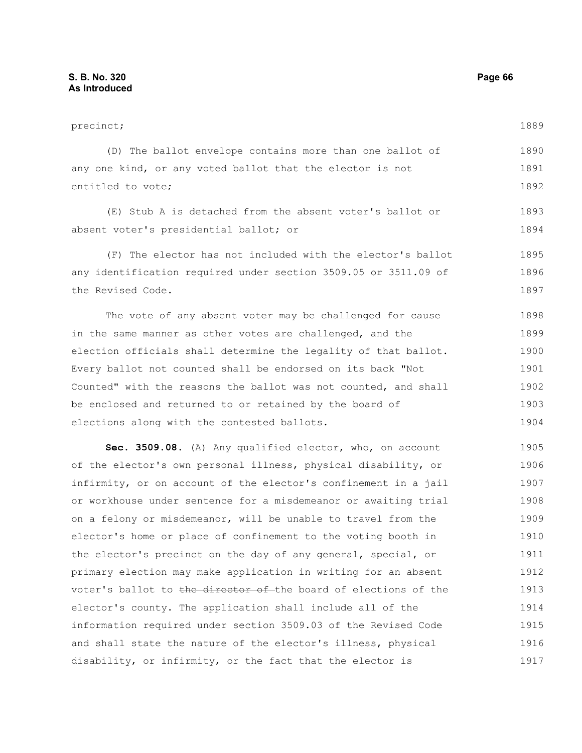precinct;

(D) The ballot envelope contains more than one ballot of any one kind, or any voted ballot that the elector is not entitled to vote;

(E) Stub A is detached from the absent voter's ballot or absent voter's presidential ballot; or

(F) The elector has not included with the elector's ballot any identification required under section 3509.05 or 3511.09 of the Revised Code.

The vote of any absent voter may be challenged for cause in the same manner as other votes are challenged, and the election officials shall determine the legality of that ballot. Every ballot not counted shall be endorsed on its back "Not Counted" with the reasons the ballot was not counted, and shall be enclosed and returned to or retained by the board of elections along with the contested ballots.

**Sec. 3509.08.** (A) Any qualified elector, who, on account of the elector's own personal illness, physical disability, or infirmity, or on account of the elector's confinement in a jail or workhouse under sentence for a misdemeanor or awaiting trial on a felony or misdemeanor, will be unable to travel from the elector's home or place of confinement to the voting booth in the elector's precinct on the day of any general, special, or primary election may make application in writing for an absent voter's ballot to ~~the director of~~ the board of elections of the elector's county. The application shall include all of the information required under section 3509.03 of the Revised Code and shall state the nature of the elector's illness, physical disability, or infirmity, or the fact that the elector is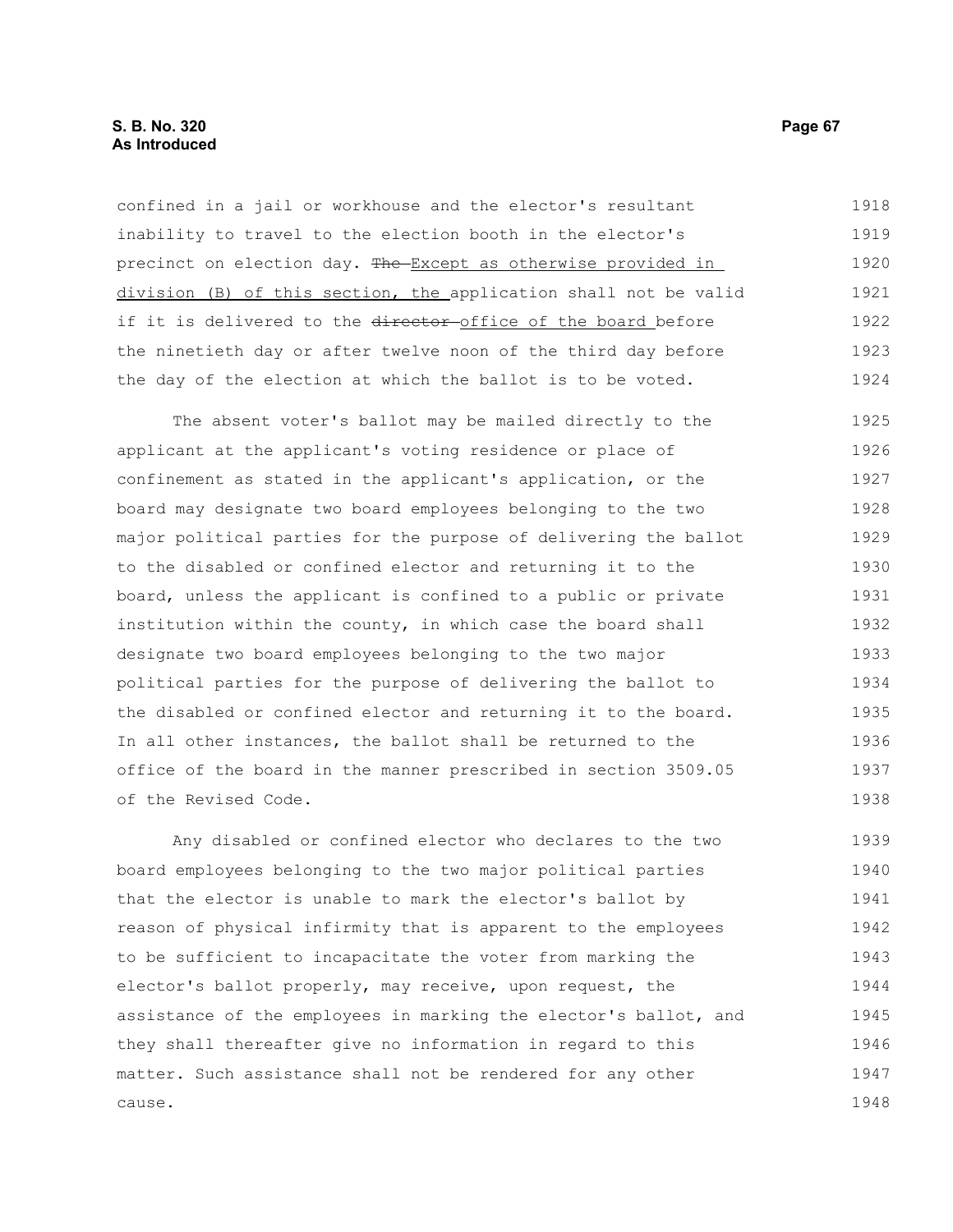confined in a jail or workhouse and the elector's resultant inability to travel to the election booth in the elector's precinct on election day. ~~The~~ Except as otherwise provided in division (B) of this section, the application shall not be valid if it is delivered to the ~~director~~ office of the board before the ninetieth day or after twelve noon of the third day before the day of the election at which the ballot is to be voted.

The absent voter's ballot may be mailed directly to the applicant at the applicant's voting residence or place of confinement as stated in the applicant's application, or the board may designate two board employees belonging to the two major political parties for the purpose of delivering the ballot to the disabled or confined elector and returning it to the board, unless the applicant is confined to a public or private institution within the county, in which case the board shall designate two board employees belonging to the two major political parties for the purpose of delivering the ballot to the disabled or confined elector and returning it to the board. In all other instances, the ballot shall be returned to the office of the board in the manner prescribed in section 3509.05 of the Revised Code.

Any disabled or confined elector who declares to the two board employees belonging to the two major political parties that the elector is unable to mark the elector's ballot by reason of physical infirmity that is apparent to the employees to be sufficient to incapacitate the voter from marking the elector's ballot properly, may receive, upon request, the assistance of the employees in marking the elector's ballot, and they shall thereafter give no information in regard to this matter. Such assistance shall not be rendered for any other cause.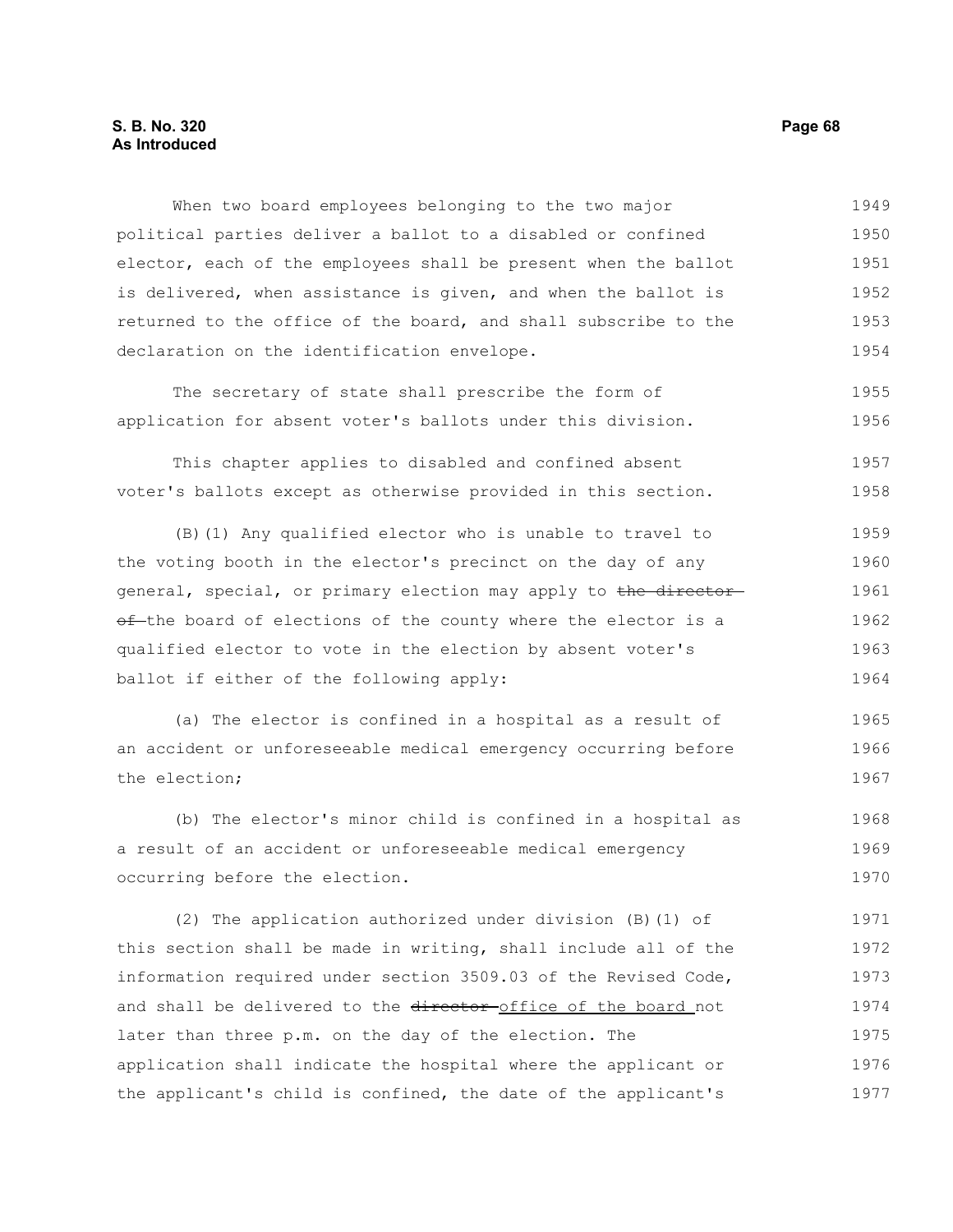When two board employees belonging to the two major political parties deliver a ballot to a disabled or confined elector, each of the employees shall be present when the ballot is delivered, when assistance is given, and when the ballot is returned to the office of the board, and shall subscribe to the declaration on the identification envelope.

The secretary of state shall prescribe the form of application for absent voter's ballots under this division.

This chapter applies to disabled and confined absent voter's ballots except as otherwise provided in this section.

(B)(1) Any qualified elector who is unable to travel to the voting booth in the elector's precinct on the day of any general, special, or primary election may apply to ~~the director of~~ the board of elections of the county where the elector is a qualified elector to vote in the election by absent voter's ballot if either of the following apply:

(a) The elector is confined in a hospital as a result of an accident or unforeseeable medical emergency occurring before the election;

(b) The elector's minor child is confined in a hospital as a result of an accident or unforeseeable medical emergency occurring before the election.

(2) The application authorized under division (B)(1) of this section shall be made in writing, shall include all of the information required under section 3509.03 of the Revised Code, and shall be delivered to the ~~director~~ office of the board not later than three p.m. on the day of the election. The application shall indicate the hospital where the applicant or the applicant's child is confined, the date of the applicant's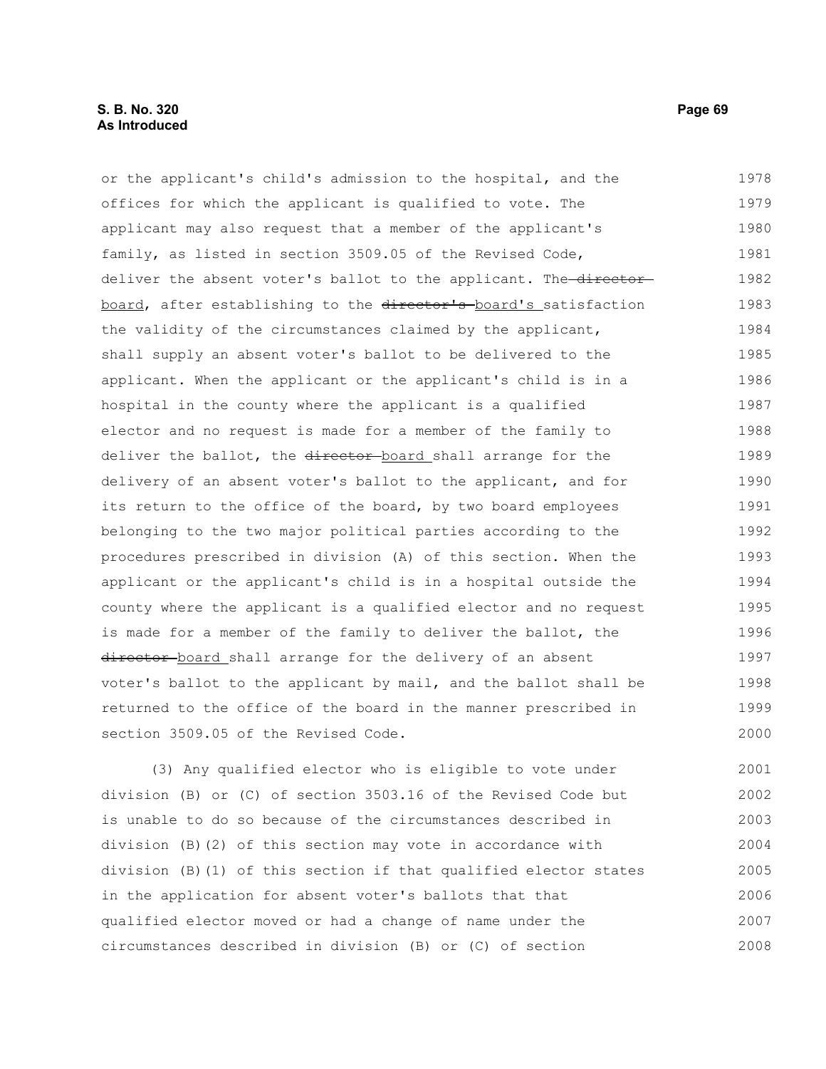or the applicant's child's admission to the hospital, and the offices for which the applicant is qualified to vote. The applicant may also request that a member of the applicant's family, as listed in section 3509.05 of the Revised Code, deliver the absent voter's ballot to the applicant. The ~~director~~ board, after establishing to the ~~director's~~ board's satisfaction the validity of the circumstances claimed by the applicant, shall supply an absent voter's ballot to be delivered to the applicant. When the applicant or the applicant's child is in a hospital in the county where the applicant is a qualified elector and no request is made for a member of the family to deliver the ballot, the ~~director~~ board shall arrange for the delivery of an absent voter's ballot to the applicant, and for its return to the office of the board, by two board employees belonging to the two major political parties according to the procedures prescribed in division (A) of this section. When the applicant or the applicant's child is in a hospital outside the county where the applicant is a qualified elector and no request is made for a member of the family to deliver the ballot, the ~~director~~ board shall arrange for the delivery of an absent voter's ballot to the applicant by mail, and the ballot shall be returned to the office of the board in the manner prescribed in section 3509.05 of the Revised Code.

(3) Any qualified elector who is eligible to vote under division (B) or (C) of section 3503.16 of the Revised Code but is unable to do so because of the circumstances described in division (B)(2) of this section may vote in accordance with division (B)(1) of this section if that qualified elector states in the application for absent voter's ballots that that qualified elector moved or had a change of name under the circumstances described in division (B) or (C) of section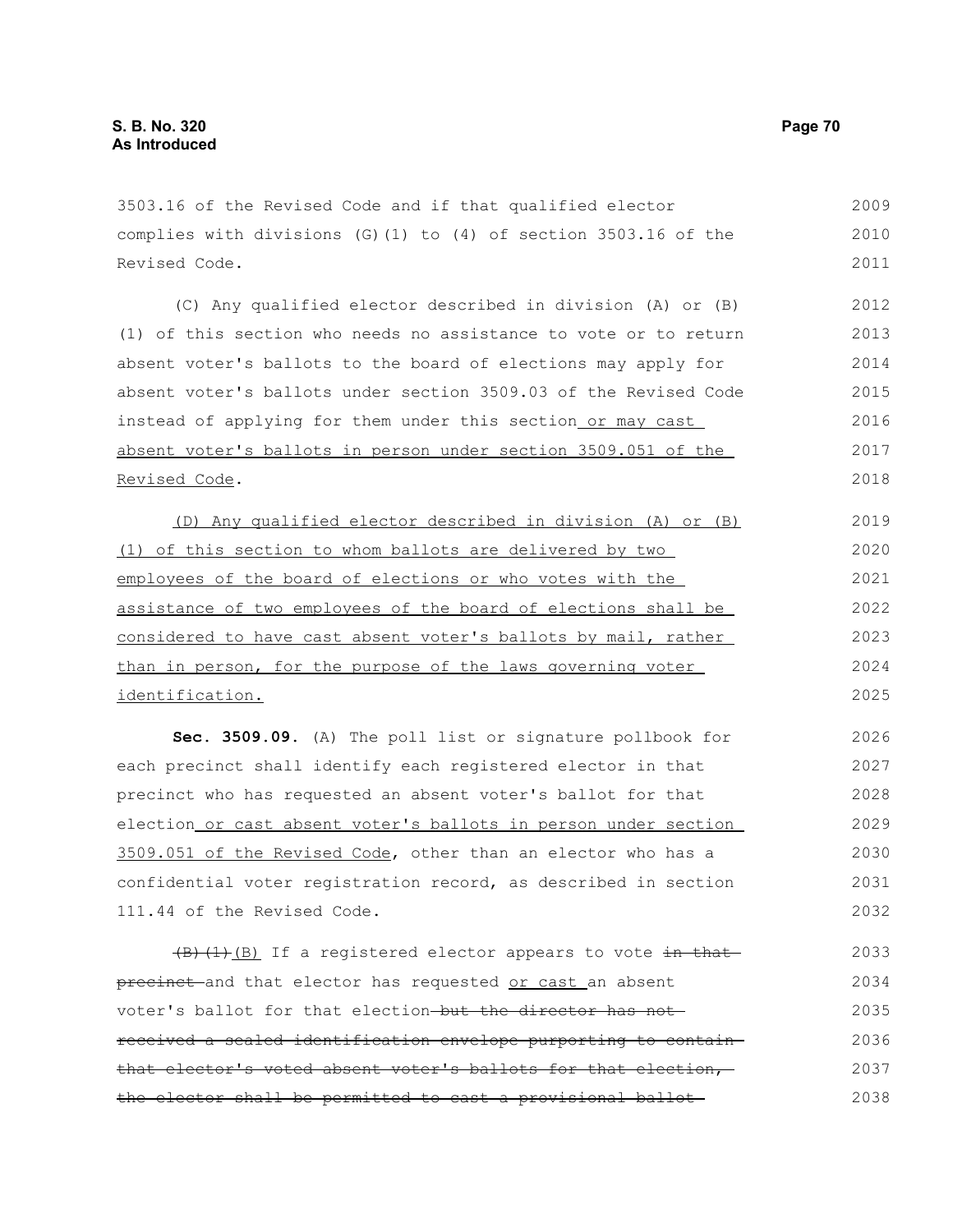3503.16 of the Revised Code and if that qualified elector complies with divisions (G)(1) to (4) of section 3503.16 of the Revised Code.

(C) Any qualified elector described in division (A) or (B)(1) of this section who needs no assistance to vote or to return absent voter's ballots to the board of elections may apply for absent voter's ballots under section 3509.03 of the Revised Code instead of applying for them under this section or may cast absent voter's ballots in person under section 3509.051 of the Revised Code.

(D) Any qualified elector described in division (A) or (B)(1) of this section to whom ballots are delivered by two employees of the board of elections or who votes with the assistance of two employees of the board of elections shall be considered to have cast absent voter's ballots by mail, rather than in person, for the purpose of the laws governing voter identification.

**Sec. 3509.09.** (A) The poll list or signature pollbook for each precinct shall identify each registered elector in that precinct who has requested an absent voter's ballot for that election or cast absent voter's ballots in person under section 3509.051 of the Revised Code, other than an elector who has a confidential voter registration record, as described in section 111.44 of the Revised Code.

~~(B)(1)~~(B) If a registered elector appears to vote ~~in that precinct~~ and that elector has requested or cast an absent voter's ballot for that election ~~but the director has not received a sealed identification envelope purporting to contain that elector's voted absent voter's ballots for that election, the elector shall be permitted to cast a provisional ballot~~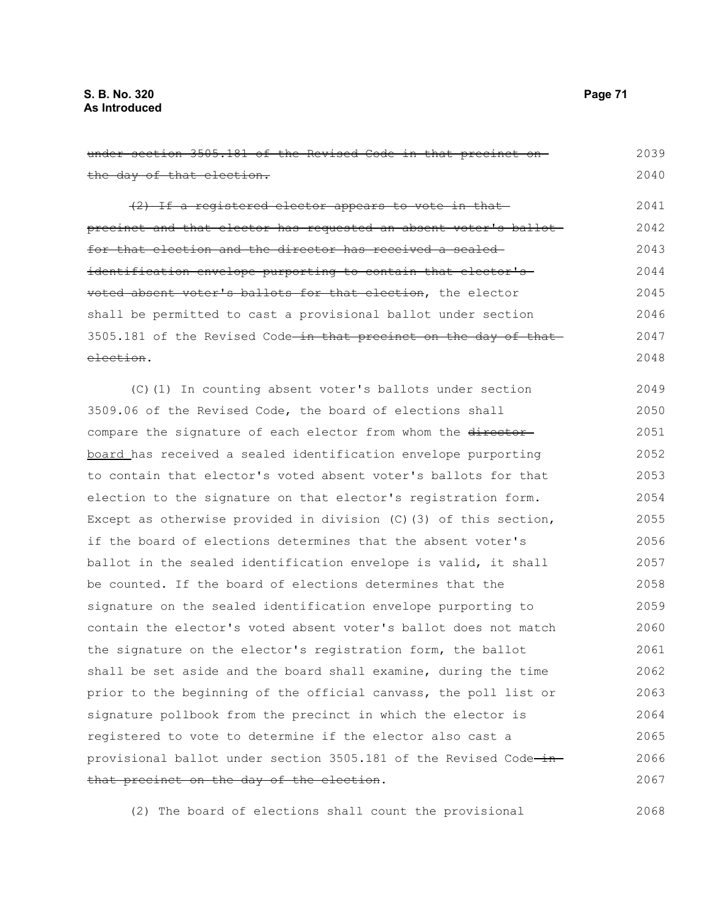~~under section 3505.181 of the Revised Code in that precinct on the day of that election.~~

~~(2) If a registered elector appears to vote in that precinct and that elector has requested an absent voter's ballot for that election and the director has received a sealed identification envelope purporting to contain that elector's voted absent voter's ballots for that election~~, the elector shall be permitted to cast a provisional ballot under section 3505.181 of the Revised Code ~~in that precinct on the day of that election~~.

(C)(1) In counting absent voter's ballots under section 3509.06 of the Revised Code, the board of elections shall compare the signature of each elector from whom the ~~director~~ <u>board</u> has received a sealed identification envelope purporting to contain that elector's voted absent voter's ballots for that election to the signature on that elector's registration form. Except as otherwise provided in division (C)(3) of this section, if the board of elections determines that the absent voter's ballot in the sealed identification envelope is valid, it shall be counted. If the board of elections determines that the signature on the sealed identification envelope purporting to contain the elector's voted absent voter's ballot does not match the signature on the elector's registration form, the ballot shall be set aside and the board shall examine, during the time prior to the beginning of the official canvass, the poll list or signature pollbook from the precinct in which the elector is registered to vote to determine if the elector also cast a provisional ballot under section 3505.181 of the Revised Code ~~in that precinct on the day of the election~~.

(2) The board of elections shall count the provisional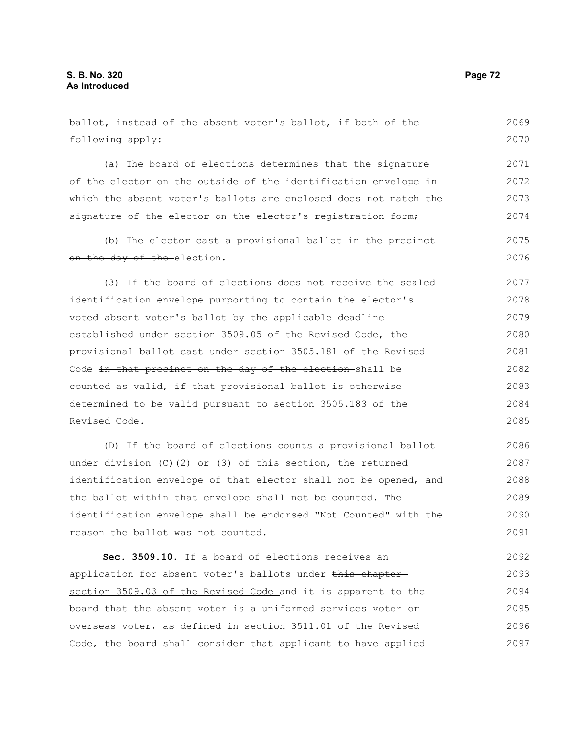ballot, instead of the absent voter's ballot, if both of the following apply:

(a) The board of elections determines that the signature of the elector on the outside of the identification envelope in which the absent voter's ballots are enclosed does not match the signature of the elector on the elector's registration form;

(b) The elector cast a provisional ballot in the ~~precinct on the day of the~~ election.

(3) If the board of elections does not receive the sealed identification envelope purporting to contain the elector's voted absent voter's ballot by the applicable deadline established under section 3509.05 of the Revised Code, the provisional ballot cast under section 3505.181 of the Revised Code ~~in that precinct on the day of the election~~ shall be counted as valid, if that provisional ballot is otherwise determined to be valid pursuant to section 3505.183 of the Revised Code.

(D) If the board of elections counts a provisional ballot under division (C)(2) or (3) of this section, the returned identification envelope of that elector shall not be opened, and the ballot within that envelope shall not be counted. The identification envelope shall be endorsed "Not Counted" with the reason the ballot was not counted.

**Sec. 3509.10.** If a board of elections receives an application for absent voter's ballots under ~~this chapter~~ <u>section 3509.03 of the Revised Code</u> and it is apparent to the board that the absent voter is a uniformed services voter or overseas voter, as defined in section 3511.01 of the Revised Code, the board shall consider that applicant to have applied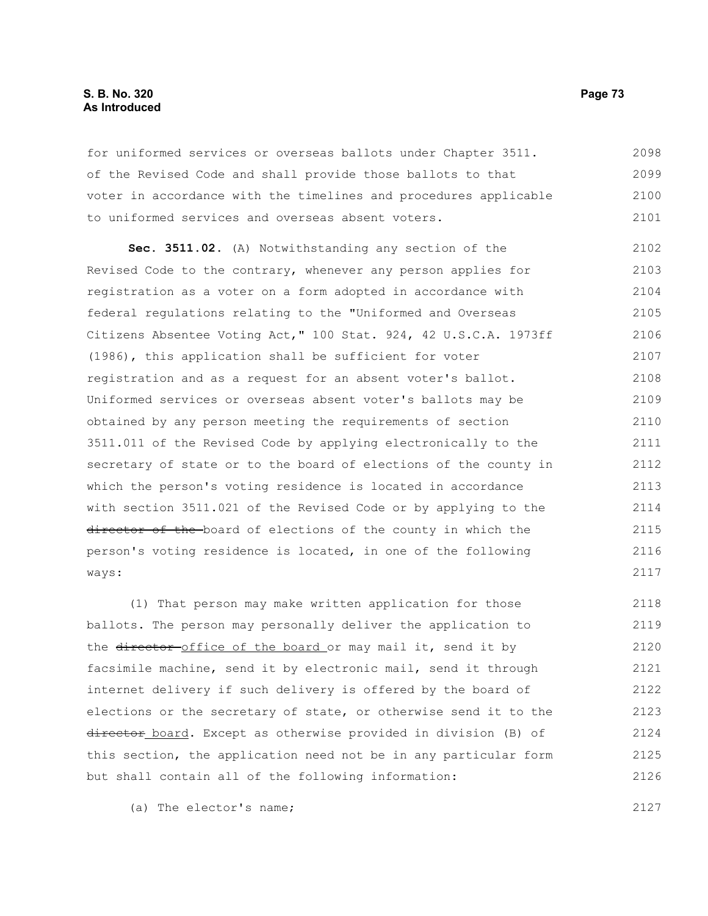for uniformed services or overseas ballots under Chapter 3511. of the Revised Code and shall provide those ballots to that voter in accordance with the timelines and procedures applicable to uniformed services and overseas absent voters.

**Sec. 3511.02.** (A) Notwithstanding any section of the Revised Code to the contrary, whenever any person applies for registration as a voter on a form adopted in accordance with federal regulations relating to the "Uniformed and Overseas Citizens Absentee Voting Act," 100 Stat. 924, 42 U.S.C.A. 1973ff (1986), this application shall be sufficient for voter registration and as a request for an absent voter's ballot. Uniformed services or overseas absent voter's ballots may be obtained by any person meeting the requirements of section 3511.011 of the Revised Code by applying electronically to the secretary of state or to the board of elections of the county in which the person's voting residence is located in accordance with section 3511.021 of the Revised Code or by applying to the ~~director of the~~ board of elections of the county in which the person's voting residence is located, in one of the following ways:

(1) That person may make written application for those ballots. The person may personally deliver the application to the ~~director~~ office of the board or may mail it, send it by facsimile machine, send it by electronic mail, send it through internet delivery if such delivery is offered by the board of elections or the secretary of state, or otherwise send it to the ~~director~~ board. Except as otherwise provided in division (B) of this section, the application need not be in any particular form but shall contain all of the following information:

(a) The elector's name;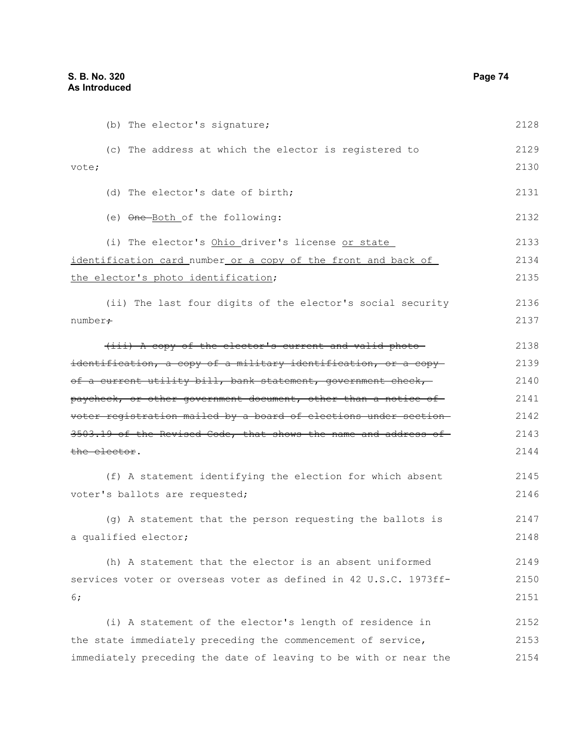(b) The elector's signature;

(c) The address at which the elector is registered to vote;

(d) The elector's date of birth;

(e) ~~One~~ <u>Both</u> of the following:

(i) The elector's <u>Ohio</u> driver's license <u>or state identification card</u> number<u> or a copy of the front and back of the elector's photo identification</u>;

(ii) The last four digits of the elector's social security number~~;~~

~~(iii) A copy of the elector's current and valid photo identification, a copy of a military identification, or a copy of a current utility bill, bank statement, government check, paycheck, or other government document, other than a notice of voter registration mailed by a board of elections under section 3503.19 of the Revised Code, that shows the name and address of the elector~~.

(f) A statement identifying the election for which absent voter's ballots are requested;

(g) A statement that the person requesting the ballots is a qualified elector;

(h) A statement that the elector is an absent uniformed services voter or overseas voter as defined in 42 U.S.C. 1973ff-6;

(i) A statement of the elector's length of residence in the state immediately preceding the commencement of service, immediately preceding the date of leaving to be with or near the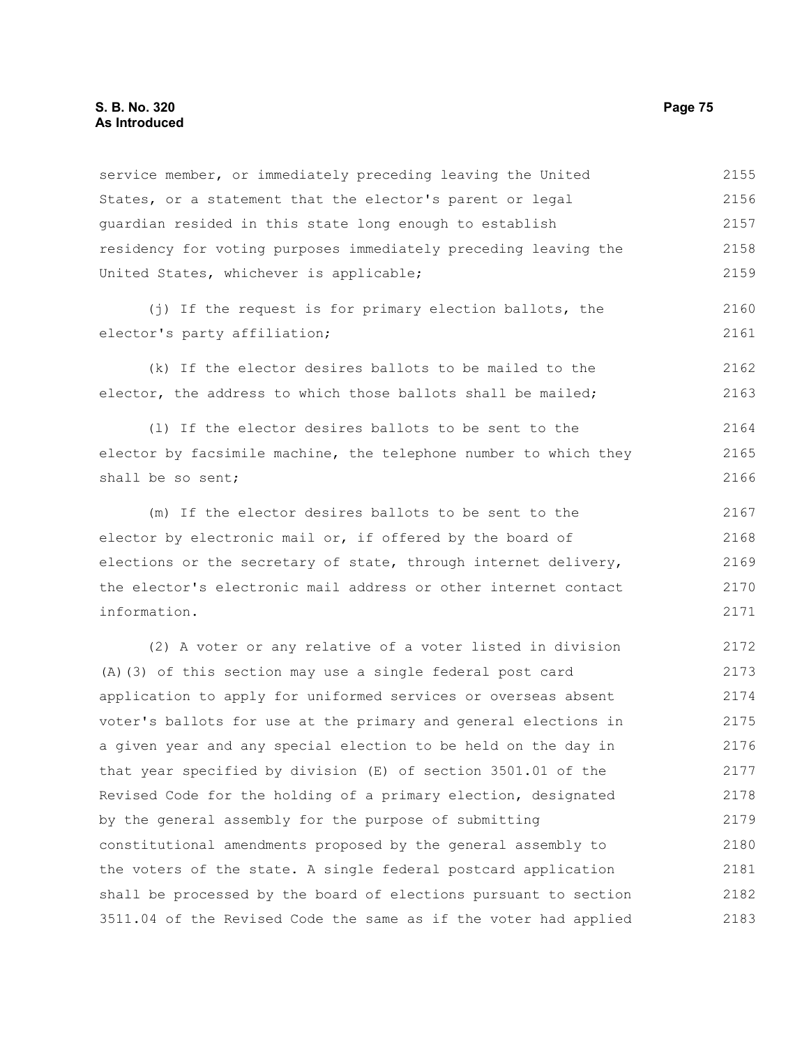service member, or immediately preceding leaving the United States, or a statement that the elector's parent or legal guardian resided in this state long enough to establish residency for voting purposes immediately preceding leaving the United States, whichever is applicable;

(j) If the request is for primary election ballots, the elector's party affiliation;

(k) If the elector desires ballots to be mailed to the elector, the address to which those ballots shall be mailed;

(l) If the elector desires ballots to be sent to the elector by facsimile machine, the telephone number to which they shall be so sent;

(m) If the elector desires ballots to be sent to the elector by electronic mail or, if offered by the board of elections or the secretary of state, through internet delivery, the elector's electronic mail address or other internet contact information.

(2) A voter or any relative of a voter listed in division (A)(3) of this section may use a single federal post card application to apply for uniformed services or overseas absent voter's ballots for use at the primary and general elections in a given year and any special election to be held on the day in that year specified by division (E) of section 3501.01 of the Revised Code for the holding of a primary election, designated by the general assembly for the purpose of submitting constitutional amendments proposed by the general assembly to the voters of the state. A single federal postcard application shall be processed by the board of elections pursuant to section 3511.04 of the Revised Code the same as if the voter had applied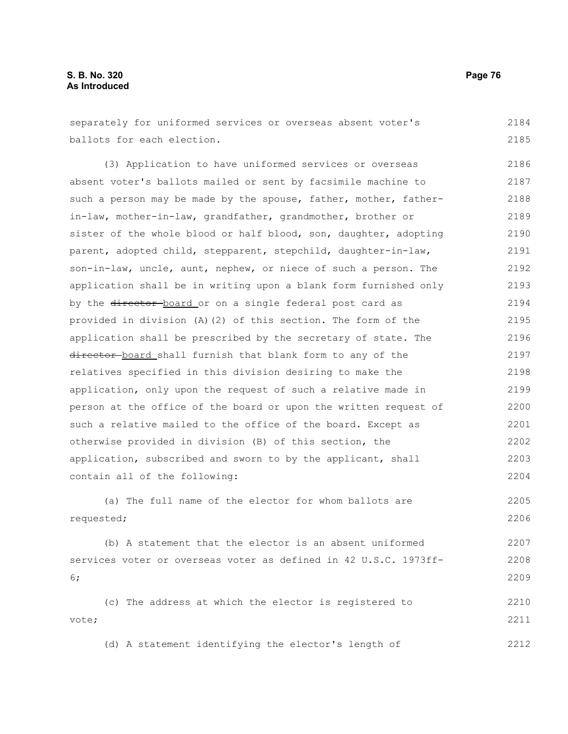separately for uniformed services or overseas absent voter's ballots for each election.

(3) Application to have uniformed services or overseas absent voter's ballots mailed or sent by facsimile machine to such a person may be made by the spouse, father, mother, father-in-law, mother-in-law, grandfather, grandmother, brother or sister of the whole blood or half blood, son, daughter, adopting parent, adopted child, stepparent, stepchild, daughter-in-law, son-in-law, uncle, aunt, nephew, or niece of such a person. The application shall be in writing upon a blank form furnished only by the ~~director~~ board or on a single federal post card as provided in division (A)(2) of this section. The form of the application shall be prescribed by the secretary of state. The ~~director~~ board shall furnish that blank form to any of the relatives specified in this division desiring to make the application, only upon the request of such a relative made in person at the office of the board or upon the written request of such a relative mailed to the office of the board. Except as otherwise provided in division (B) of this section, the application, subscribed and sworn to by the applicant, shall contain all of the following:

(a) The full name of the elector for whom ballots are requested;

(b) A statement that the elector is an absent uniformed services voter or overseas voter as defined in 42 U.S.C. 1973ff-6;

(c) The address at which the elector is registered to vote;

(d) A statement identifying the elector's length of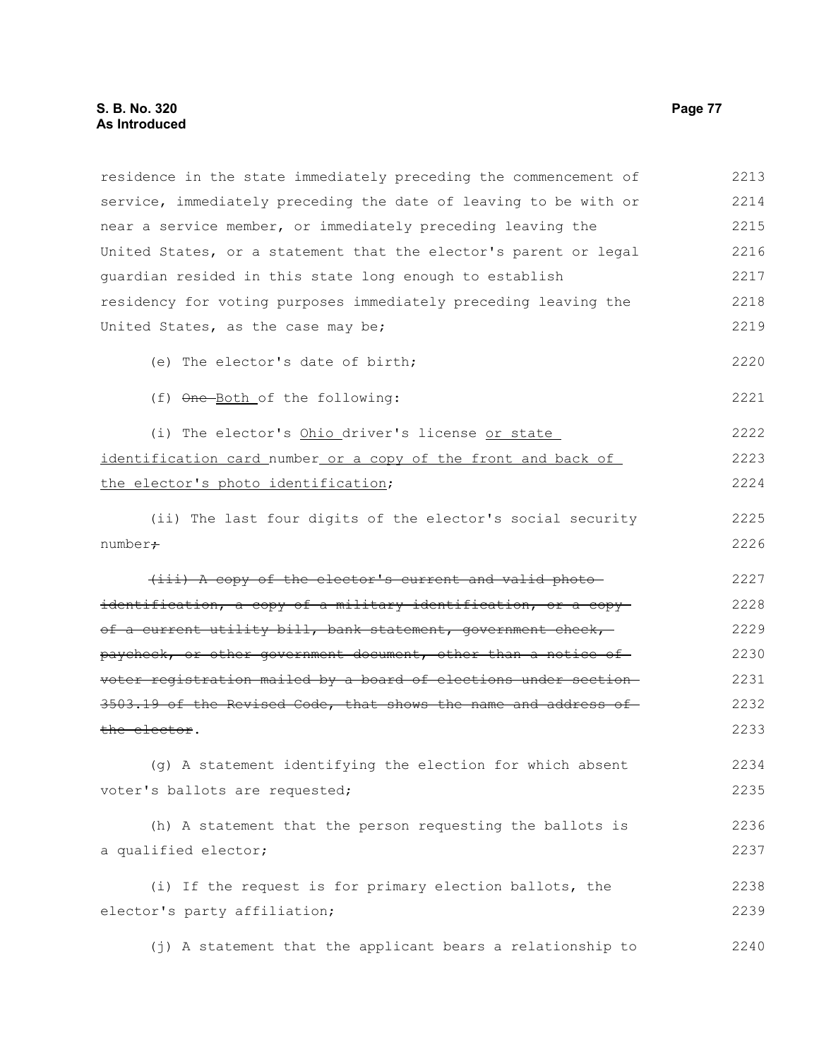residence in the state immediately preceding the commencement of service, immediately preceding the date of leaving to be with or near a service member, or immediately preceding leaving the United States, or a statement that the elector's parent or legal guardian resided in this state long enough to establish residency for voting purposes immediately preceding leaving the United States, as the case may be;

(e) The elector's date of birth;

(f) ~~One~~ Both of the following:

(i) The elector's Ohio driver's license or state identification card number or a copy of the front and back of the elector's photo identification;

(ii) The last four digits of the elector's social security number~~;~~

~~(iii) A copy of the elector's current and valid photo identification, a copy of a military identification, or a copy of a current utility bill, bank statement, government check, paycheck, or other government document, other than a notice of voter registration mailed by a board of elections under section 3503.19 of the Revised Code, that shows the name and address of the elector~~.

(g) A statement identifying the election for which absent voter's ballots are requested;

(h) A statement that the person requesting the ballots is a qualified elector;

(i) If the request is for primary election ballots, the elector's party affiliation;

(j) A statement that the applicant bears a relationship to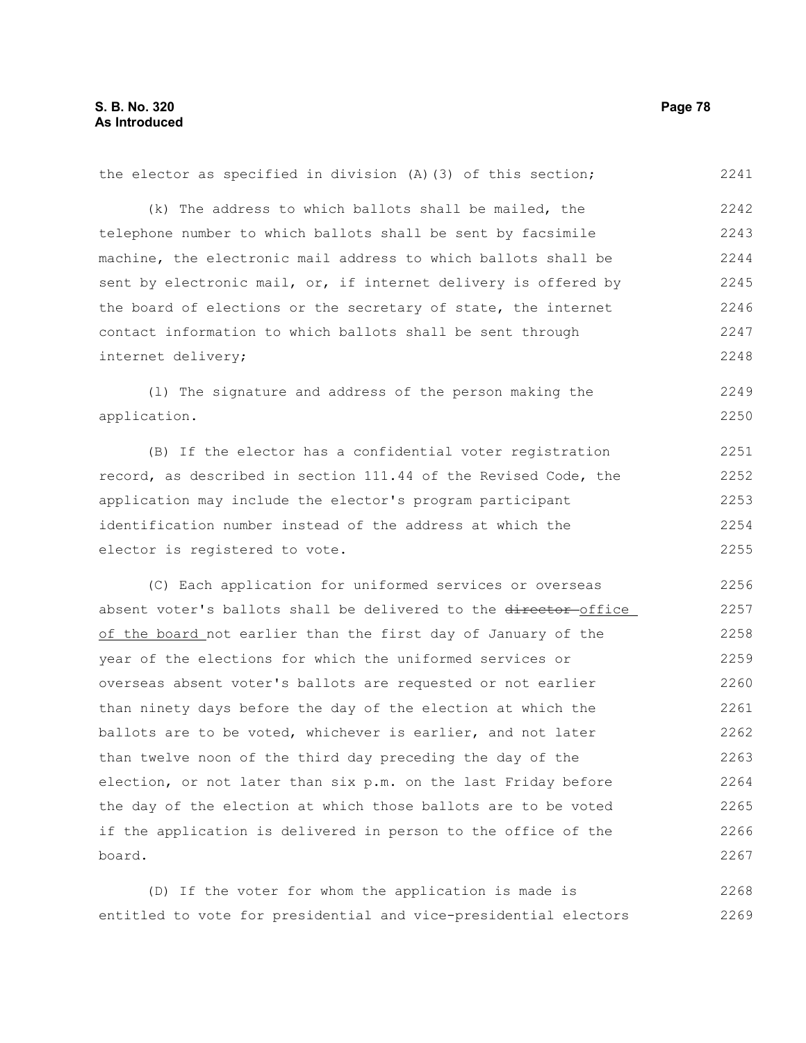the elector as specified in division (A)(3) of this section;

(k) The address to which ballots shall be mailed, the telephone number to which ballots shall be sent by facsimile machine, the electronic mail address to which ballots shall be sent by electronic mail, or, if internet delivery is offered by the board of elections or the secretary of state, the internet contact information to which ballots shall be sent through internet delivery;

(l) The signature and address of the person making the application.

(B) If the elector has a confidential voter registration record, as described in section 111.44 of the Revised Code, the application may include the elector's program participant identification number instead of the address at which the elector is registered to vote.

(C) Each application for uniformed services or overseas absent voter's ballots shall be delivered to the ~~director~~ <u>office of the board</u> not earlier than the first day of January of the year of the elections for which the uniformed services or overseas absent voter's ballots are requested or not earlier than ninety days before the day of the election at which the ballots are to be voted, whichever is earlier, and not later than twelve noon of the third day preceding the day of the election, or not later than six p.m. on the last Friday before the day of the election at which those ballots are to be voted if the application is delivered in person to the office of the board.

(D) If the voter for whom the application is made is entitled to vote for presidential and vice-presidential electors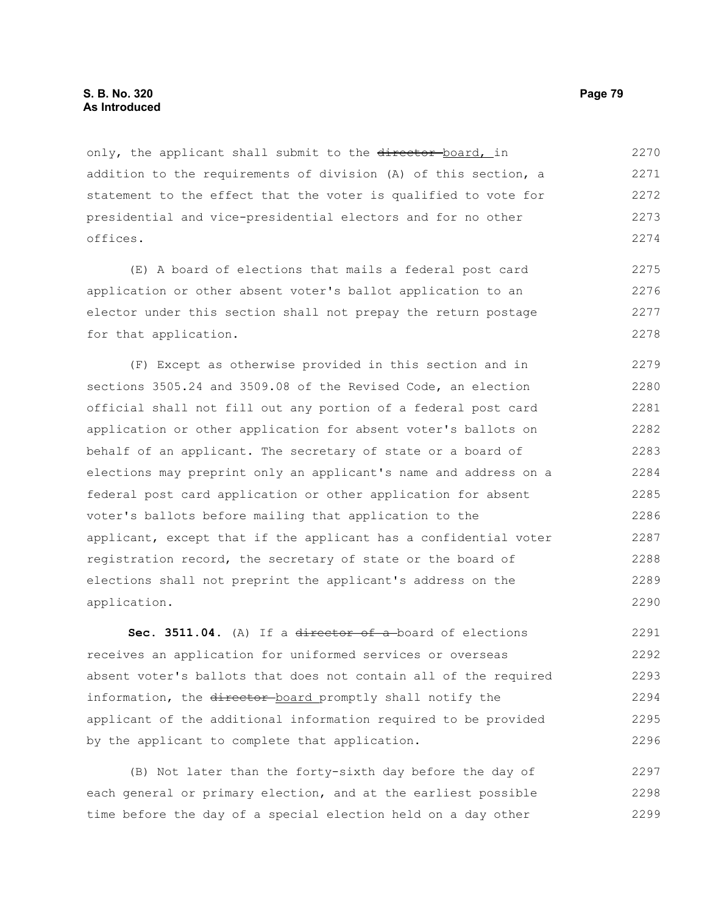only, the applicant shall submit to the ~~director~~ board, in addition to the requirements of division (A) of this section, a statement to the effect that the voter is qualified to vote for presidential and vice-presidential electors and for no other offices.

(E) A board of elections that mails a federal post card application or other absent voter's ballot application to an elector under this section shall not prepay the return postage for that application.

(F) Except as otherwise provided in this section and in sections 3505.24 and 3509.08 of the Revised Code, an election official shall not fill out any portion of a federal post card application or other application for absent voter's ballots on behalf of an applicant. The secretary of state or a board of elections may preprint only an applicant's name and address on a federal post card application or other application for absent voter's ballots before mailing that application to the applicant, except that if the applicant has a confidential voter registration record, the secretary of state or the board of elections shall not preprint the applicant's address on the application.

**Sec. 3511.04.** (A) If a ~~director of a~~ board of elections receives an application for uniformed services or overseas absent voter's ballots that does not contain all of the required information, the ~~director~~ board promptly shall notify the applicant of the additional information required to be provided by the applicant to complete that application.

(B) Not later than the forty-sixth day before the day of each general or primary election, and at the earliest possible time before the day of a special election held on a day other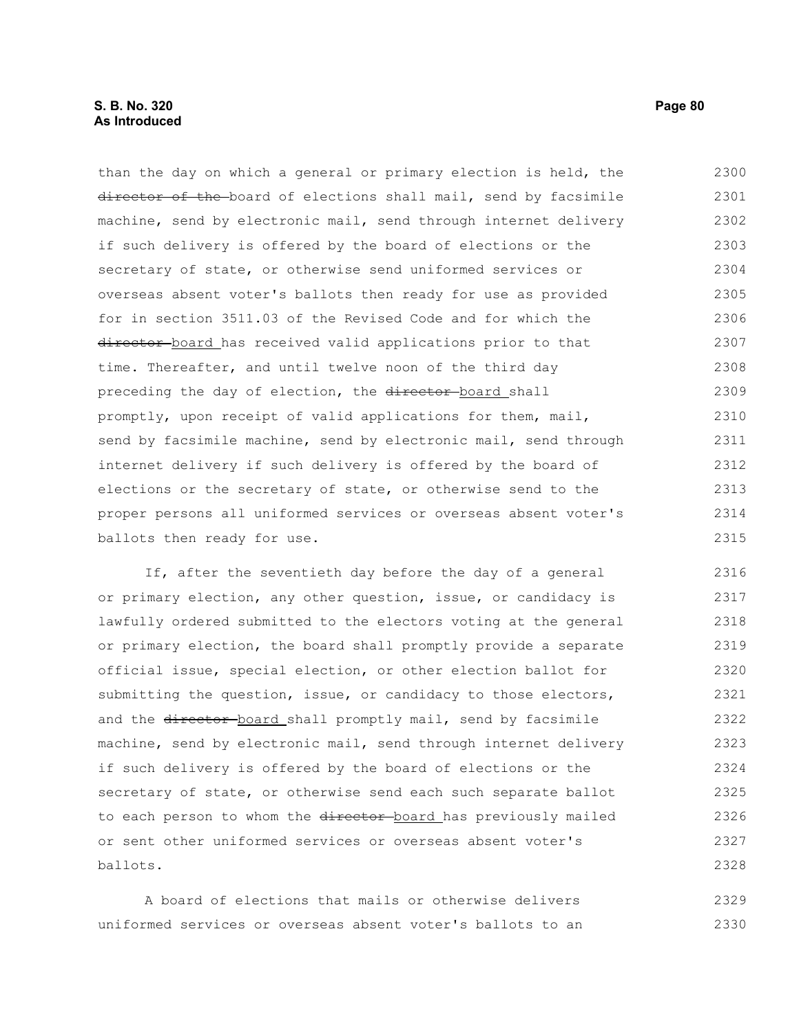than the day on which a general or primary election is held, the ~~director of the~~ board of elections shall mail, send by facsimile machine, send by electronic mail, send through internet delivery if such delivery is offered by the board of elections or the secretary of state, or otherwise send uniformed services or overseas absent voter's ballots then ready for use as provided for in section 3511.03 of the Revised Code and for which the ~~director~~ board has received valid applications prior to that time. Thereafter, and until twelve noon of the third day preceding the day of election, the ~~director~~ board shall promptly, upon receipt of valid applications for them, mail, send by facsimile machine, send by electronic mail, send through internet delivery if such delivery is offered by the board of elections or the secretary of state, or otherwise send to the proper persons all uniformed services or overseas absent voter's ballots then ready for use.

If, after the seventieth day before the day of a general or primary election, any other question, issue, or candidacy is lawfully ordered submitted to the electors voting at the general or primary election, the board shall promptly provide a separate official issue, special election, or other election ballot for submitting the question, issue, or candidacy to those electors, and the ~~director~~ board shall promptly mail, send by facsimile machine, send by electronic mail, send through internet delivery if such delivery is offered by the board of elections or the secretary of state, or otherwise send each such separate ballot to each person to whom the ~~director~~ board has previously mailed or sent other uniformed services or overseas absent voter's ballots.

A board of elections that mails or otherwise delivers uniformed services or overseas absent voter's ballots to an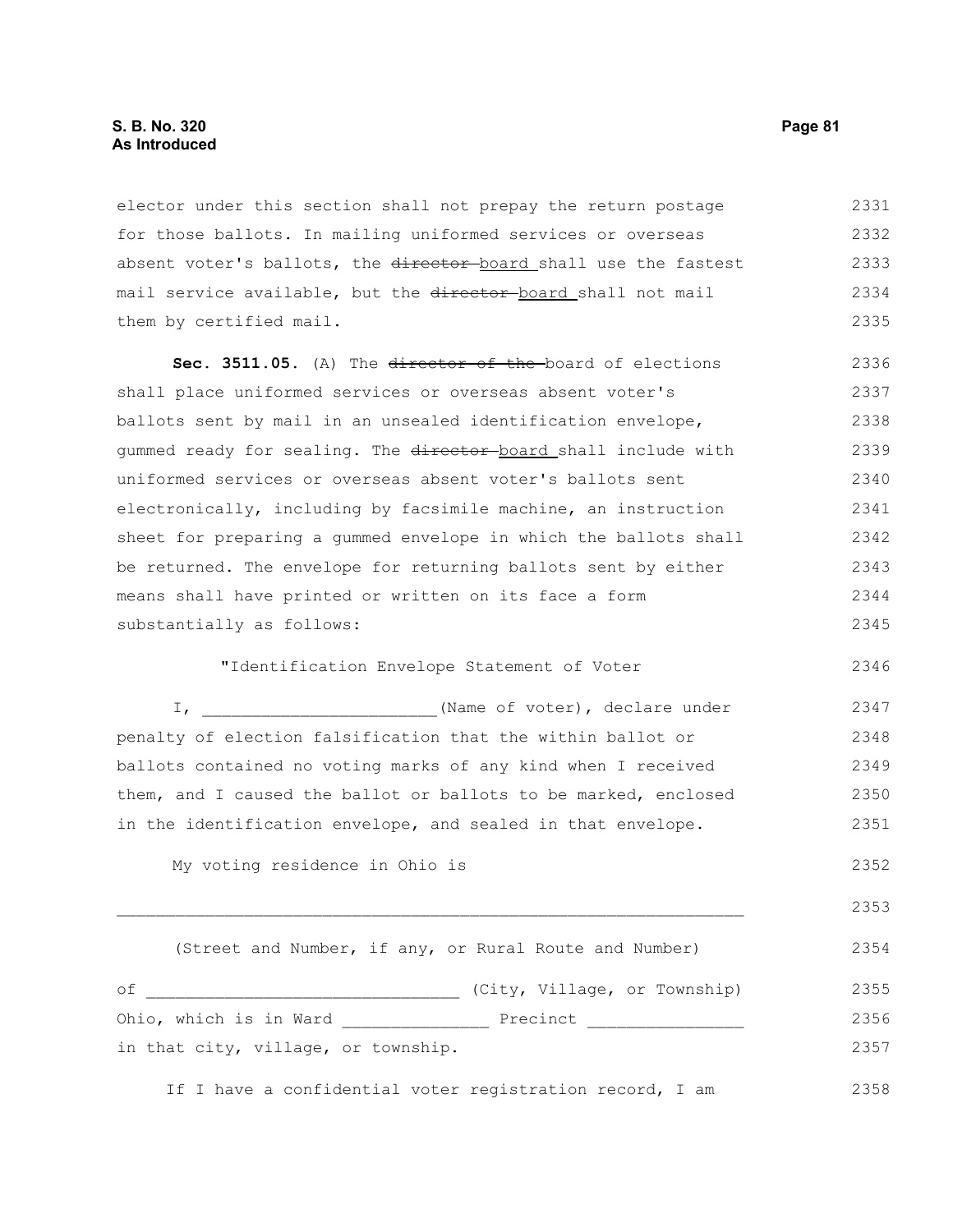elector under this section shall not prepay the return postage for those ballots. In mailing uniformed services or overseas absent voter's ballots, the ~~director~~ board shall use the fastest mail service available, but the ~~director~~ board shall not mail them by certified mail.

**Sec. 3511.05.** (A) The ~~director of the~~ board of elections shall place uniformed services or overseas absent voter's ballots sent by mail in an unsealed identification envelope, gummed ready for sealing. The ~~director~~ board shall include with uniformed services or overseas absent voter's ballots sent electronically, including by facsimile machine, an instruction sheet for preparing a gummed envelope in which the ballots shall be returned. The envelope for returning ballots sent by either means shall have printed or written on its face a form substantially as follows:

"Identification Envelope Statement of Voter

I, ________________________(Name of voter), declare under penalty of election falsification that the within ballot or ballots contained no voting marks of any kind when I received them, and I caused the ballot or ballots to be marked, enclosed in the identification envelope, and sealed in that envelope.

My voting residence in Ohio is

_________________________________________________________________

(Street and Number, if any, or Rural Route and Number)

of ________________________________ (City, Village, or Township) Ohio, which is in Ward _______________ Precinct ________________ in that city, village, or township.

If I have a confidential voter registration record, I am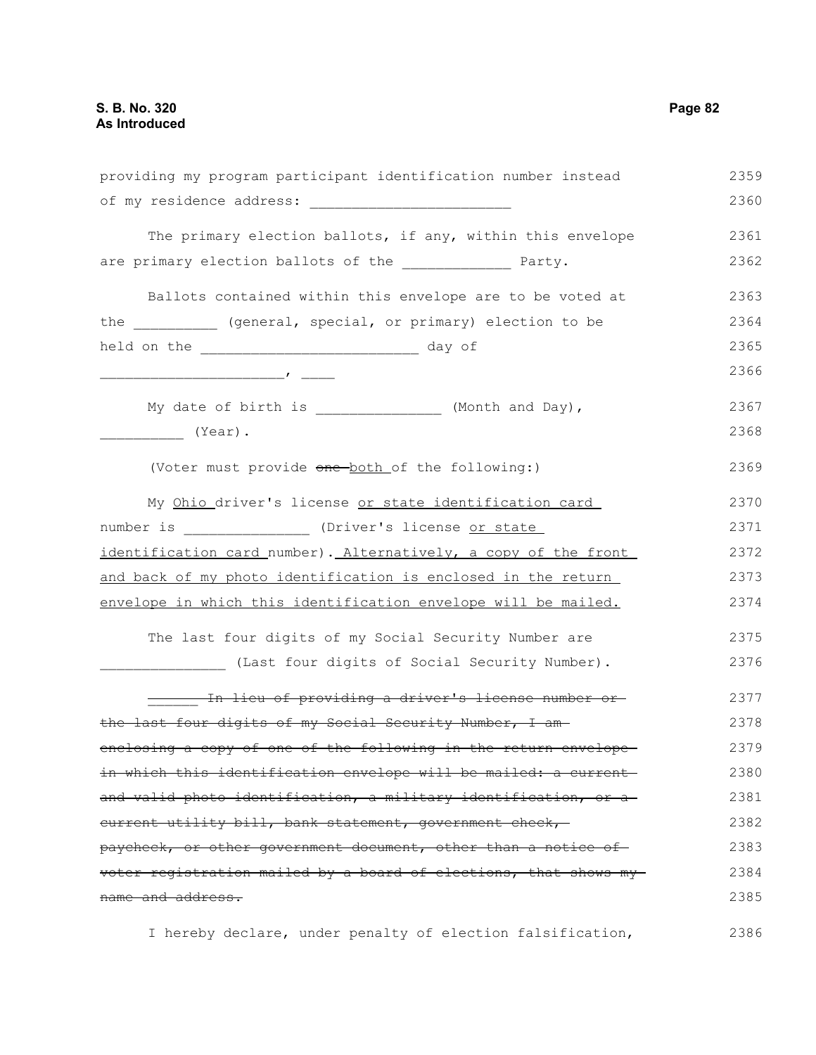providing my program participant identification number instead of my residence address: ________________________

The primary election ballots, if any, within this envelope are primary election ballots of the _____________ Party.

Ballots contained within this envelope are to be voted at the __________ (general, special, or primary) election to be held on the __________________________ day of ______________________, ____

My date of birth is _______________ (Month and Day), __________ (Year).

(Voter must provide ~~one~~ <u>both</u> of the following:)

My <u>Ohio</u> driver's license <u>or state identification card</u> number is _______________ (Driver's license <u>or state identification card</u> number)<u>. Alternatively, a copy of the front and back of my photo identification is enclosed in the return envelope in which this identification envelope will be mailed.</u>

The last four digits of my Social Security Number are _______________ (Last four digits of Social Security Number).

~~______ In lieu of providing a driver's license number or the last four digits of my Social Security Number, I am enclosing a copy of one of the following in the return envelope in which this identification envelope will be mailed: a current and valid photo identification, a military identification, or a current utility bill, bank statement, government check, paycheck, or other government document, other than a notice of voter registration mailed by a board of elections, that shows my name and address.~~

I hereby declare, under penalty of election falsification,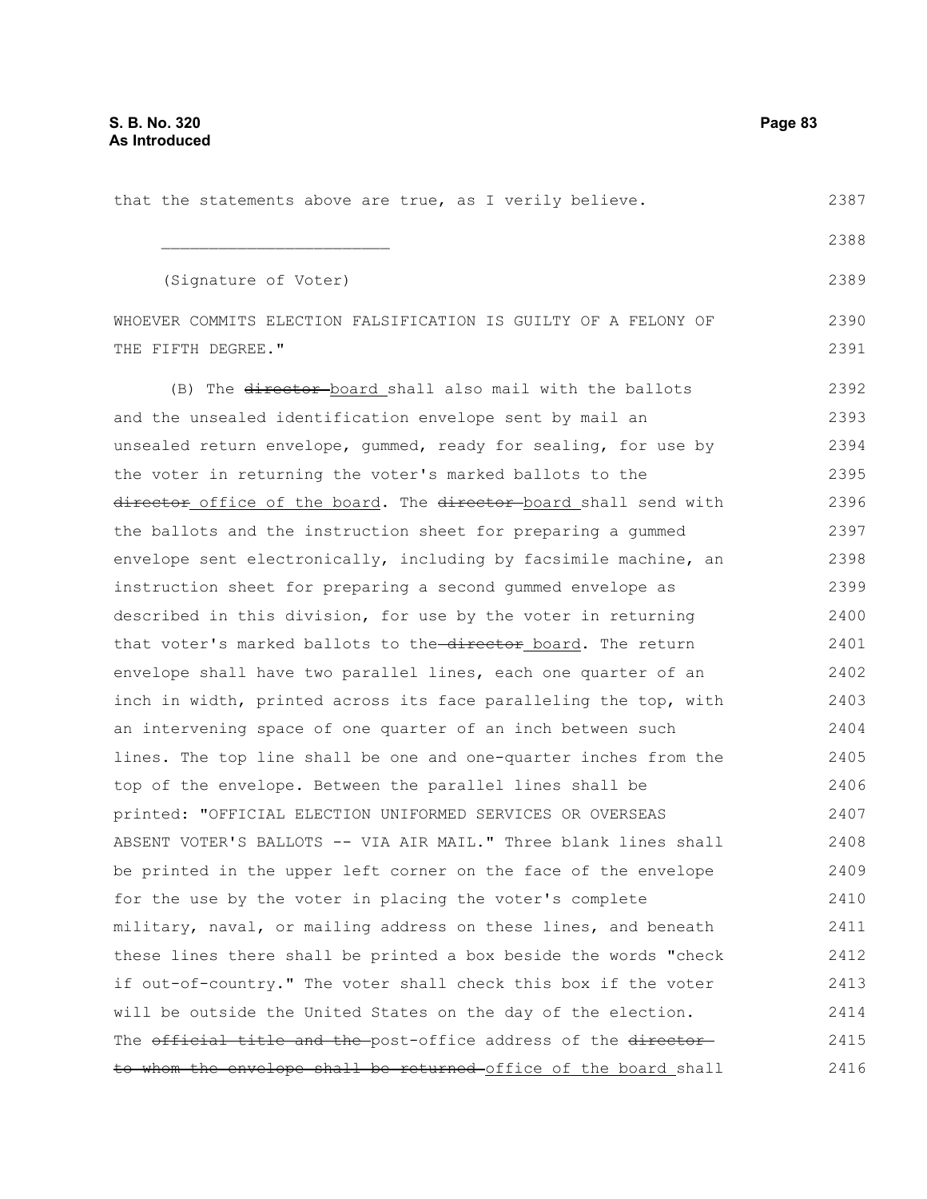that the statements above are true, as I verily believe.

________________________

(Signature of Voter)

WHOEVER COMMITS ELECTION FALSIFICATION IS GUILTY OF A FELONY OF THE FIFTH DEGREE."

(B) The ~~director~~ board shall also mail with the ballots and the unsealed identification envelope sent by mail an unsealed return envelope, gummed, ready for sealing, for use by the voter in returning the voter's marked ballots to the ~~director~~ office of the board. The ~~director~~ board shall send with the ballots and the instruction sheet for preparing a gummed envelope sent electronically, including by facsimile machine, an instruction sheet for preparing a second gummed envelope as described in this division, for use by the voter in returning that voter's marked ballots to the ~~director~~ board. The return envelope shall have two parallel lines, each one quarter of an inch in width, printed across its face paralleling the top, with an intervening space of one quarter of an inch between such lines. The top line shall be one and one-quarter inches from the top of the envelope. Between the parallel lines shall be printed: "OFFICIAL ELECTION UNIFORMED SERVICES OR OVERSEAS ABSENT VOTER'S BALLOTS -- VIA AIR MAIL." Three blank lines shall be printed in the upper left corner on the face of the envelope for the use by the voter in placing the voter's complete military, naval, or mailing address on these lines, and beneath these lines there shall be printed a box beside the words "check if out-of-country." The voter shall check this box if the voter will be outside the United States on the day of the election. The ~~official title and the~~ post-office address of the ~~director to whom the envelope shall be returned~~ office of the board shall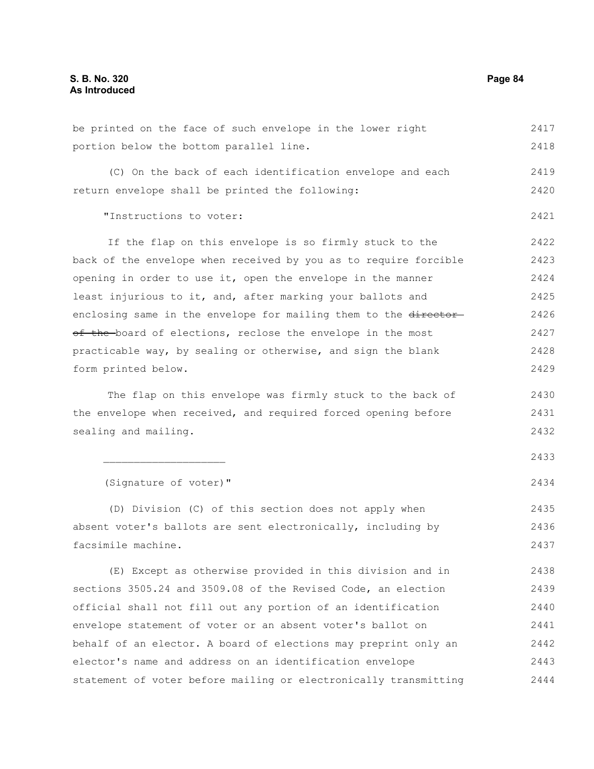be printed on the face of such envelope in the lower right portion below the bottom parallel line.

(C) On the back of each identification envelope and each return envelope shall be printed the following:

"Instructions to voter:

If the flap on this envelope is so firmly stuck to the back of the envelope when received by you as to require forcible opening in order to use it, open the envelope in the manner least injurious to it, and, after marking your ballots and enclosing same in the envelope for mailing them to the ~~director of the~~ board of elections, reclose the envelope in the most practicable way, by sealing or otherwise, and sign the blank form printed below.

The flap on this envelope was firmly stuck to the back of the envelope when received, and required forced opening before sealing and mailing.

____________________

(Signature of voter)"

(D) Division (C) of this section does not apply when absent voter's ballots are sent electronically, including by facsimile machine.

(E) Except as otherwise provided in this division and in sections 3505.24 and 3509.08 of the Revised Code, an election official shall not fill out any portion of an identification envelope statement of voter or an absent voter's ballot on behalf of an elector. A board of elections may preprint only an elector's name and address on an identification envelope statement of voter before mailing or electronically transmitting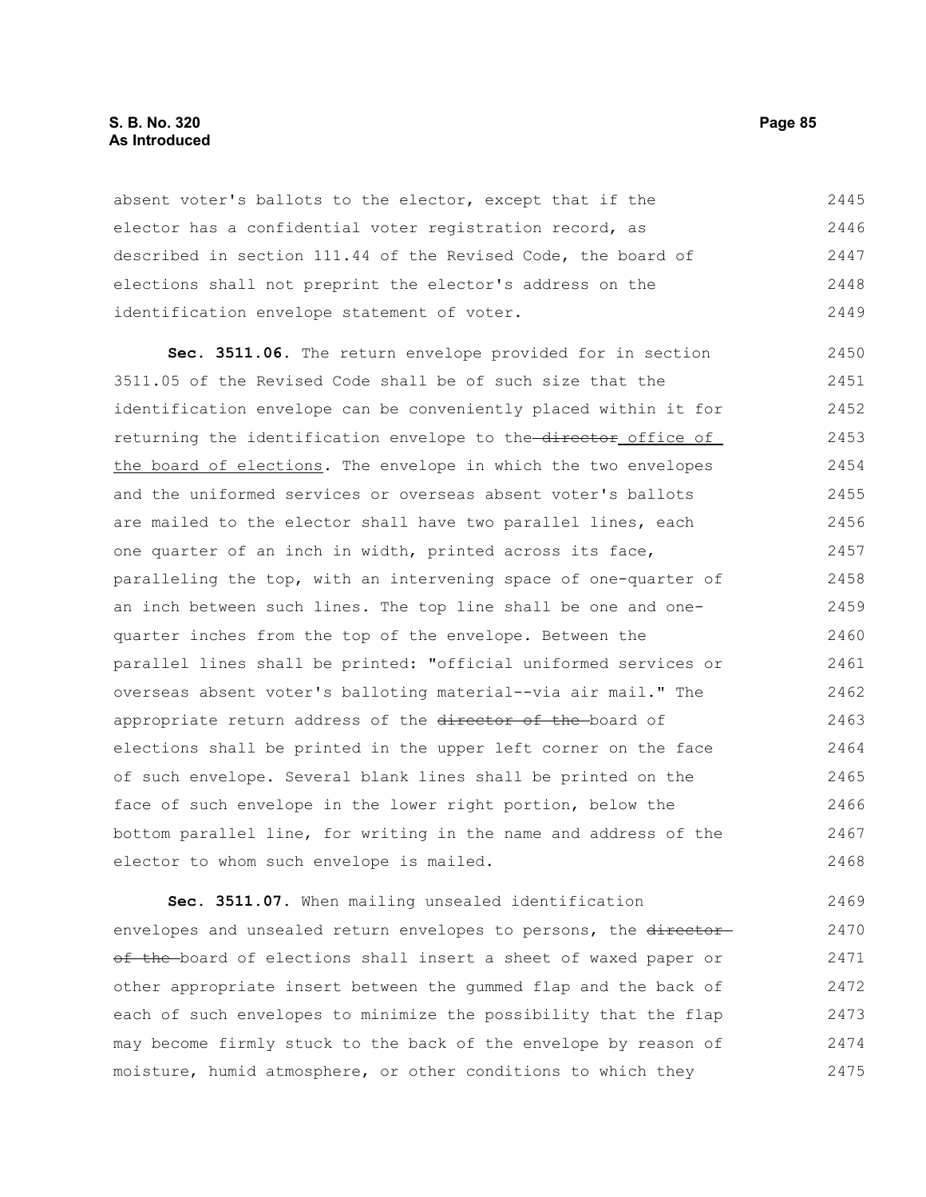absent voter's ballots to the elector, except that if the elector has a confidential voter registration record, as described in section 111.44 of the Revised Code, the board of elections shall not preprint the elector's address on the identification envelope statement of voter.

**Sec. 3511.06.** The return envelope provided for in section 3511.05 of the Revised Code shall be of such size that the identification envelope can be conveniently placed within it for returning the identification envelope to the ~~director~~ office of the board of elections. The envelope in which the two envelopes and the uniformed services or overseas absent voter's ballots are mailed to the elector shall have two parallel lines, each one quarter of an inch in width, printed across its face, paralleling the top, with an intervening space of one-quarter of an inch between such lines. The top line shall be one and one-quarter inches from the top of the envelope. Between the parallel lines shall be printed: "official uniformed services or overseas absent voter's balloting material--via air mail." The appropriate return address of the ~~director of the~~ board of elections shall be printed in the upper left corner on the face of such envelope. Several blank lines shall be printed on the face of such envelope in the lower right portion, below the bottom parallel line, for writing in the name and address of the elector to whom such envelope is mailed.

**Sec. 3511.07.** When mailing unsealed identification envelopes and unsealed return envelopes to persons, the ~~director of the~~ board of elections shall insert a sheet of waxed paper or other appropriate insert between the gummed flap and the back of each of such envelopes to minimize the possibility that the flap may become firmly stuck to the back of the envelope by reason of moisture, humid atmosphere, or other conditions to which they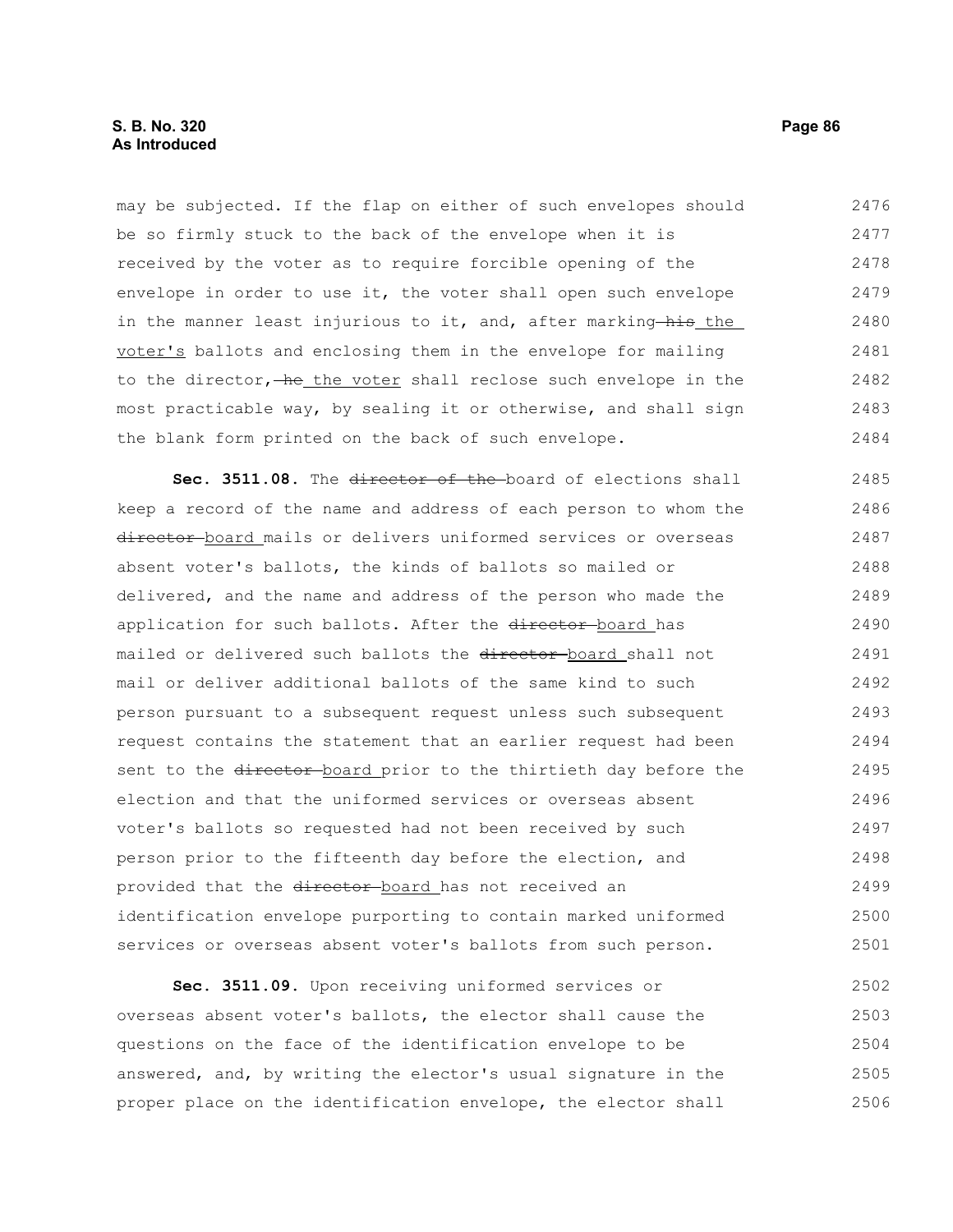may be subjected. If the flap on either of such envelopes should be so firmly stuck to the back of the envelope when it is received by the voter as to require forcible opening of the envelope in order to use it, the voter shall open such envelope in the manner least injurious to it, and, after marking ~~his~~ the voter's ballots and enclosing them in the envelope for mailing to the director, ~~he~~ the voter shall reclose such envelope in the most practicable way, by sealing it or otherwise, and shall sign the blank form printed on the back of such envelope.

**Sec. 3511.08.** The ~~director of the~~ board of elections shall keep a record of the name and address of each person to whom the ~~director~~ board mails or delivers uniformed services or overseas absent voter's ballots, the kinds of ballots so mailed or delivered, and the name and address of the person who made the application for such ballots. After the ~~director~~ board has mailed or delivered such ballots the ~~director~~ board shall not mail or deliver additional ballots of the same kind to such person pursuant to a subsequent request unless such subsequent request contains the statement that an earlier request had been sent to the ~~director~~ board prior to the thirtieth day before the election and that the uniformed services or overseas absent voter's ballots so requested had not been received by such person prior to the fifteenth day before the election, and provided that the ~~director~~ board has not received an identification envelope purporting to contain marked uniformed services or overseas absent voter's ballots from such person.

**Sec. 3511.09.** Upon receiving uniformed services or overseas absent voter's ballots, the elector shall cause the questions on the face of the identification envelope to be answered, and, by writing the elector's usual signature in the proper place on the identification envelope, the elector shall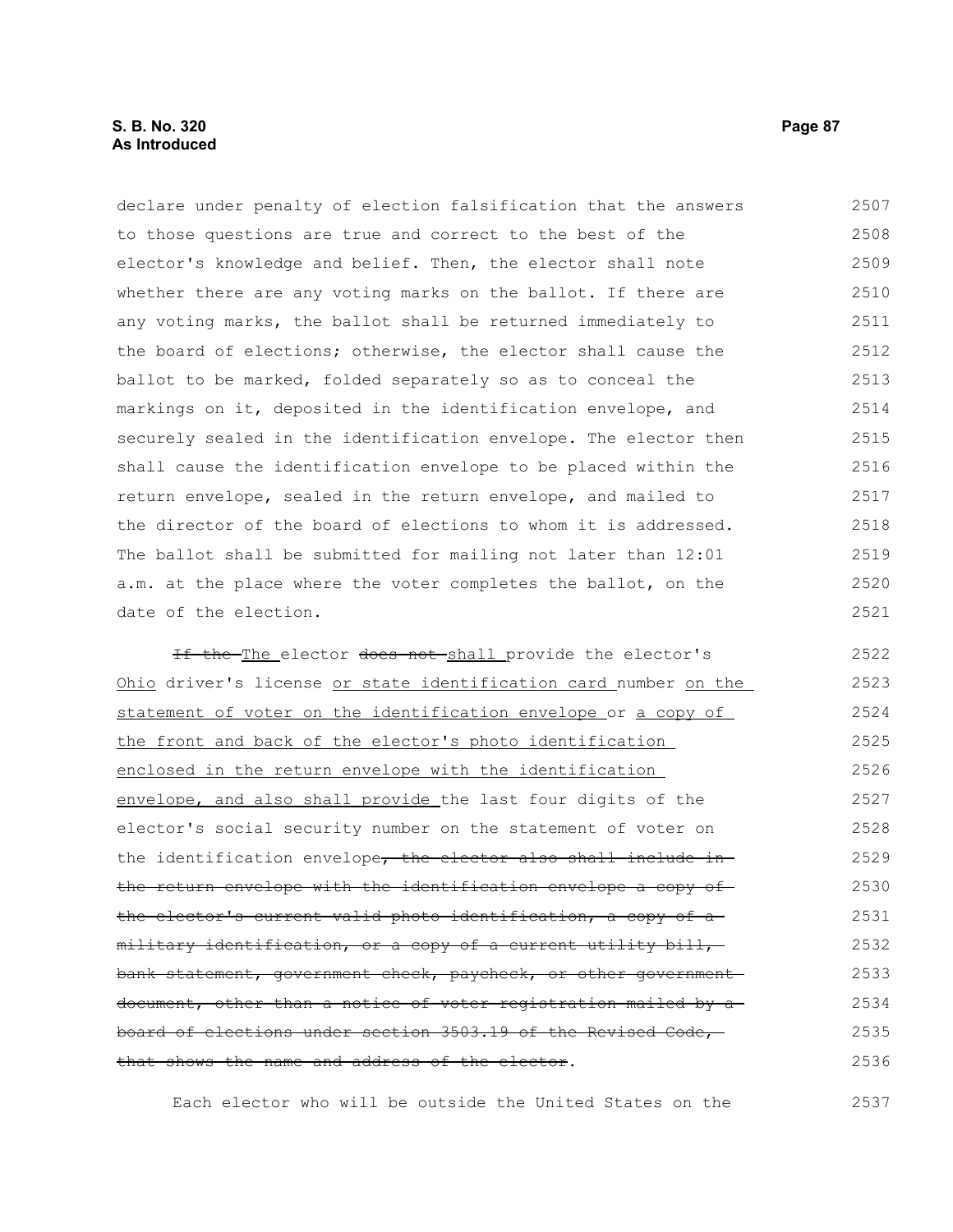declare under penalty of election falsification that the answers to those questions are true and correct to the best of the elector's knowledge and belief. Then, the elector shall note whether there are any voting marks on the ballot. If there are any voting marks, the ballot shall be returned immediately to the board of elections; otherwise, the elector shall cause the ballot to be marked, folded separately so as to conceal the markings on it, deposited in the identification envelope, and securely sealed in the identification envelope. The elector then shall cause the identification envelope to be placed within the return envelope, sealed in the return envelope, and mailed to the director of the board of elections to whom it is addressed. The ballot shall be submitted for mailing not later than 12:01 a.m. at the place where the voter completes the ballot, on the date of the election.

~~If the~~ The elector ~~does not~~ shall provide the elector's Ohio driver's license or state identification card number on the statement of voter on the identification envelope or a copy of the front and back of the elector's photo identification enclosed in the return envelope with the identification envelope, and also shall provide the last four digits of the elector's social security number on the statement of voter on the identification envelope~~, the elector also shall include in the return envelope with the identification envelope a copy of the elector's current valid photo identification, a copy of a military identification, or a copy of a current utility bill, bank statement, government check, paycheck, or other government document, other than a notice of voter registration mailed by a board of elections under section 3503.19 of the Revised Code, that shows the name and address of the elector~~.

Each elector who will be outside the United States on the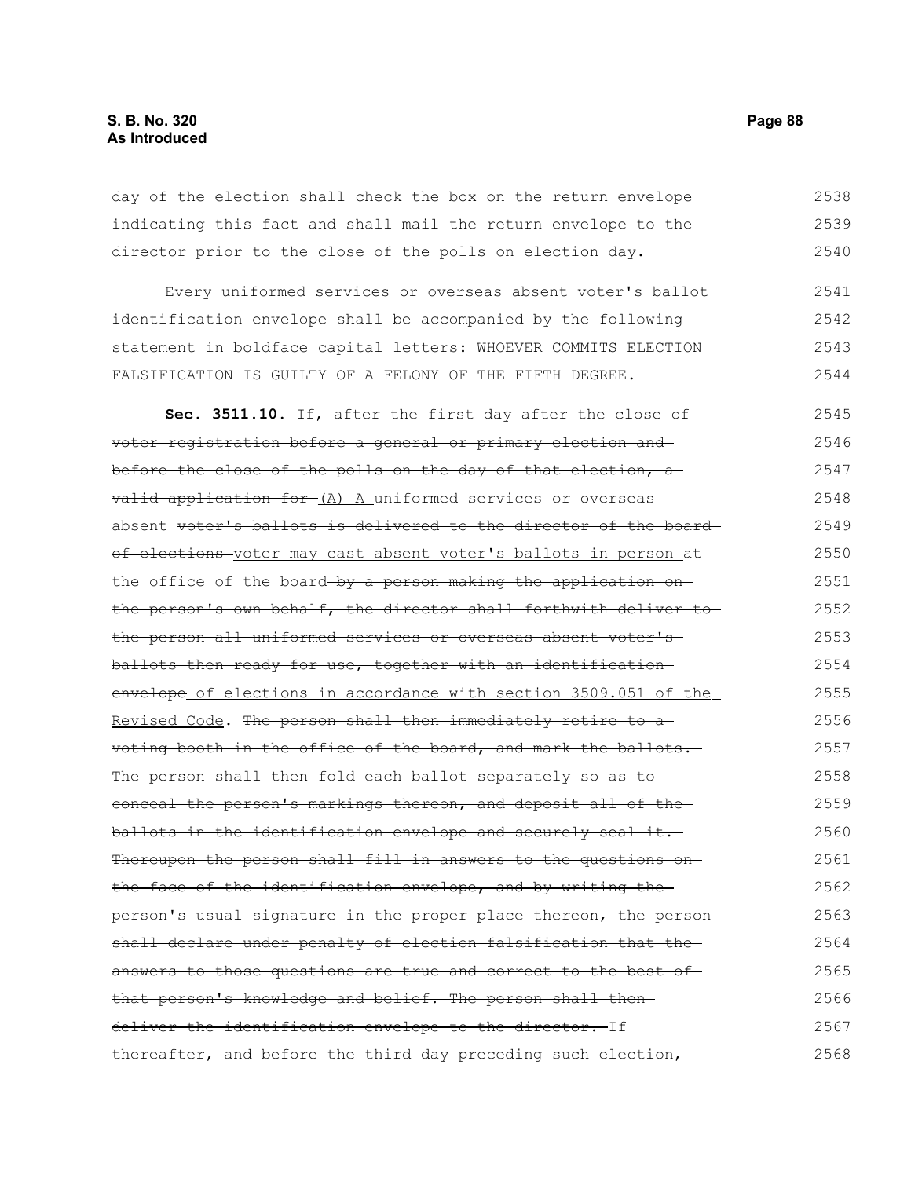day of the election shall check the box on the return envelope indicating this fact and shall mail the return envelope to the director prior to the close of the polls on election day.

Every uniformed services or overseas absent voter's ballot identification envelope shall be accompanied by the following statement in boldface capital letters: WHOEVER COMMITS ELECTION FALSIFICATION IS GUILTY OF A FELONY OF THE FIFTH DEGREE.

**Sec. 3511.10.** ~~If, after the first day after the close of voter registration before a general or primary election and before the close of the polls on the day of that election, a valid application for~~ (A) A uniformed services or overseas absent ~~voter's ballots is delivered to the director of the board of elections~~ voter may cast absent voter's ballots in person at the office of the board ~~by a person making the application on the person's own behalf, the director shall forthwith deliver to the person all uniformed services or overseas absent voter's ballots then ready for use, together with an identification envelope~~ of elections in accordance with section 3509.051 of the Revised Code. ~~The person shall then immediately retire to a voting booth in the office of the board, and mark the ballots. The person shall then fold each ballot separately so as to conceal the person's markings thereon, and deposit all of the ballots in the identification envelope and securely seal it. Thereupon the person shall fill in answers to the questions on the face of the identification envelope, and by writing the person's usual signature in the proper place thereon, the person shall declare under penalty of election falsification that the answers to those questions are true and correct to the best of that person's knowledge and belief. The person shall then deliver the identification envelope to the director.~~ If thereafter, and before the third day preceding such election,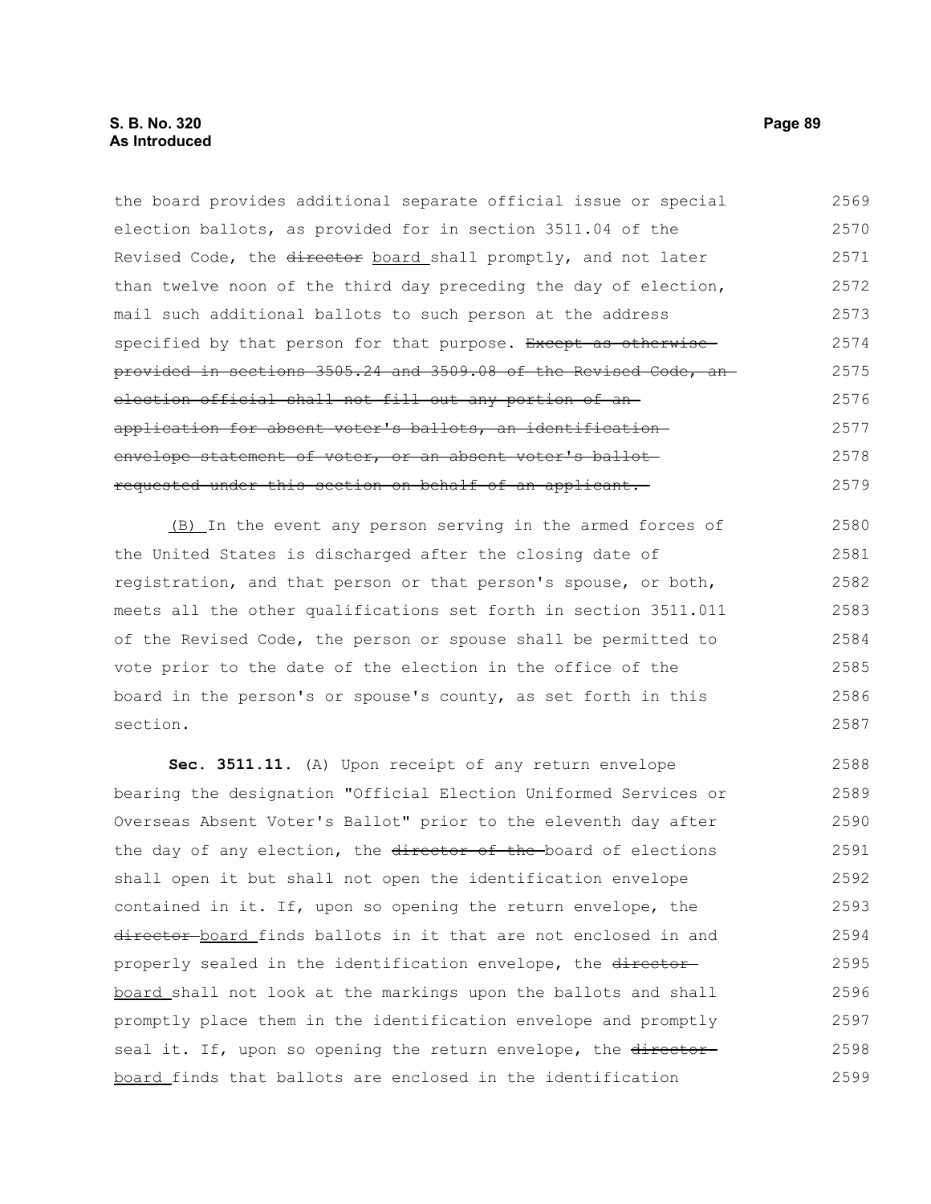the board provides additional separate official issue or special election ballots, as provided for in section 3511.04 of the Revised Code, the ~~director~~ board shall promptly, and not later than twelve noon of the third day preceding the day of election, mail such additional ballots to such person at the address specified by that person for that purpose. ~~Except as otherwise provided in sections 3505.24 and 3509.08 of the Revised Code, an election official shall not fill out any portion of an application for absent voter's ballots, an identification envelope statement of voter, or an absent voter's ballot requested under this section on behalf of an applicant.~~

(B) In the event any person serving in the armed forces of the United States is discharged after the closing date of registration, and that person or that person's spouse, or both, meets all the other qualifications set forth in section 3511.011 of the Revised Code, the person or spouse shall be permitted to vote prior to the date of the election in the office of the board in the person's or spouse's county, as set forth in this section.

**Sec. 3511.11.** (A) Upon receipt of any return envelope bearing the designation "Official Election Uniformed Services or Overseas Absent Voter's Ballot" prior to the eleventh day after the day of any election, the ~~director of the~~ board of elections shall open it but shall not open the identification envelope contained in it. If, upon so opening the return envelope, the ~~director~~ board finds ballots in it that are not enclosed in and properly sealed in the identification envelope, the ~~director~~ board shall not look at the markings upon the ballots and shall promptly place them in the identification envelope and promptly seal it. If, upon so opening the return envelope, the ~~director~~ board finds that ballots are enclosed in the identification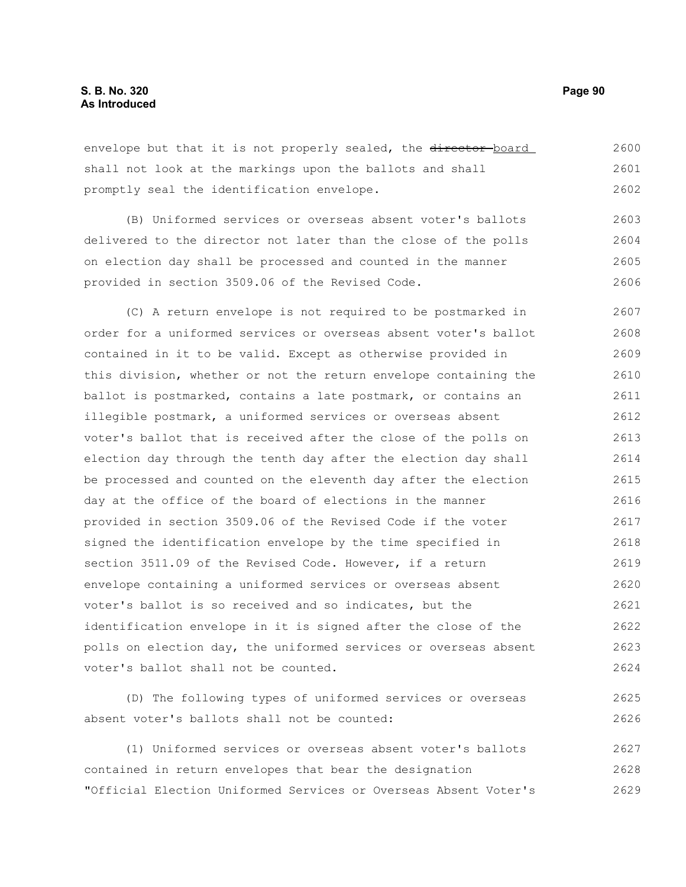envelope but that it is not properly sealed, the ~~director~~ board shall not look at the markings upon the ballots and shall promptly seal the identification envelope.

(B) Uniformed services or overseas absent voter's ballots delivered to the director not later than the close of the polls on election day shall be processed and counted in the manner provided in section 3509.06 of the Revised Code.

(C) A return envelope is not required to be postmarked in order for a uniformed services or overseas absent voter's ballot contained in it to be valid. Except as otherwise provided in this division, whether or not the return envelope containing the ballot is postmarked, contains a late postmark, or contains an illegible postmark, a uniformed services or overseas absent voter's ballot that is received after the close of the polls on election day through the tenth day after the election day shall be processed and counted on the eleventh day after the election day at the office of the board of elections in the manner provided in section 3509.06 of the Revised Code if the voter signed the identification envelope by the time specified in section 3511.09 of the Revised Code. However, if a return envelope containing a uniformed services or overseas absent voter's ballot is so received and so indicates, but the identification envelope in it is signed after the close of the polls on election day, the uniformed services or overseas absent voter's ballot shall not be counted.

(D) The following types of uniformed services or overseas absent voter's ballots shall not be counted:

(1) Uniformed services or overseas absent voter's ballots contained in return envelopes that bear the designation "Official Election Uniformed Services or Overseas Absent Voter's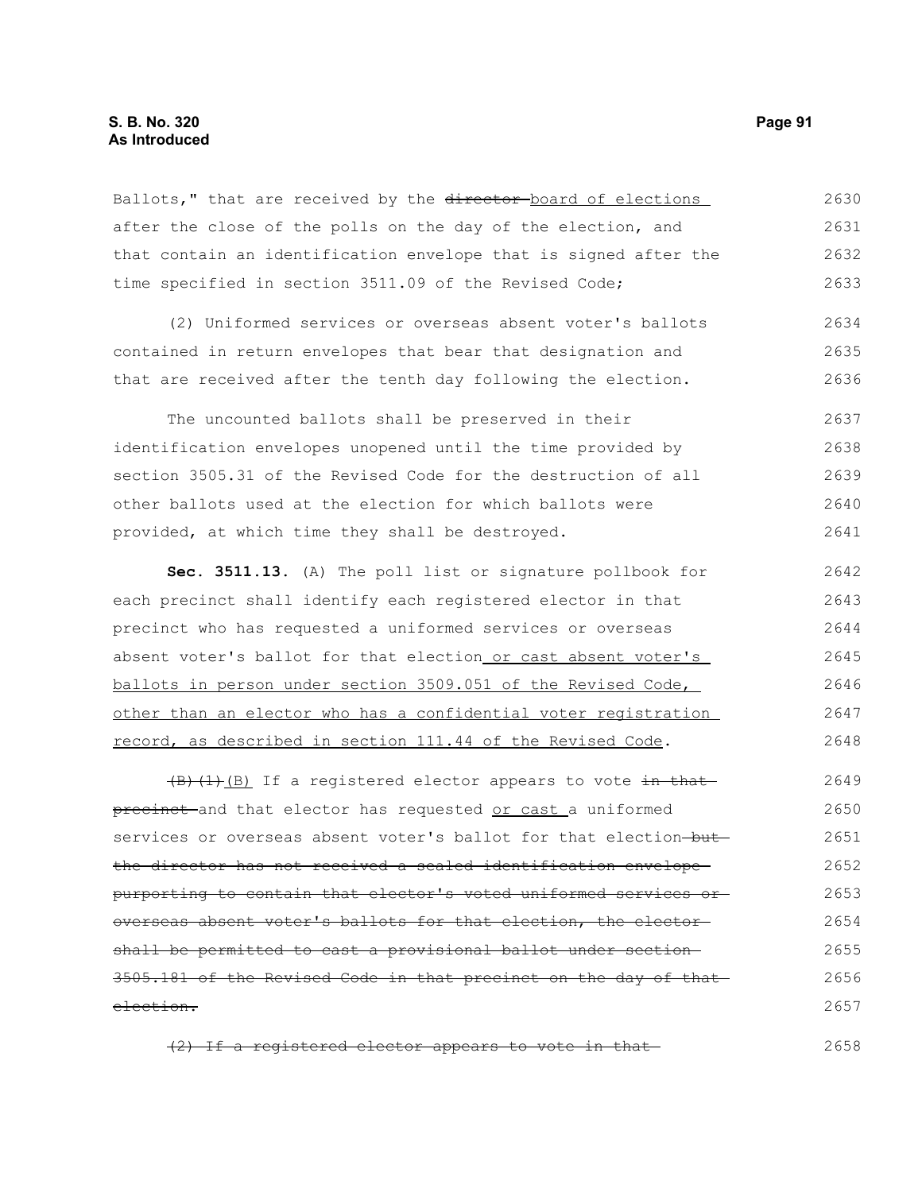Ballots," that are received by the ~~director~~ <u>board of elections</u> after the close of the polls on the day of the election, and that contain an identification envelope that is signed after the time specified in section 3511.09 of the Revised Code;

(2) Uniformed services or overseas absent voter's ballots contained in return envelopes that bear that designation and that are received after the tenth day following the election.

The uncounted ballots shall be preserved in their identification envelopes unopened until the time provided by section 3505.31 of the Revised Code for the destruction of all other ballots used at the election for which ballots were provided, at which time they shall be destroyed.

**Sec. 3511.13.** (A) The poll list or signature pollbook for each precinct shall identify each registered elector in that precinct who has requested a uniformed services or overseas absent voter's ballot for that election<u> or cast absent voter's ballots in person under section 3509.051 of the Revised Code, other than an elector who has a confidential voter registration record, as described in section 111.44 of the Revised Code</u>.

~~(B)(1)~~ <u>(B)</u> If a registered elector appears to vote ~~in that precinct~~ and that elector has requested <u>or cast</u> a uniformed services or overseas absent voter's ballot for that election ~~but the director has not received a sealed identification envelope purporting to contain that elector's voted uniformed services or overseas absent voter's ballots for that election, the elector shall be permitted to cast a provisional ballot under section 3505.181 of the Revised Code in that precinct on the day of that election.~~

~~(2) If a registered elector appears to vote in that~~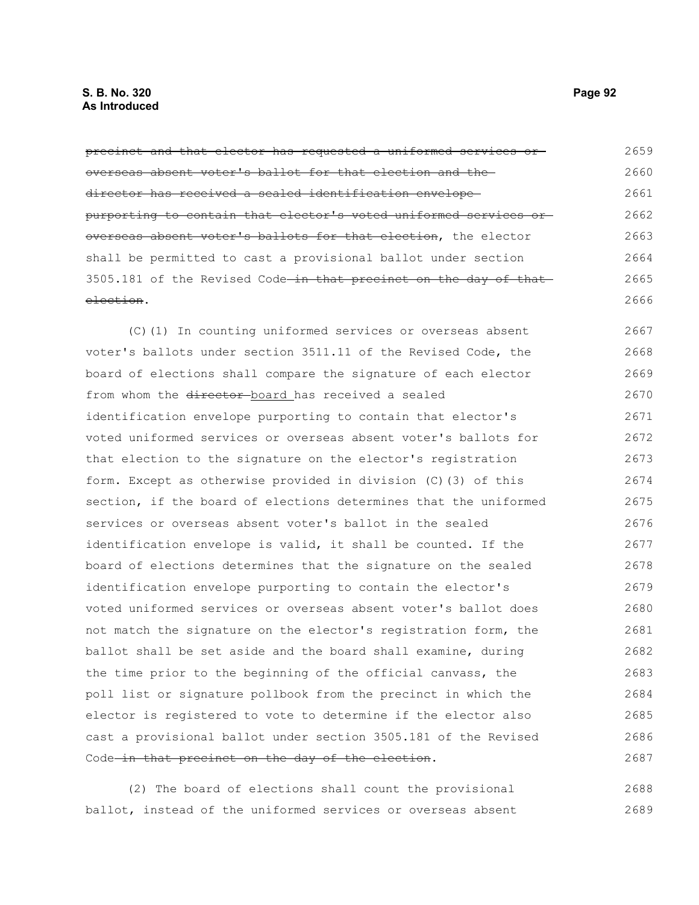~~precinct and that elector has requested a uniformed services or overseas absent voter's ballot for that election and the director has received a sealed identification envelope purporting to contain that elector's voted uniformed services or overseas absent voter's ballots for that election~~, the elector shall be permitted to cast a provisional ballot under section 3505.181 of the Revised Code ~~in that precinct on the day of that election~~.

(C)(1) In counting uniformed services or overseas absent voter's ballots under section 3511.11 of the Revised Code, the board of elections shall compare the signature of each elector from whom the ~~director~~ board has received a sealed identification envelope purporting to contain that elector's voted uniformed services or overseas absent voter's ballots for that election to the signature on the elector's registration form. Except as otherwise provided in division (C)(3) of this section, if the board of elections determines that the uniformed services or overseas absent voter's ballot in the sealed identification envelope is valid, it shall be counted. If the board of elections determines that the signature on the sealed identification envelope purporting to contain the elector's voted uniformed services or overseas absent voter's ballot does not match the signature on the elector's registration form, the ballot shall be set aside and the board shall examine, during the time prior to the beginning of the official canvass, the poll list or signature pollbook from the precinct in which the elector is registered to vote to determine if the elector also cast a provisional ballot under section 3505.181 of the Revised Code ~~in that precinct on the day of the election~~.

(2) The board of elections shall count the provisional ballot, instead of the uniformed services or overseas absent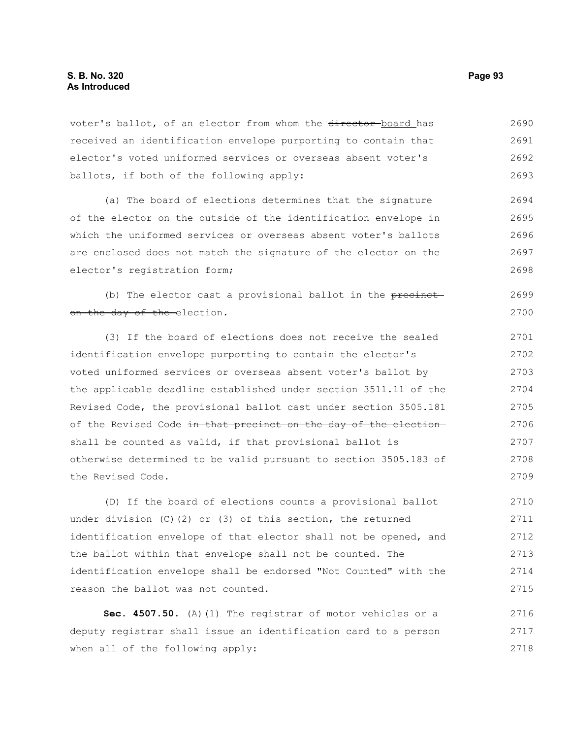voter's ballot, of an elector from whom the ~~director~~ board has received an identification envelope purporting to contain that elector's voted uniformed services or overseas absent voter's ballots, if both of the following apply:

(a) The board of elections determines that the signature of the elector on the outside of the identification envelope in which the uniformed services or overseas absent voter's ballots are enclosed does not match the signature of the elector on the elector's registration form;

(b) The elector cast a provisional ballot in the ~~precinct on the day of the~~ election.

(3) If the board of elections does not receive the sealed identification envelope purporting to contain the elector's voted uniformed services or overseas absent voter's ballot by the applicable deadline established under section 3511.11 of the Revised Code, the provisional ballot cast under section 3505.181 of the Revised Code ~~in that precinct on the day of the election~~ shall be counted as valid, if that provisional ballot is otherwise determined to be valid pursuant to section 3505.183 of the Revised Code.

(D) If the board of elections counts a provisional ballot under division (C)(2) or (3) of this section, the returned identification envelope of that elector shall not be opened, and the ballot within that envelope shall not be counted. The identification envelope shall be endorsed "Not Counted" with the reason the ballot was not counted.

**Sec. 4507.50.** (A)(1) The registrar of motor vehicles or a deputy registrar shall issue an identification card to a person when all of the following apply: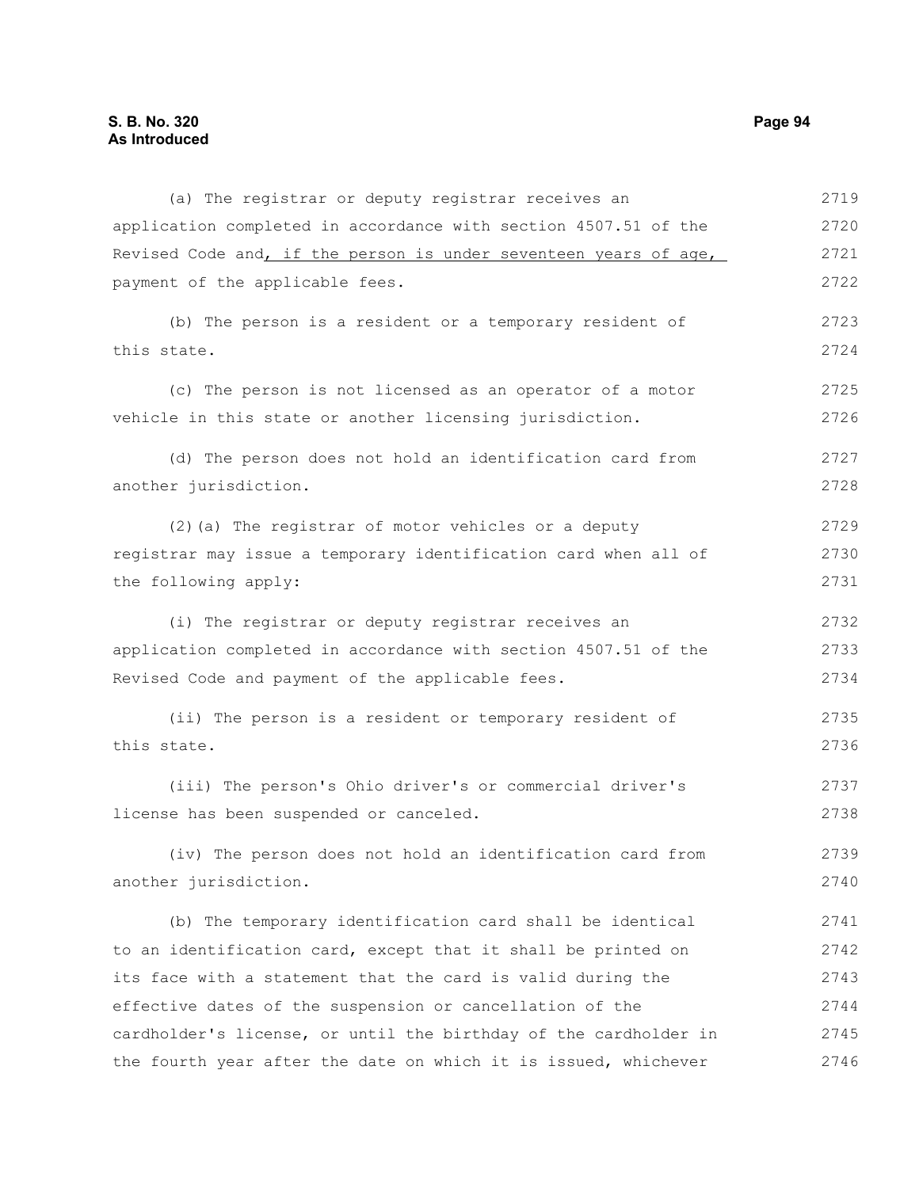(a) The registrar or deputy registrar receives an application completed in accordance with section 4507.51 of the Revised Code and, if the person is under seventeen years of age, payment of the applicable fees.

(b) The person is a resident or a temporary resident of this state.

(c) The person is not licensed as an operator of a motor vehicle in this state or another licensing jurisdiction.

(d) The person does not hold an identification card from another jurisdiction.

(2)(a) The registrar of motor vehicles or a deputy registrar may issue a temporary identification card when all of the following apply:

(i) The registrar or deputy registrar receives an application completed in accordance with section 4507.51 of the Revised Code and payment of the applicable fees.

(ii) The person is a resident or temporary resident of this state.

(iii) The person's Ohio driver's or commercial driver's license has been suspended or canceled.

(iv) The person does not hold an identification card from another jurisdiction.

(b) The temporary identification card shall be identical to an identification card, except that it shall be printed on its face with a statement that the card is valid during the effective dates of the suspension or cancellation of the cardholder's license, or until the birthday of the cardholder in the fourth year after the date on which it is issued, whichever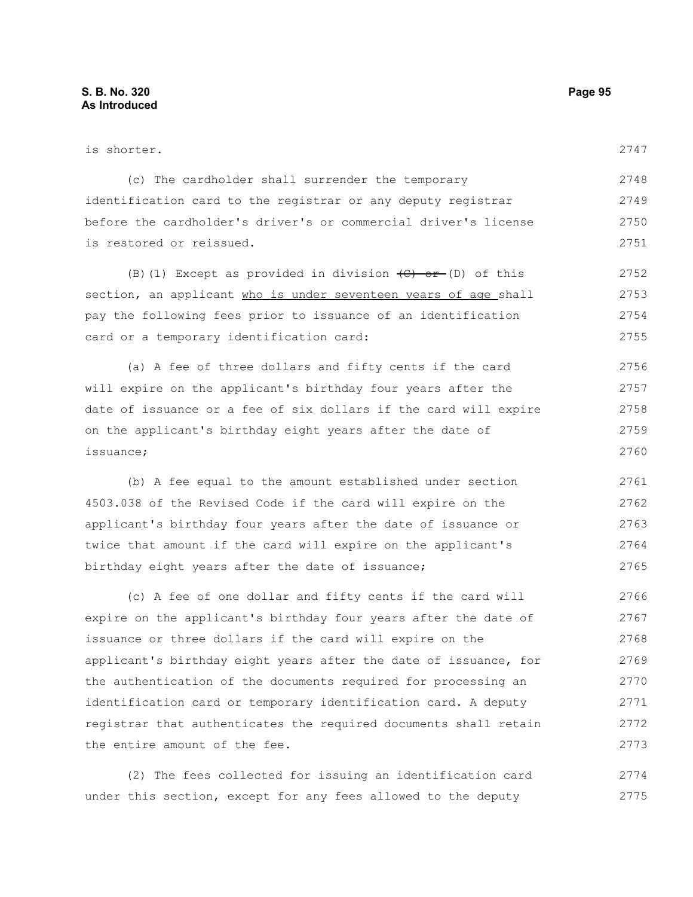is shorter.

(c) The cardholder shall surrender the temporary identification card to the registrar or any deputy registrar before the cardholder's driver's or commercial driver's license is restored or reissued.

(B)(1) Except as provided in division ~~(C) or~~ (D) of this section, an applicant <u>who is under seventeen years of age</u> shall pay the following fees prior to issuance of an identification card or a temporary identification card:

(a) A fee of three dollars and fifty cents if the card will expire on the applicant's birthday four years after the date of issuance or a fee of six dollars if the card will expire on the applicant's birthday eight years after the date of issuance;

(b) A fee equal to the amount established under section 4503.038 of the Revised Code if the card will expire on the applicant's birthday four years after the date of issuance or twice that amount if the card will expire on the applicant's birthday eight years after the date of issuance;

(c) A fee of one dollar and fifty cents if the card will expire on the applicant's birthday four years after the date of issuance or three dollars if the card will expire on the applicant's birthday eight years after the date of issuance, for the authentication of the documents required for processing an identification card or temporary identification card. A deputy registrar that authenticates the required documents shall retain the entire amount of the fee.

(2) The fees collected for issuing an identification card under this section, except for any fees allowed to the deputy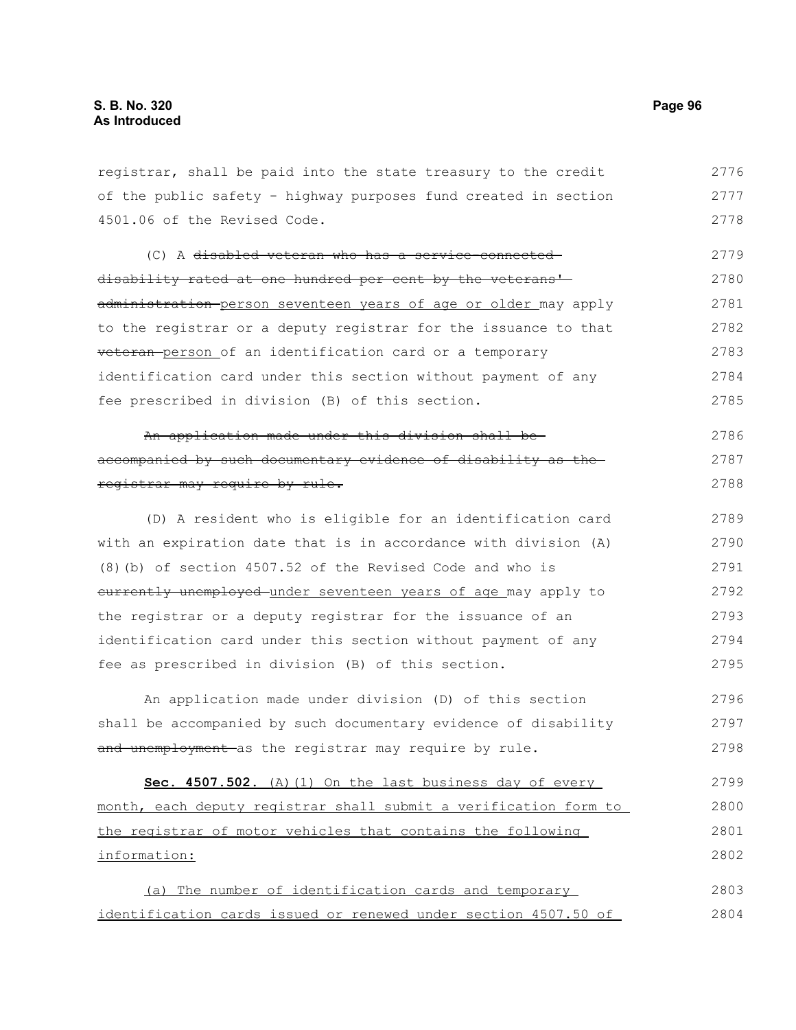registrar, shall be paid into the state treasury to the credit of the public safety - highway purposes fund created in section 4501.06 of the Revised Code.

(C) A ~~disabled veteran who has a service-connected disability rated at one hundred per cent by the veterans' administration~~ <u>person seventeen years of age or older</u> may apply to the registrar or a deputy registrar for the issuance to that ~~veteran~~ <u>person</u> of an identification card or a temporary identification card under this section without payment of any fee prescribed in division (B) of this section.

~~An application made under this division shall be accompanied by such documentary evidence of disability as the registrar may require by rule.~~

(D) A resident who is eligible for an identification card with an expiration date that is in accordance with division (A)(8)(b) of section 4507.52 of the Revised Code and who is ~~currently unemployed~~ <u>under seventeen years of age</u> may apply to the registrar or a deputy registrar for the issuance of an identification card under this section without payment of any fee as prescribed in division (B) of this section.

An application made under division (D) of this section shall be accompanied by such documentary evidence of disability ~~and unemployment~~ as the registrar may require by rule.

<u>**Sec. 4507.502.** (A)(1) On the last business day of every month, each deputy registrar shall submit a verification form to the registrar of motor vehicles that contains the following information:</u>

<u>(a) The number of identification cards and temporary identification cards issued or renewed under section 4507.50 of</u>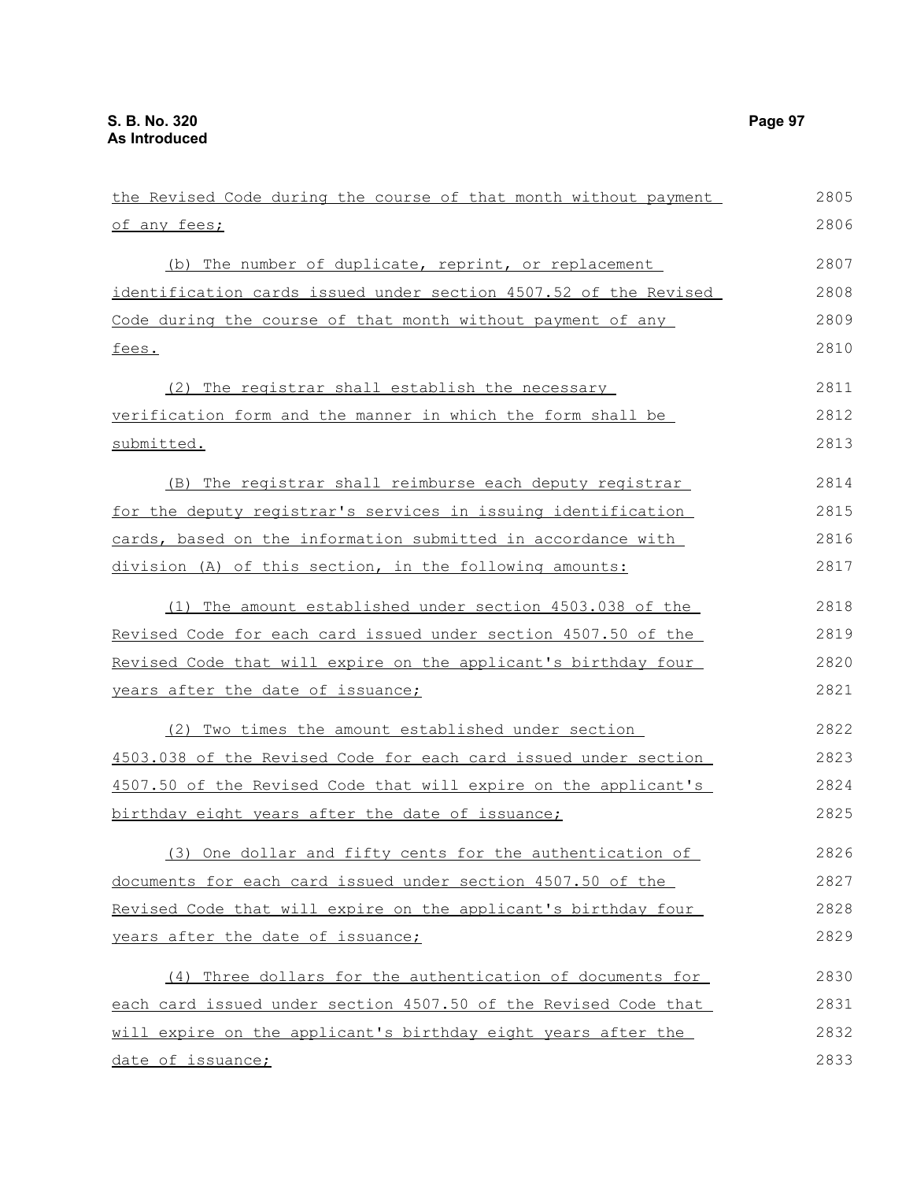the Revised Code during the course of that month without payment of any fees;

(b) The number of duplicate, reprint, or replacement identification cards issued under section 4507.52 of the Revised Code during the course of that month without payment of any fees.

(2) The registrar shall establish the necessary verification form and the manner in which the form shall be submitted.

(B) The registrar shall reimburse each deputy registrar for the deputy registrar's services in issuing identification cards, based on the information submitted in accordance with division (A) of this section, in the following amounts:

(1) The amount established under section 4503.038 of the Revised Code for each card issued under section 4507.50 of the Revised Code that will expire on the applicant's birthday four years after the date of issuance;

(2) Two times the amount established under section 4503.038 of the Revised Code for each card issued under section 4507.50 of the Revised Code that will expire on the applicant's birthday eight years after the date of issuance;

(3) One dollar and fifty cents for the authentication of documents for each card issued under section 4507.50 of the Revised Code that will expire on the applicant's birthday four years after the date of issuance;

(4) Three dollars for the authentication of documents for each card issued under section 4507.50 of the Revised Code that will expire on the applicant's birthday eight years after the date of issuance;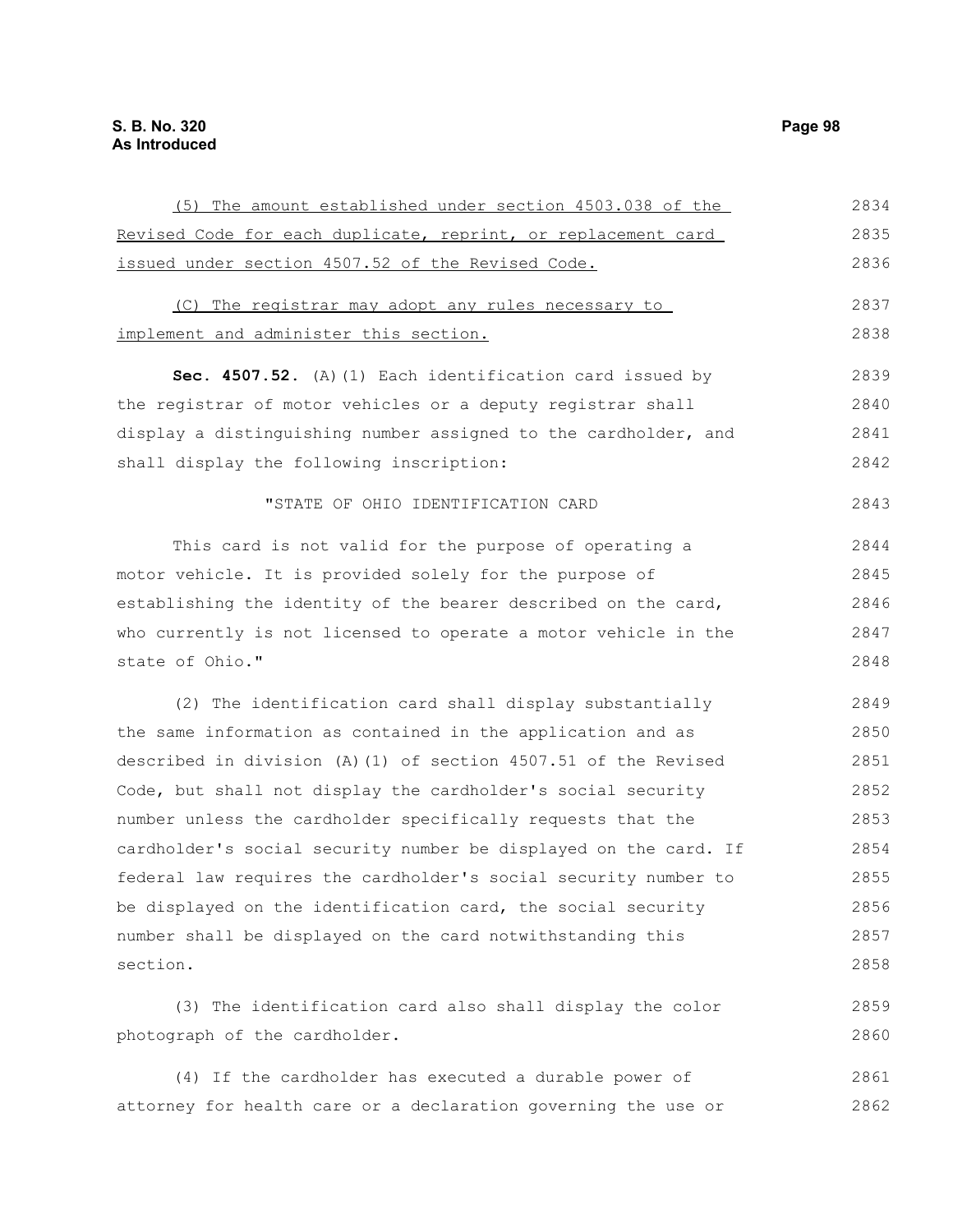(5) The amount established under section 4503.038 of the Revised Code for each duplicate, reprint, or replacement card issued under section 4507.52 of the Revised Code.

(C) The registrar may adopt any rules necessary to implement and administer this section.

**Sec. 4507.52.** (A)(1) Each identification card issued by the registrar of motor vehicles or a deputy registrar shall display a distinguishing number assigned to the cardholder, and shall display the following inscription:

"STATE OF OHIO IDENTIFICATION CARD

This card is not valid for the purpose of operating a motor vehicle. It is provided solely for the purpose of establishing the identity of the bearer described on the card, who currently is not licensed to operate a motor vehicle in the state of Ohio."

(2) The identification card shall display substantially the same information as contained in the application and as described in division (A)(1) of section 4507.51 of the Revised Code, but shall not display the cardholder's social security number unless the cardholder specifically requests that the cardholder's social security number be displayed on the card. If federal law requires the cardholder's social security number to be displayed on the identification card, the social security number shall be displayed on the card notwithstanding this section.

(3) The identification card also shall display the color photograph of the cardholder.

(4) If the cardholder has executed a durable power of attorney for health care or a declaration governing the use or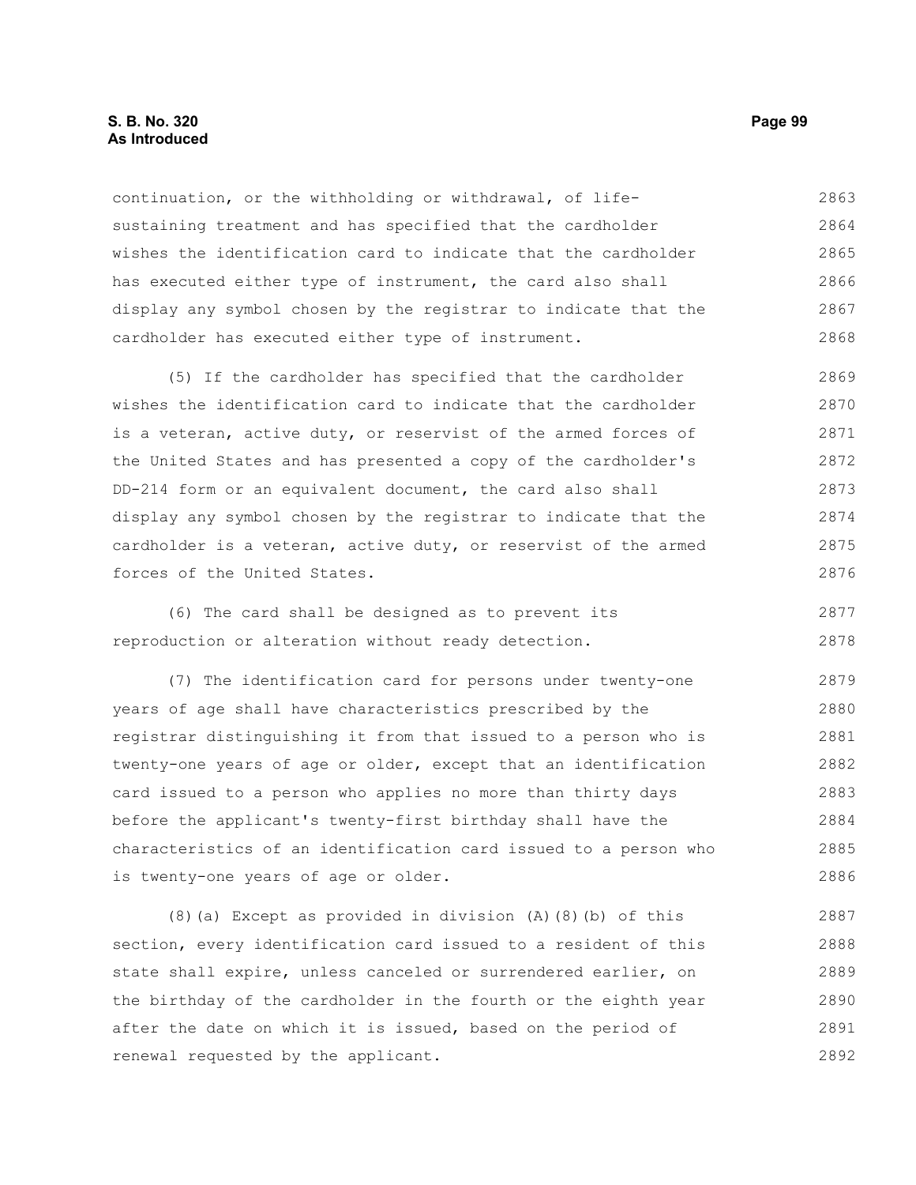continuation, or the withholding or withdrawal, of life-sustaining treatment and has specified that the cardholder wishes the identification card to indicate that the cardholder has executed either type of instrument, the card also shall display any symbol chosen by the registrar to indicate that the cardholder has executed either type of instrument.

(5) If the cardholder has specified that the cardholder wishes the identification card to indicate that the cardholder is a veteran, active duty, or reservist of the armed forces of the United States and has presented a copy of the cardholder's DD-214 form or an equivalent document, the card also shall display any symbol chosen by the registrar to indicate that the cardholder is a veteran, active duty, or reservist of the armed forces of the United States.

(6) The card shall be designed as to prevent its reproduction or alteration without ready detection.

(7) The identification card for persons under twenty-one years of age shall have characteristics prescribed by the registrar distinguishing it from that issued to a person who is twenty-one years of age or older, except that an identification card issued to a person who applies no more than thirty days before the applicant's twenty-first birthday shall have the characteristics of an identification card issued to a person who is twenty-one years of age or older.

(8)(a) Except as provided in division (A)(8)(b) of this section, every identification card issued to a resident of this state shall expire, unless canceled or surrendered earlier, on the birthday of the cardholder in the fourth or the eighth year after the date on which it is issued, based on the period of renewal requested by the applicant.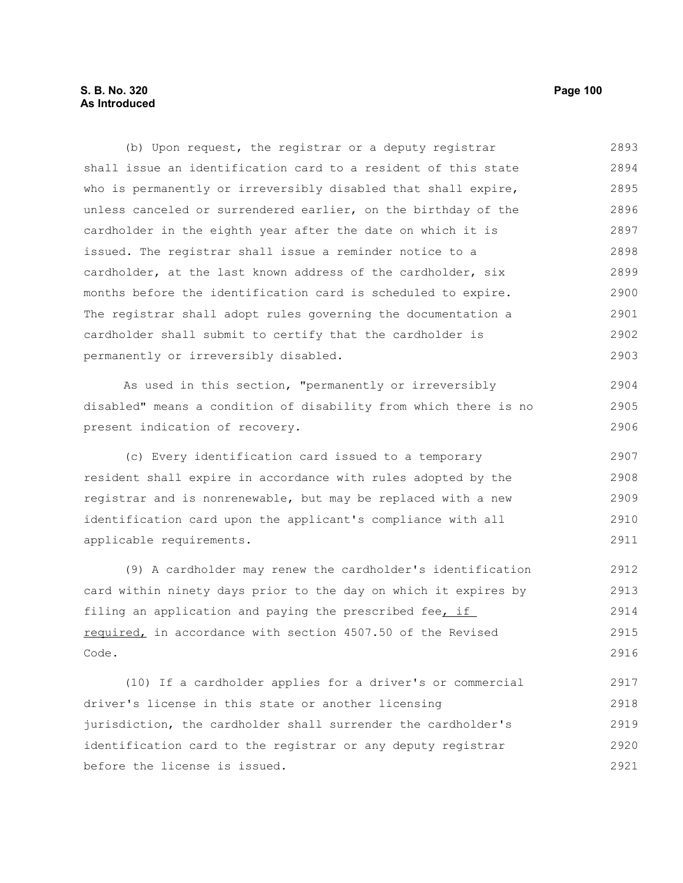(b) Upon request, the registrar or a deputy registrar shall issue an identification card to a resident of this state who is permanently or irreversibly disabled that shall expire, unless canceled or surrendered earlier, on the birthday of the cardholder in the eighth year after the date on which it is issued. The registrar shall issue a reminder notice to a cardholder, at the last known address of the cardholder, six months before the identification card is scheduled to expire. The registrar shall adopt rules governing the documentation a cardholder shall submit to certify that the cardholder is permanently or irreversibly disabled.

As used in this section, "permanently or irreversibly disabled" means a condition of disability from which there is no present indication of recovery.

(c) Every identification card issued to a temporary resident shall expire in accordance with rules adopted by the registrar and is nonrenewable, but may be replaced with a new identification card upon the applicant's compliance with all applicable requirements.

(9) A cardholder may renew the cardholder's identification card within ninety days prior to the day on which it expires by filing an application and paying the prescribed fee, if required, in accordance with section 4507.50 of the Revised Code.

(10) If a cardholder applies for a driver's or commercial driver's license in this state or another licensing jurisdiction, the cardholder shall surrender the cardholder's identification card to the registrar or any deputy registrar before the license is issued.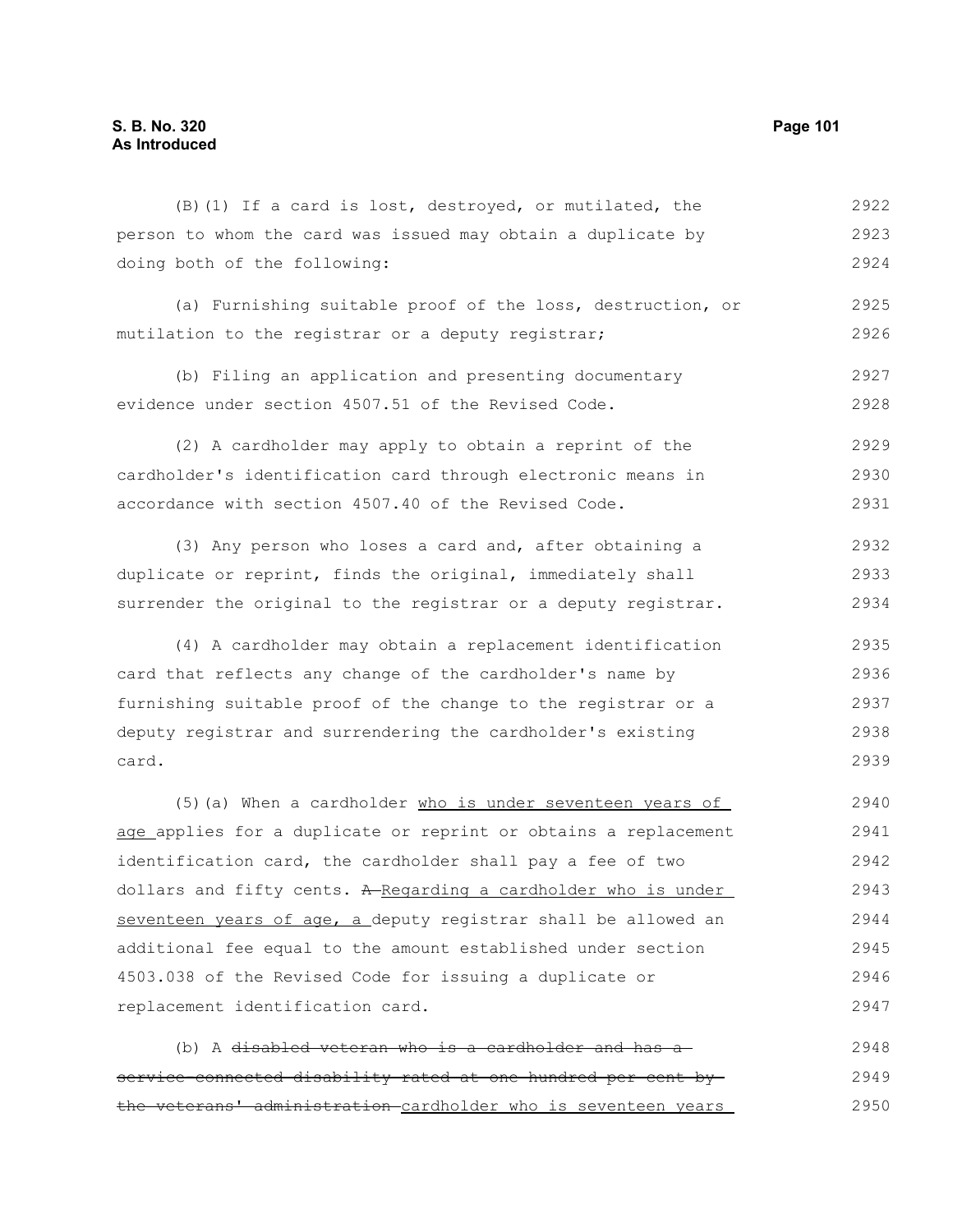(B)(1) If a card is lost, destroyed, or mutilated, the person to whom the card was issued may obtain a duplicate by doing both of the following:

(a) Furnishing suitable proof of the loss, destruction, or mutilation to the registrar or a deputy registrar;

(b) Filing an application and presenting documentary evidence under section 4507.51 of the Revised Code.

(2) A cardholder may apply to obtain a reprint of the cardholder's identification card through electronic means in accordance with section 4507.40 of the Revised Code.

(3) Any person who loses a card and, after obtaining a duplicate or reprint, finds the original, immediately shall surrender the original to the registrar or a deputy registrar.

(4) A cardholder may obtain a replacement identification card that reflects any change of the cardholder's name by furnishing suitable proof of the change to the registrar or a deputy registrar and surrendering the cardholder's existing card.

(5)(a) When a cardholder <u>who is under seventeen years of age</u> applies for a duplicate or reprint or obtains a replacement identification card, the cardholder shall pay a fee of two dollars and fifty cents. ~~A~~ <u>Regarding a cardholder who is under seventeen years of age, a</u> deputy registrar shall be allowed an additional fee equal to the amount established under section 4503.038 of the Revised Code for issuing a duplicate or replacement identification card.

(b) A ~~disabled veteran who is a cardholder and has a service-connected disability rated at one hundred per cent by the veterans' administration~~ <u>cardholder who is seventeen years</u>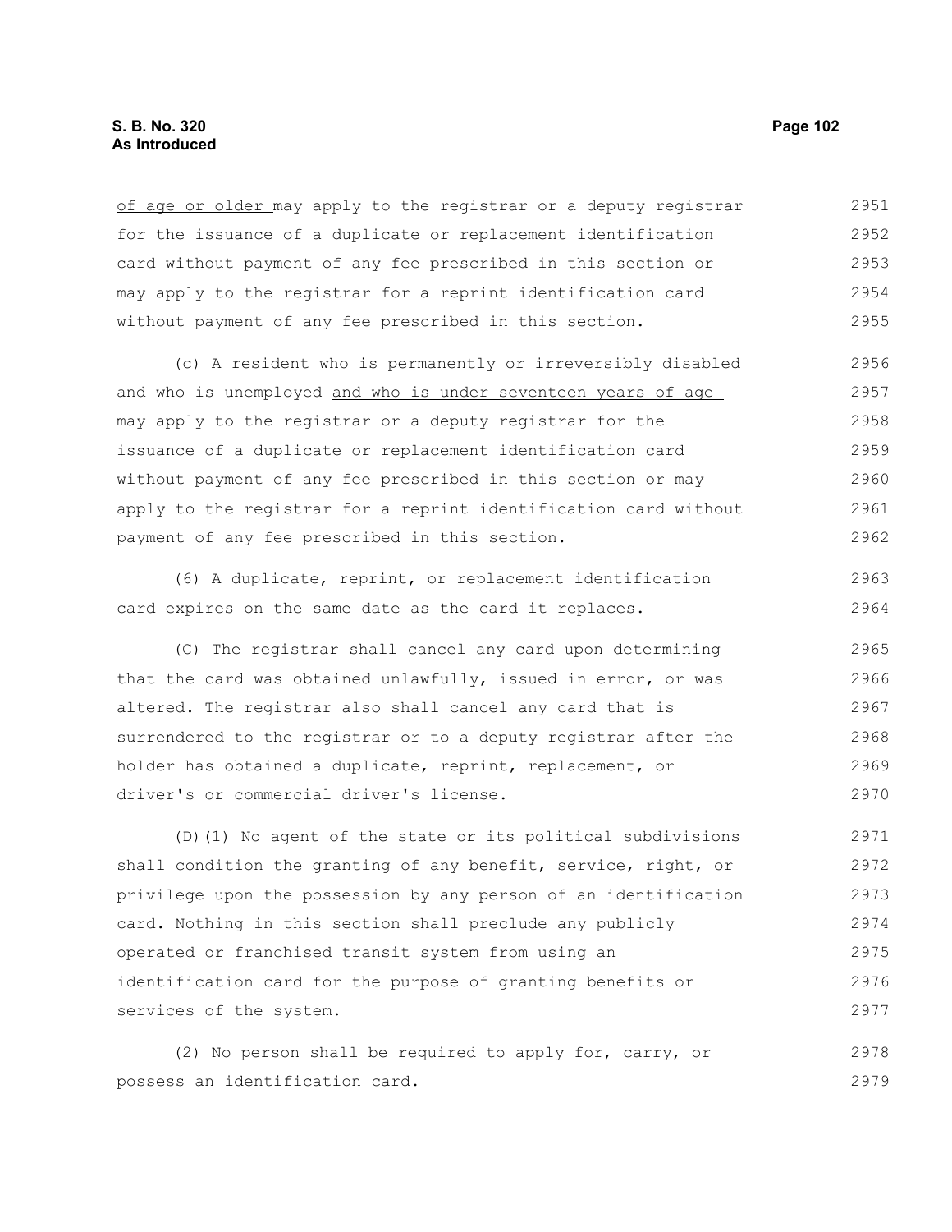of age or older may apply to the registrar or a deputy registrar for the issuance of a duplicate or replacement identification card without payment of any fee prescribed in this section or may apply to the registrar for a reprint identification card without payment of any fee prescribed in this section.

(c) A resident who is permanently or irreversibly disabled ~~and who is unemployed~~ and who is under seventeen years of age may apply to the registrar or a deputy registrar for the issuance of a duplicate or replacement identification card without payment of any fee prescribed in this section or may apply to the registrar for a reprint identification card without payment of any fee prescribed in this section.

(6) A duplicate, reprint, or replacement identification card expires on the same date as the card it replaces.

(C) The registrar shall cancel any card upon determining that the card was obtained unlawfully, issued in error, or was altered. The registrar also shall cancel any card that is surrendered to the registrar or to a deputy registrar after the holder has obtained a duplicate, reprint, replacement, or driver's or commercial driver's license.

(D)(1) No agent of the state or its political subdivisions shall condition the granting of any benefit, service, right, or privilege upon the possession by any person of an identification card. Nothing in this section shall preclude any publicly operated or franchised transit system from using an identification card for the purpose of granting benefits or services of the system.

(2) No person shall be required to apply for, carry, or possess an identification card.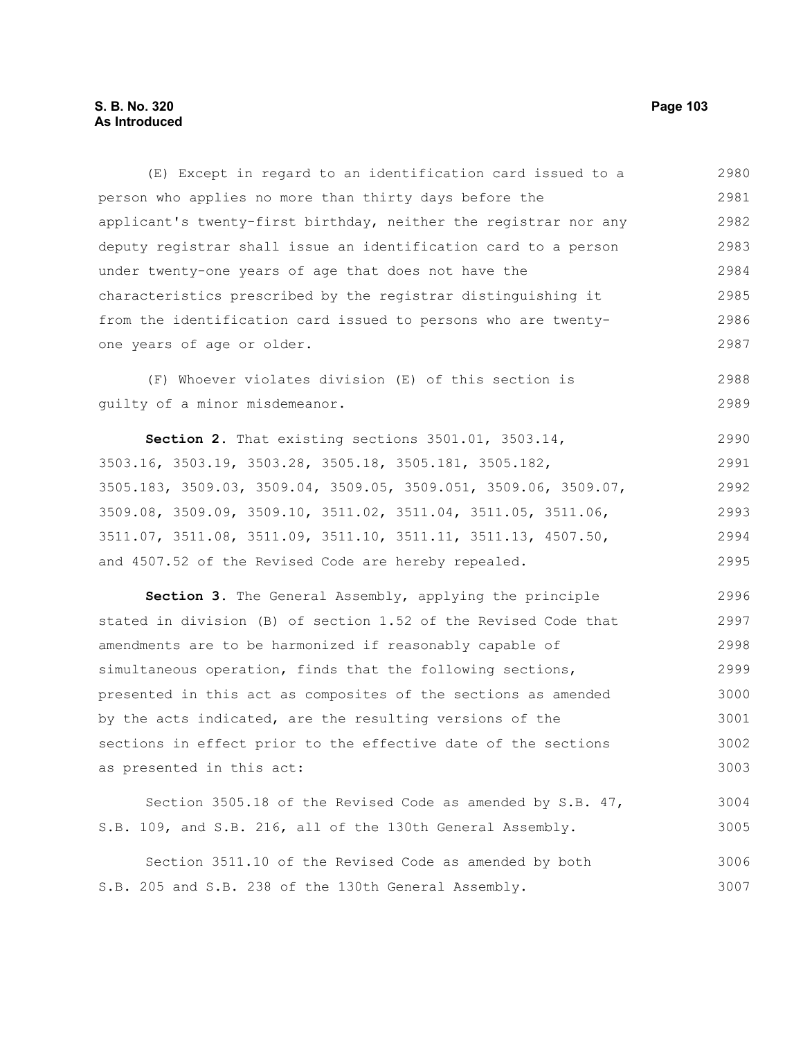(E) Except in regard to an identification card issued to a person who applies no more than thirty days before the applicant's twenty-first birthday, neither the registrar nor any deputy registrar shall issue an identification card to a person under twenty-one years of age that does not have the characteristics prescribed by the registrar distinguishing it from the identification card issued to persons who are twenty-one years of age or older.

(F) Whoever violates division (E) of this section is guilty of a minor misdemeanor.

**Section 2.** That existing sections 3501.01, 3503.14, 3503.16, 3503.19, 3503.28, 3505.18, 3505.181, 3505.182, 3505.183, 3509.03, 3509.04, 3509.05, 3509.051, 3509.06, 3509.07, 3509.08, 3509.09, 3509.10, 3511.02, 3511.04, 3511.05, 3511.06, 3511.07, 3511.08, 3511.09, 3511.10, 3511.11, 3511.13, 4507.50, and 4507.52 of the Revised Code are hereby repealed.

**Section 3.** The General Assembly, applying the principle stated in division (B) of section 1.52 of the Revised Code that amendments are to be harmonized if reasonably capable of simultaneous operation, finds that the following sections, presented in this act as composites of the sections as amended by the acts indicated, are the resulting versions of the sections in effect prior to the effective date of the sections as presented in this act:

Section 3505.18 of the Revised Code as amended by S.B. 47, S.B. 109, and S.B. 216, all of the 130th General Assembly.

Section 3511.10 of the Revised Code as amended by both S.B. 205 and S.B. 238 of the 130th General Assembly.